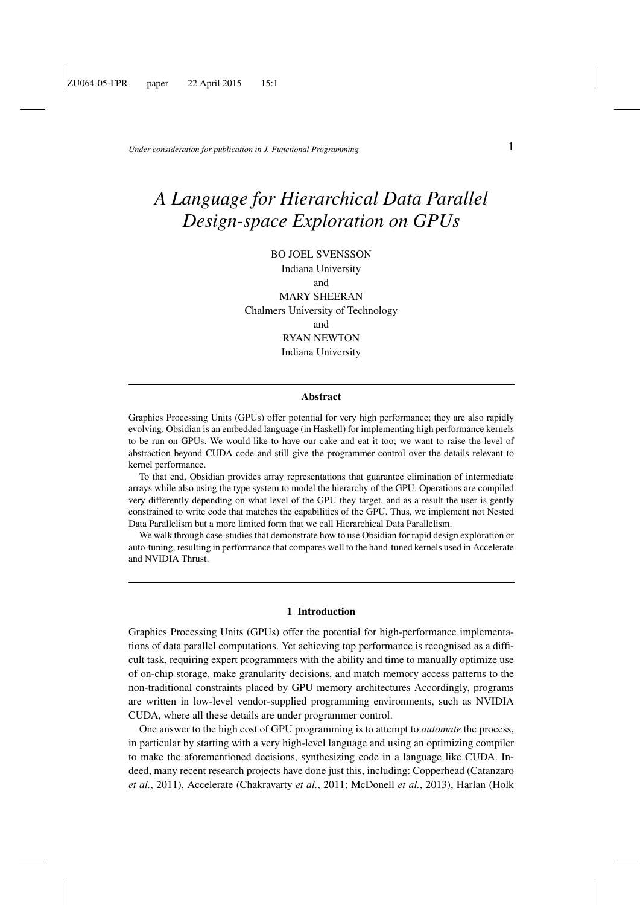*Under consideration for publication in J. Functional Programming*

# *A Language for Hierarchical Data Parallel Design-space Exploration on GPUs*

BO JOEL SVENSSON
Indiana University
and
MARY SHEERAN
Chalmers University of Technology
and
RYAN NEWTON
Indiana University

## Abstract

Graphics Processing Units (GPUs) offer potential for very high performance; they are also rapidly evolving. Obsidian is an embedded language (in Haskell) for implementing high performance kernels to be run on GPUs. We would like to have our cake and eat it too; we want to raise the level of abstraction beyond CUDA code and still give the programmer control over the details relevant to kernel performance.

To that end, Obsidian provides array representations that guarantee elimination of intermediate arrays while also using the type system to model the hierarchy of the GPU. Operations are compiled very differently depending on what level of the GPU they target, and as a result the user is gently constrained to write code that matches the capabilities of the GPU. Thus, we implement not Nested Data Parallelism but a more limited form that we call Hierarchical Data Parallelism.

We walk through case-studies that demonstrate how to use Obsidian for rapid design exploration or auto-tuning, resulting in performance that compares well to the hand-tuned kernels used in Accelerate and NVIDIA Thrust.

## 1 Introduction

Graphics Processing Units (GPUs) offer the potential for high-performance implementations of data parallel computations. Yet achieving top performance is recognised as a difficult task, requiring expert programmers with the ability and time to manually optimize use of on-chip storage, make granularity decisions, and match memory access patterns to the non-traditional constraints placed by GPU memory architectures Accordingly, programs are written in low-level vendor-supplied programming environments, such as NVIDIA CUDA, where all these details are under programmer control.

One answer to the high cost of GPU programming is to attempt to *automate* the process, in particular by starting with a very high-level language and using an optimizing compiler to make the aforementioned decisions, synthesizing code in a language like CUDA. Indeed, many recent research projects have done just this, including: Copperhead (Catanzaro *et al.*, 2011), Accelerate (Chakravarty *et al.*, 2011; McDonell *et al.*, 2013), Harlan (Holk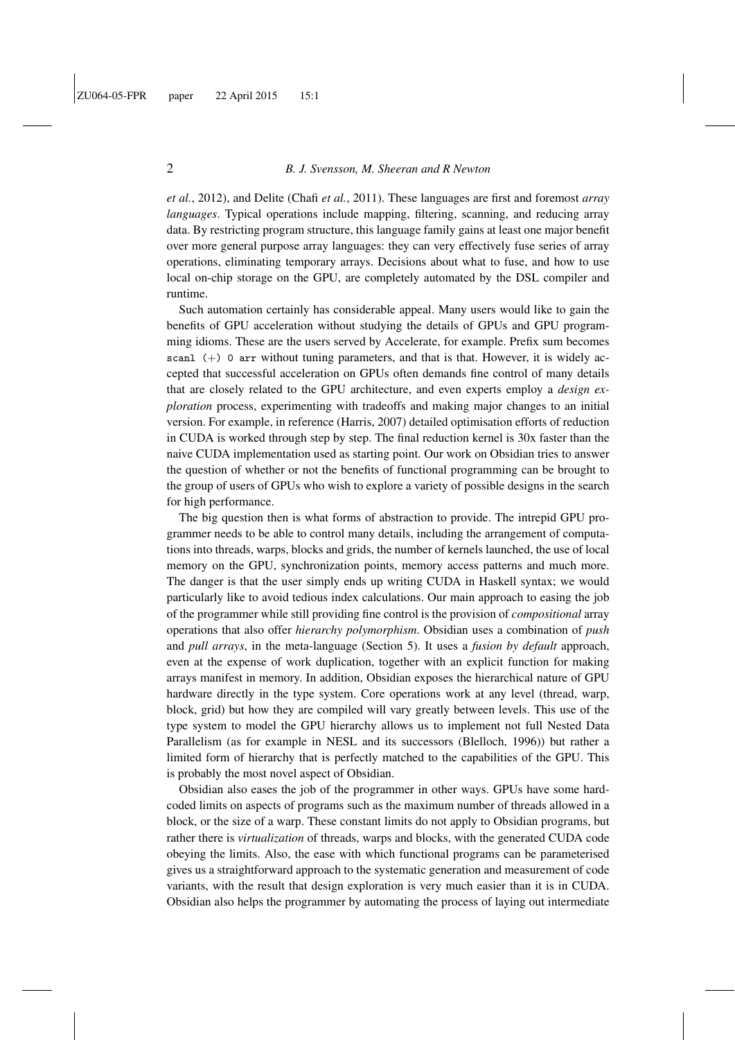*et al.*, 2012), and Delite (Chafi *et al.*, 2011). These languages are first and foremost *array languages*. Typical operations include mapping, filtering, scanning, and reducing array data. By restricting program structure, this language family gains at least one major benefit over more general purpose array languages: they can very effectively fuse series of array operations, eliminating temporary arrays. Decisions about what to fuse, and how to use local on-chip storage on the GPU, are completely automated by the DSL compiler and runtime.

Such automation certainly has considerable appeal. Many users would like to gain the benefits of GPU acceleration without studying the details of GPUs and GPU programming idioms. These are the users served by Accelerate, for example. Prefix sum becomes `scanl (+) 0 arr` without tuning parameters, and that is that. However, it is widely accepted that successful acceleration on GPUs often demands fine control of many details that are closely related to the GPU architecture, and even experts employ a *design exploration* process, experimenting with tradeoffs and making major changes to an initial version. For example, in reference (Harris, 2007) detailed optimisation efforts of reduction in CUDA is worked through step by step. The final reduction kernel is 30x faster than the naive CUDA implementation used as starting point. Our work on Obsidian tries to answer the question of whether or not the benefits of functional programming can be brought to the group of users of GPUs who wish to explore a variety of possible designs in the search for high performance.

The big question then is what forms of abstraction to provide. The intrepid GPU programmer needs to be able to control many details, including the arrangement of computations into threads, warps, blocks and grids, the number of kernels launched, the use of local memory on the GPU, synchronization points, memory access patterns and much more. The danger is that the user simply ends up writing CUDA in Haskell syntax; we would particularly like to avoid tedious index calculations. Our main approach to easing the job of the programmer while still providing fine control is the provision of *compositional* array operations that also offer *hierarchy polymorphism*. Obsidian uses a combination of *push* and *pull arrays*, in the meta-language (Section 5). It uses a *fusion by default* approach, even at the expense of work duplication, together with an explicit function for making arrays manifest in memory. In addition, Obsidian exposes the hierarchical nature of GPU hardware directly in the type system. Core operations work at any level (thread, warp, block, grid) but how they are compiled will vary greatly between levels. This use of the type system to model the GPU hierarchy allows us to implement not full Nested Data Parallelism (as for example in NESL and its successors (Blelloch, 1996)) but rather a limited form of hierarchy that is perfectly matched to the capabilities of the GPU. This is probably the most novel aspect of Obsidian.

Obsidian also eases the job of the programmer in other ways. GPUs have some hardcoded limits on aspects of programs such as the maximum number of threads allowed in a block, or the size of a warp. These constant limits do not apply to Obsidian programs, but rather there is *virtualization* of threads, warps and blocks, with the generated CUDA code obeying the limits. Also, the ease with which functional programs can be parameterised gives us a straightforward approach to the systematic generation and measurement of code variants, with the result that design exploration is very much easier than it is in CUDA. Obsidian also helps the programmer by automating the process of laying out intermediate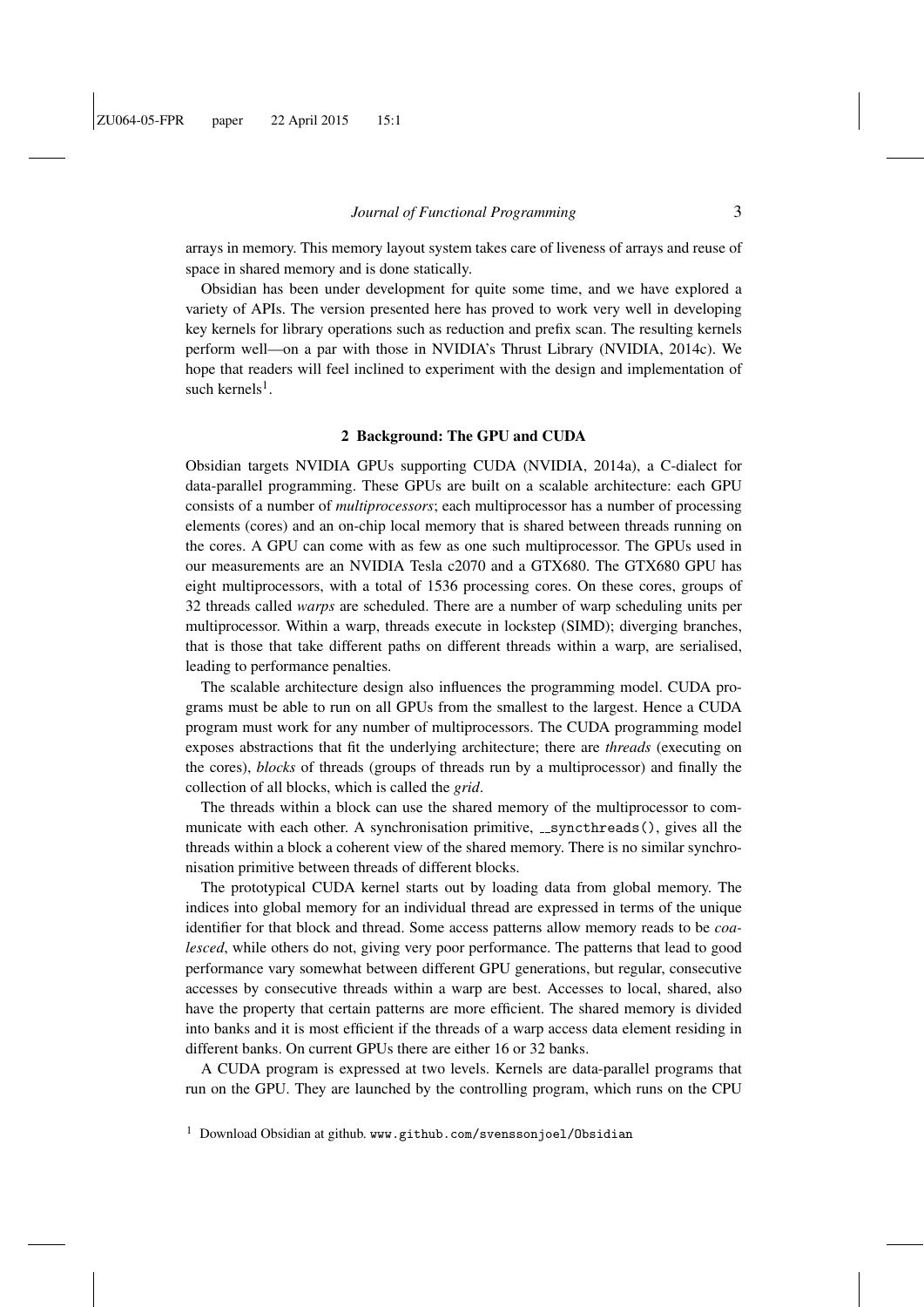arrays in memory. This memory layout system takes care of liveness of arrays and reuse of space in shared memory and is done statically.

Obsidian has been under development for quite some time, and we have explored a variety of APIs. The version presented here has proved to work very well in developing key kernels for library operations such as reduction and prefix scan. The resulting kernels perform well—on a par with those in NVIDIA's Thrust Library (NVIDIA, 2014c). We hope that readers will feel inclined to experiment with the design and implementation of such kernels[1].

## 2 Background: The GPU and CUDA

Obsidian targets NVIDIA GPUs supporting CUDA (NVIDIA, 2014a), a C-dialect for data-parallel programming. These GPUs are built on a scalable architecture: each GPU consists of a number of *multiprocessors*; each multiprocessor has a number of processing elements (cores) and an on-chip local memory that is shared between threads running on the cores. A GPU can come with as few as one such multiprocessor. The GPUs used in our measurements are an NVIDIA Tesla c2070 and a GTX680. The GTX680 GPU has eight multiprocessors, with a total of 1536 processing cores. On these cores, groups of 32 threads called *warps* are scheduled. There are a number of warp scheduling units per multiprocessor. Within a warp, threads execute in lockstep (SIMD); diverging branches, that is those that take different paths on different threads within a warp, are serialised, leading to performance penalties.

The scalable architecture design also influences the programming model. CUDA programs must be able to run on all GPUs from the smallest to the largest. Hence a CUDA program must work for any number of multiprocessors. The CUDA programming model exposes abstractions that fit the underlying architecture; there are *threads* (executing on the cores), *blocks* of threads (groups of threads run by a multiprocessor) and finally the collection of all blocks, which is called the *grid*.

The threads within a block can use the shared memory of the multiprocessor to communicate with each other. A synchronisation primitive, `__syncthreads()`, gives all the threads within a block a coherent view of the shared memory. There is no similar synchronisation primitive between threads of different blocks.

The prototypical CUDA kernel starts out by loading data from global memory. The indices into global memory for an individual thread are expressed in terms of the unique identifier for that block and thread. Some access patterns allow memory reads to be *coalesced*, while others do not, giving very poor performance. The patterns that lead to good performance vary somewhat between different GPU generations, but regular, consecutive accesses by consecutive threads within a warp are best. Accesses to local, shared, also have the property that certain patterns are more efficient. The shared memory is divided into banks and it is most efficient if the threads of a warp access data element residing in different banks. On current GPUs there are either 16 or 32 banks.

A CUDA program is expressed at two levels. Kernels are data-parallel programs that run on the GPU. They are launched by the controlling program, which runs on the CPU

[1] Download Obsidian at github. `www.github.com/svenssonjoel/Obsidian`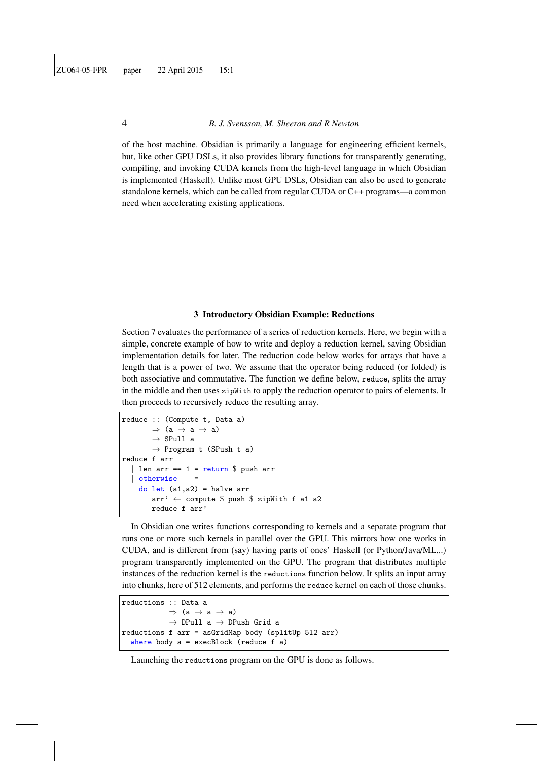of the host machine. Obsidian is primarily a language for engineering efficient kernels, but, like other GPU DSLs, it also provides library functions for transparently generating, compiling, and invoking CUDA kernels from the high-level language in which Obsidian is implemented (Haskell). Unlike most GPU DSLs, Obsidian can also be used to generate standalone kernels, which can be called from regular CUDA or C++ programs—a common need when accelerating existing applications.

## 3 Introductory Obsidian Example: Reductions

Section 7 evaluates the performance of a series of reduction kernels. Here, we begin with a simple, concrete example of how to write and deploy a reduction kernel, saving Obsidian implementation details for later. The reduction code below works for arrays that have a length that is a power of two. We assume that the operator being reduced (or folded) is both associative and commutative. The function we define below, `reduce`, splits the array in the middle and then uses `zipWith` to apply the reduction operator to pairs of elements. It then proceeds to recursively reduce the resulting array.

```
reduce :: (Compute t, Data a)
       ⇒ (a → a → a)
       → SPull a
       → Program t (SPush t a)
reduce f arr
  | len arr == 1 = return $ push arr
  | otherwise    =
    do let (a1,a2) = halve arr
       arr' ← compute $ push $ zipWith f a1 a2
       reduce f arr'
```

In Obsidian one writes functions corresponding to kernels and a separate program that runs one or more such kernels in parallel over the GPU. This mirrors how one works in CUDA, and is different from (say) having parts of ones' Haskell (or Python/Java/ML...) program transparently implemented on the GPU. The program that distributes multiple instances of the reduction kernel is the `reductions` function below. It splits an input array into chunks, here of 512 elements, and performs the `reduce` kernel on each of those chunks.

```
reductions :: Data a
           ⇒ (a → a → a)
           → DPull a → DPush Grid a
reductions f arr = asGridMap body (splitUp 512 arr)
  where body a = execBlock (reduce f a)
```

Launching the `reductions` program on the GPU is done as follows.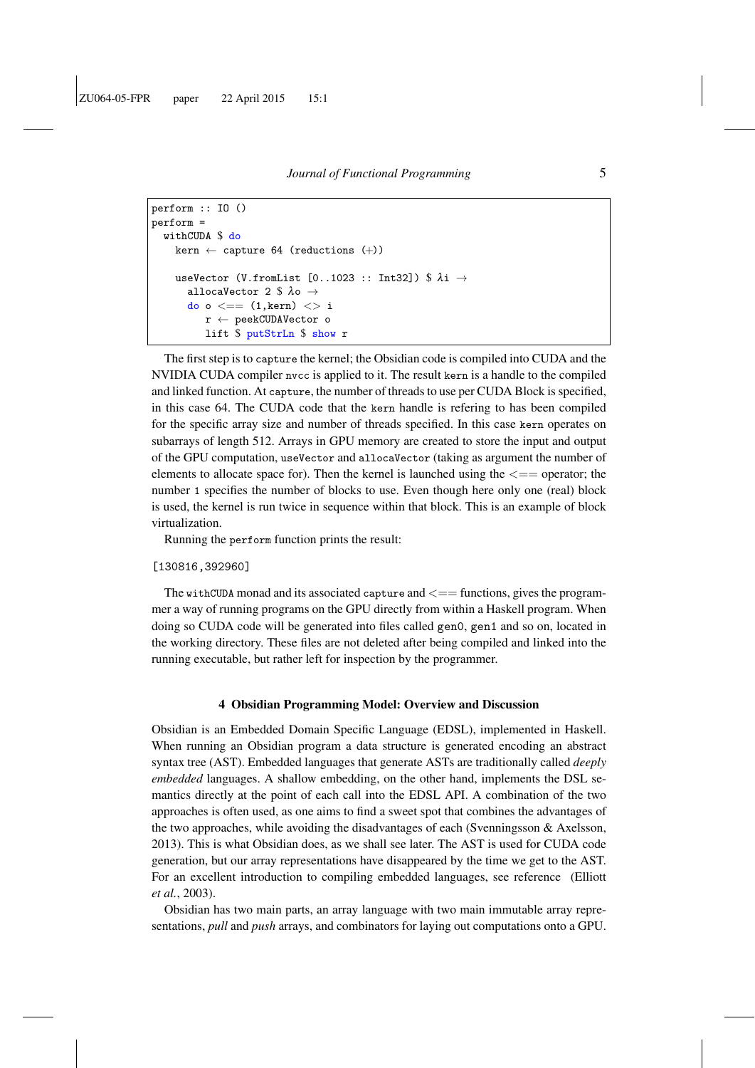```
perform :: IO ()
perform =
  withCUDA $ do
    kern ← capture 64 (reductions (+))

    useVector (V.fromList [0..1023 :: Int32]) $ λi →
      allocaVector 2 $ λo →
      do o <== (1,kern) <> i
         r ← peekCUDAVector o
         lift $ putStrLn $ show r
```

The first step is to `capture` the kernel; the Obsidian code is compiled into CUDA and the NVIDIA CUDA compiler `nvcc` is applied to it. The result `kern` is a handle to the compiled and linked function. At `capture`, the number of threads to use per CUDA Block is specified, in this case 64. The CUDA code that the `kern` handle is refering to has been compiled for the specific array size and number of threads specified. In this case `kern` operates on subarrays of length 512. Arrays in GPU memory are created to store the input and output of the GPU computation, `useVector` and `allocaVector` (taking as argument the number of elements to allocate space for). Then the kernel is launched using the <== operator; the number `1` specifies the number of blocks to use. Even though here only one (real) block is used, the kernel is run twice in sequence within that block. This is an example of block virtualization.

Running the `perform` function prints the result:

```
[130816,392960]
```

The `withCUDA` monad and its associated `capture` and <== functions, gives the programmer a way of running programs on the GPU directly from within a Haskell program. When doing so CUDA code will be generated into files called `gen0`, `gen1` and so on, located in the working directory. These files are not deleted after being compiled and linked into the running executable, but rather left for inspection by the programmer.

## 4 Obsidian Programming Model: Overview and Discussion

Obsidian is an Embedded Domain Specific Language (EDSL), implemented in Haskell. When running an Obsidian program a data structure is generated encoding an abstract syntax tree (AST). Embedded languages that generate ASTs are traditionally called *deeply embedded* languages. A shallow embedding, on the other hand, implements the DSL semantics directly at the point of each call into the EDSL API. A combination of the two approaches is often used, as one aims to find a sweet spot that combines the advantages of the two approaches, while avoiding the disadvantages of each (Svenningsson & Axelsson, 2013). This is what Obsidian does, as we shall see later. The AST is used for CUDA code generation, but our array representations have disappeared by the time we get to the AST. For an excellent introduction to compiling embedded languages, see reference (Elliott *et al.*, 2003).

Obsidian has two main parts, an array language with two main immutable array representations, *pull* and *push* arrays, and combinators for laying out computations onto a GPU.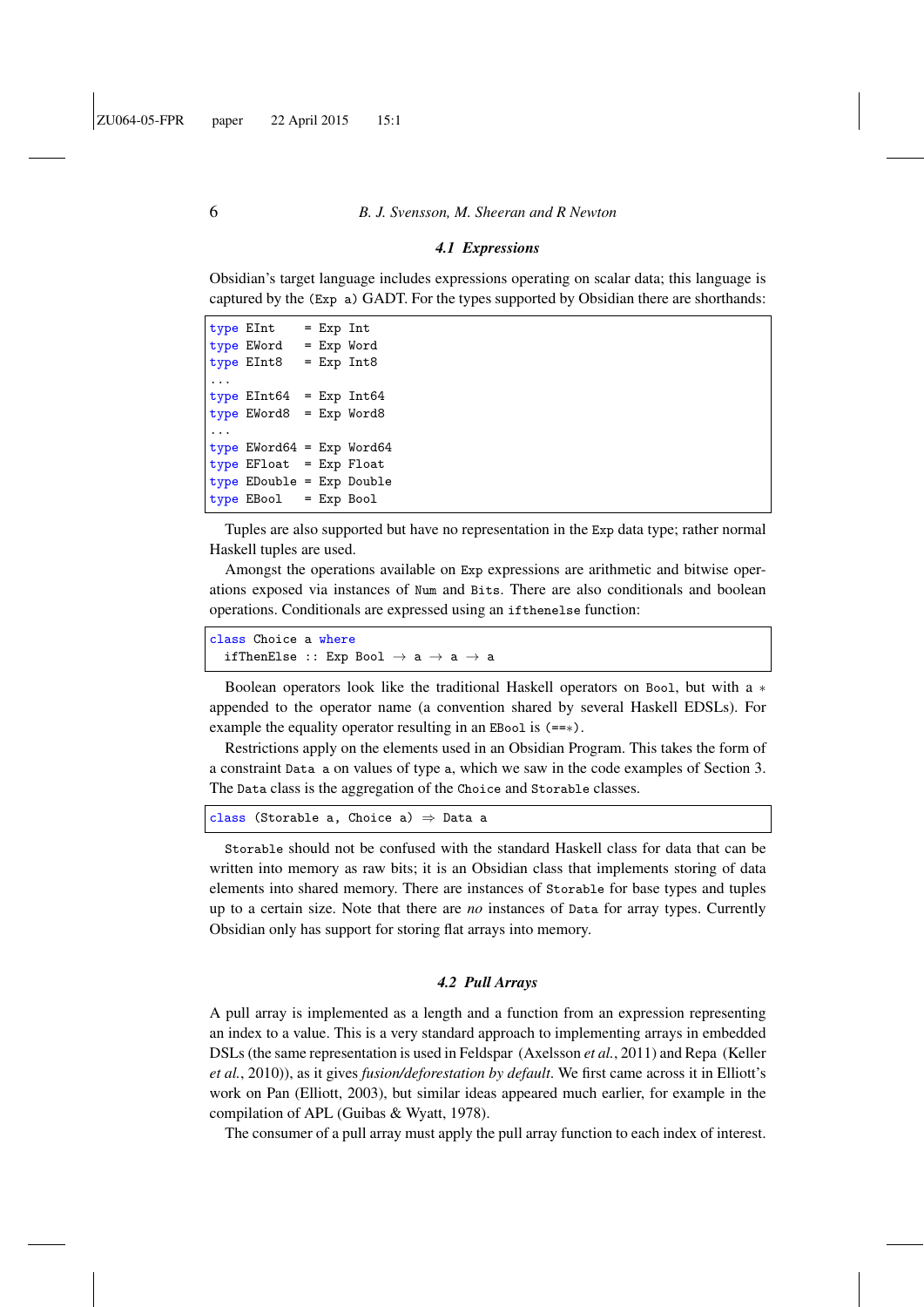### 4.1 Expressions

Obsidian's target language includes expressions operating on scalar data; this language is captured by the (Exp a) GADT. For the types supported by Obsidian there are shorthands:

```
type EInt    = Exp Int
type EWord   = Exp Word
type EInt8   = Exp Int8
...
type EInt64  = Exp Int64
type EWord8  = Exp Word8
...
type EWord64 = Exp Word64
type EFloat  = Exp Float
type EDouble = Exp Double
type EBool   = Exp Bool
```

Tuples are also supported but have no representation in the Exp data type; rather normal Haskell tuples are used.

Amongst the operations available on Exp expressions are arithmetic and bitwise operations exposed via instances of Num and Bits. There are also conditionals and boolean operations. Conditionals are expressed using an ifthenelse function:

```
class Choice a where
  ifThenElse :: Exp Bool → a → a → a
```

Boolean operators look like the traditional Haskell operators on Bool, but with a * appended to the operator name (a convention shared by several Haskell EDSLs). For example the equality operator resulting in an EBool is (==*).

Restrictions apply on the elements used in an Obsidian Program. This takes the form of a constraint Data a on values of type a, which we saw in the code examples of Section 3. The Data class is the aggregation of the Choice and Storable classes.

```
class (Storable a, Choice a) ⇒ Data a
```

Storable should not be confused with the standard Haskell class for data that can be written into memory as raw bits; it is an Obsidian class that implements storing of data elements into shared memory. There are instances of Storable for base types and tuples up to a certain size. Note that there are *no* instances of Data for array types. Currently Obsidian only has support for storing flat arrays into memory.

### 4.2 Pull Arrays

A pull array is implemented as a length and a function from an expression representing an index to a value. This is a very standard approach to implementing arrays in embedded DSLs (the same representation is used in Feldspar (Axelsson *et al.*, 2011) and Repa (Keller *et al.*, 2010)), as it gives *fusion/deforestation by default*. We first came across it in Elliott's work on Pan (Elliott, 2003), but similar ideas appeared much earlier, for example in the compilation of APL (Guibas & Wyatt, 1978).

The consumer of a pull array must apply the pull array function to each index of interest.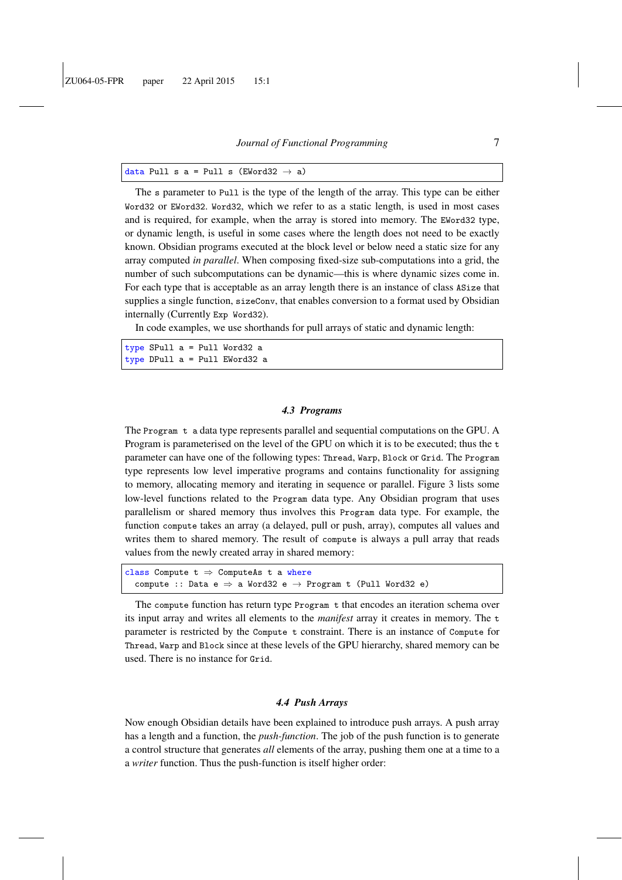```
data Pull s a = Pull s (EWord32 → a)
```

The `s` parameter to `Pull` is the type of the length of the array. This type can be either `Word32` or `EWord32`. `Word32`, which we refer to as a static length, is used in most cases and is required, for example, when the array is stored into memory. The `EWord32` type, or dynamic length, is useful in some cases where the length does not need to be exactly known. Obsidian programs executed at the block level or below need a static size for any array computed *in parallel*. When composing fixed-size sub-computations into a grid, the number of such subcomputations can be dynamic—this is where dynamic sizes come in. For each type that is acceptable as an array length there is an instance of class `ASize` that supplies a single function, `sizeConv`, that enables conversion to a format used by Obsidian internally (Currently `Exp Word32`).

In code examples, we use shorthands for pull arrays of static and dynamic length:

```
type SPull a = Pull Word32 a
type DPull a = Pull EWord32 a
```

### 4.3 Programs

The `Program t` a data type represents parallel and sequential computations on the GPU. A Program is parameterised on the level of the GPU on which it is to be executed; thus the `t` parameter can have one of the following types: `Thread`, `Warp`, `Block` or `Grid`. The `Program` type represents low level imperative programs and contains functionality for assigning to memory, allocating memory and iterating in sequence or parallel. Figure 3 lists some low-level functions related to the `Program` data type. Any Obsidian program that uses parallelism or shared memory thus involves this `Program` data type. For example, the function `compute` takes an array (a delayed, pull or push, array), computes all values and writes them to shared memory. The result of `compute` is always a pull array that reads values from the newly created array in shared memory:

```
class Compute t ⇒ ComputeAs t a where
  compute :: Data e ⇒ a Word32 e → Program t (Pull Word32 e)
```

The `compute` function has return type `Program t` that encodes an iteration schema over its input array and writes all elements to the *manifest* array it creates in memory. The `t` parameter is restricted by the `Compute t` constraint. There is an instance of `Compute` for `Thread`, `Warp` and `Block` since at these levels of the GPU hierarchy, shared memory can be used. There is no instance for `Grid`.

### 4.4 Push Arrays

Now enough Obsidian details have been explained to introduce push arrays. A push array has a length and a function, the *push-function*. The job of the push function is to generate a control structure that generates *all* elements of the array, pushing them one at a time to a a *writer* function. Thus the push-function is itself higher order: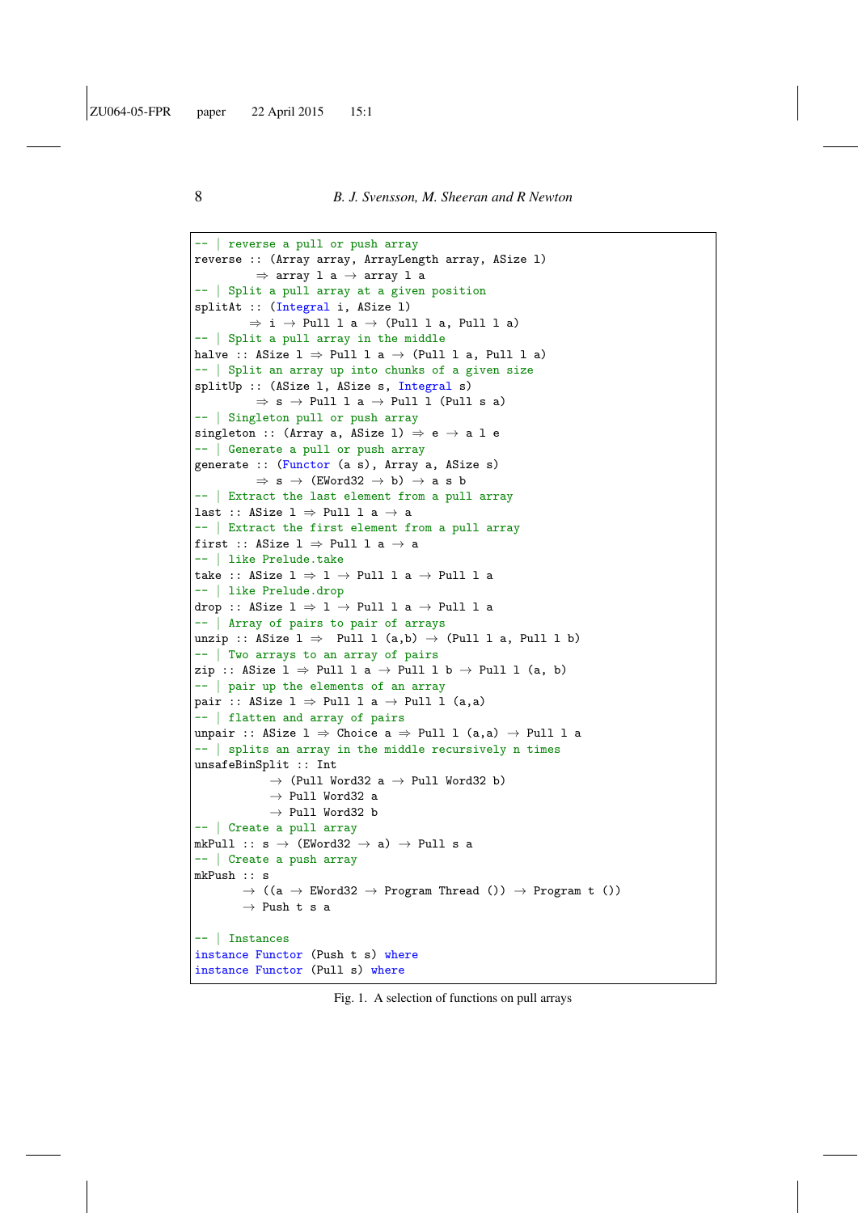```haskell
-- | reverse a pull or push array
reverse :: (Array array, ArrayLength array, ASize l)
        ⇒ array l a → array l a
-- | Split a pull array at a given position
splitAt :: (Integral i, ASize l)
       ⇒ i → Pull l a → (Pull l a, Pull l a)
-- | Split a pull array in the middle
halve :: ASize l ⇒ Pull l a → (Pull l a, Pull l a)
-- | Split an array up into chunks of a given size
splitUp :: (ASize l, ASize s, Integral s)
        ⇒ s → Pull l a → Pull l (Pull s a)
-- | Singleton pull or push array
singleton :: (Array a, ASize l) ⇒ e → a l e
-- | Generate a pull or push array
generate :: (Functor (a s), Array a, ASize s)
        ⇒ s → (EWord32 → b) → a s b
-- | Extract the last element from a pull array
last :: ASize l ⇒ Pull l a → a
-- | Extract the first element from a pull array
first :: ASize l ⇒ Pull l a → a
-- | like Prelude.take
take :: ASize l ⇒ l → Pull l a → Pull l a
-- | like Prelude.drop
drop :: ASize l ⇒ l → Pull l a → Pull l a
-- | Array of pairs to pair of arrays
unzip :: ASize l ⇒  Pull l (a,b) → (Pull l a, Pull l b)
-- | Two arrays to an array of pairs
zip :: ASize l ⇒ Pull l a → Pull l b → Pull l (a, b)
-- | pair up the elements of an array
pair :: ASize l ⇒ Pull l a → Pull l (a,a)
-- | flatten and array of pairs
unpair :: ASize l ⇒ Choice a ⇒ Pull l (a,a) → Pull l a
-- | splits an array in the middle recursively n times
unsafeBinSplit :: Int
           → (Pull Word32 a → Pull Word32 b)
           → Pull Word32 a
           → Pull Word32 b
-- | Create a pull array
mkPull :: s → (EWord32 → a) → Pull s a
-- | Create a push array
mkPush :: s
       → ((a → EWord32 → Program Thread ()) → Program t ())
       → Push t s a

-- | Instances
instance Functor (Push t s) where
instance Functor (Pull s) where
```

Fig. 1. A selection of functions on pull arrays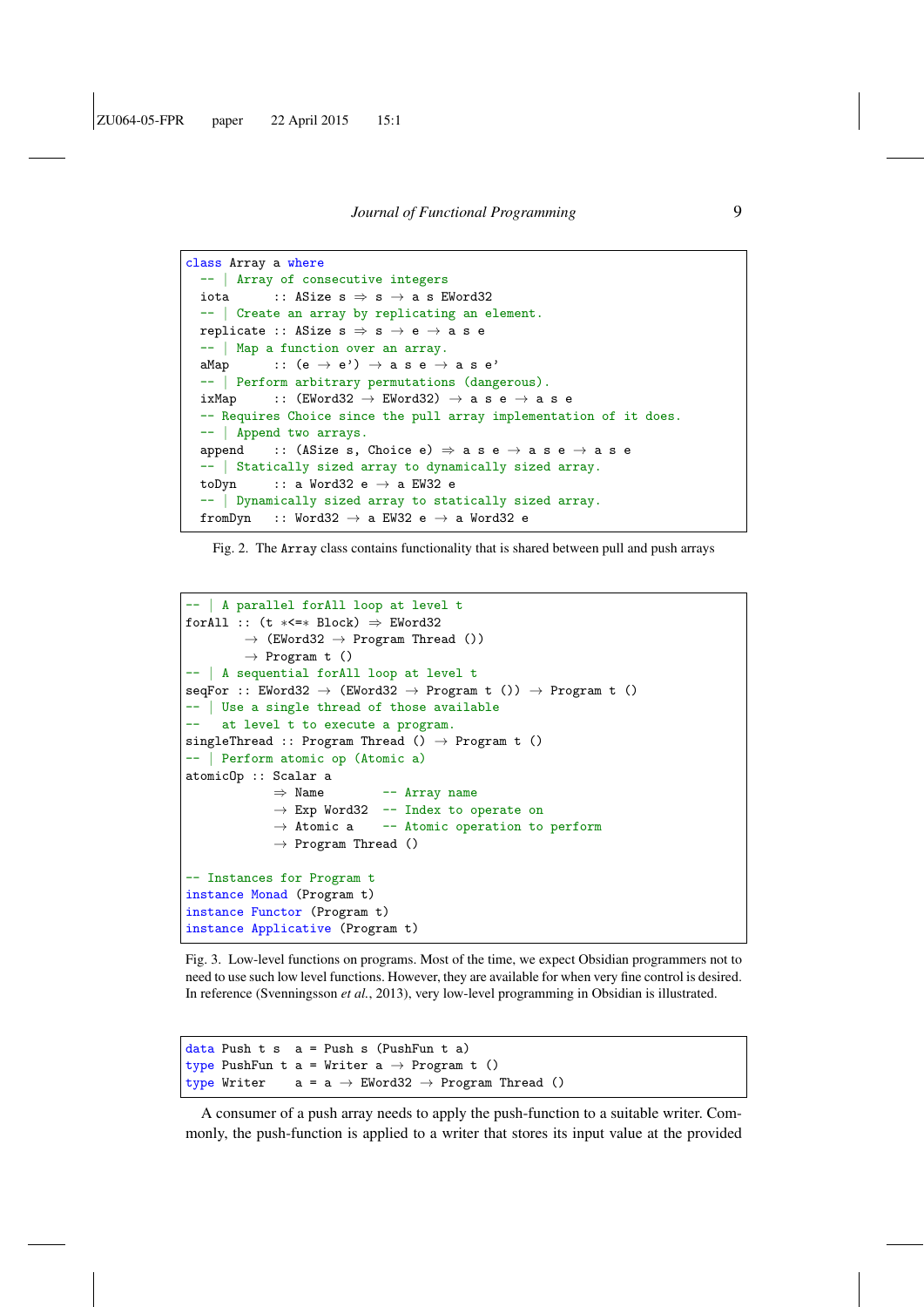```haskell
class Array a where
  -- | Array of consecutive integers
  iota      :: ASize s ⇒ s → a s EWord32
  -- | Create an array by replicating an element.
  replicate :: ASize s ⇒ s → e → a s e
  -- | Map a function over an array.
  aMap      :: (e → e') → a s e → a s e'
  -- | Perform arbitrary permutations (dangerous).
  ixMap     :: (EWord32 → EWord32) → a s e → a s e
  -- Requires Choice since the pull array implementation of it does.
  -- | Append two arrays.
  append    :: (ASize s, Choice e) ⇒ a s e → a s e → a s e
  -- | Statically sized array to dynamically sized array.
  toDyn     :: a Word32 e → a EW32 e
  -- | Dynamically sized array to statically sized array.
  fromDyn   :: Word32 → a EW32 e → a Word32 e
```

Fig. 2. The `Array` class contains functionality that is shared between pull and push arrays

```haskell
-- | A parallel forAll loop at level t
forAll :: (t *<=* Block) ⇒ EWord32
        → (EWord32 → Program Thread ())
        → Program t ()
-- | A sequential forAll loop at level t
seqFor :: EWord32 → (EWord32 → Program t ()) → Program t ()
-- | Use a single thread of those available
--   at level t to execute a program.
singleThread :: Program Thread () → Program t ()
-- | Perform atomic op (Atomic a)
atomicOp :: Scalar a
            ⇒ Name        -- Array name
            → Exp Word32  -- Index to operate on
            → Atomic a    -- Atomic operation to perform
            → Program Thread ()

-- Instances for Program t
instance Monad (Program t)
instance Functor (Program t)
instance Applicative (Program t)
```

Fig. 3. Low-level functions on programs. Most of the time, we expect Obsidian programmers not to need to use such low level functions. However, they are available for when very fine control is desired. In reference (Svenningsson *et al.*, 2013), very low-level programming in Obsidian is illustrated.

```haskell
data Push t s  a = Push s (PushFun t a)
type PushFun t a = Writer a → Program t ()
type Writer    a = a → EWord32 → Program Thread ()
```

A consumer of a push array needs to apply the push-function to a suitable writer. Commonly, the push-function is applied to a writer that stores its input value at the provided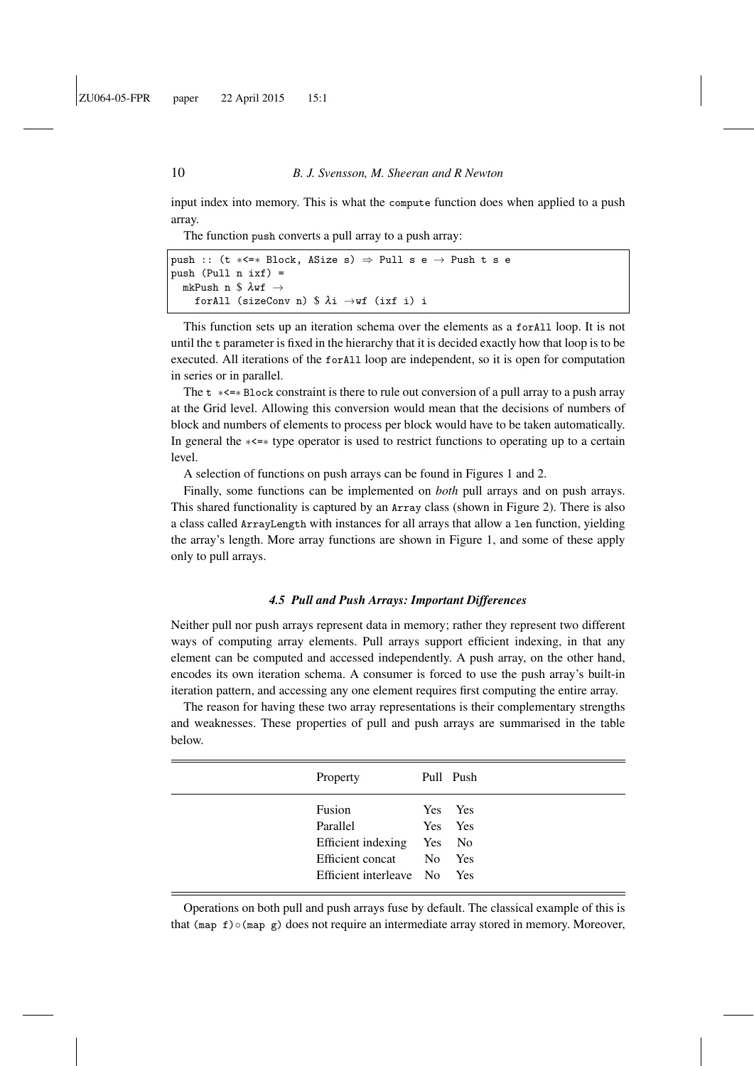input index into memory. This is what the `compute` function does when applied to a push array.

The function `push` converts a pull array to a push array:

```
push :: (t *<=* Block, ASize s) ⇒ Pull s e → Push t s e
push (Pull n ixf) =
  mkPush n $ λwf →
    forAll (sizeConv n) $ λi →wf (ixf i) i
```

This function sets up an iteration schema over the elements as a `forAll` loop. It is not until the `t` parameter is fixed in the hierarchy that it is decided exactly how that loop is to be executed. All iterations of the `forAll` loop are independent, so it is open for computation in series or in parallel.

The `t *<=* Block` constraint is there to rule out conversion of a pull array to a push array at the Grid level. Allowing this conversion would mean that the decisions of numbers of block and numbers of elements to process per block would have to be taken automatically. In general the `*<=*` type operator is used to restrict functions to operating up to a certain level.

A selection of functions on push arrays can be found in Figures 1 and 2.

Finally, some functions can be implemented on *both* pull arrays and on push arrays. This shared functionality is captured by an `Array` class (shown in Figure 2). There is also a class called `ArrayLength` with instances for all arrays that allow a `len` function, yielding the array's length. More array functions are shown in Figure 1, and some of these apply only to pull arrays.

### *4.5 Pull and Push Arrays: Important Differences*

Neither pull nor push arrays represent data in memory; rather they represent two different ways of computing array elements. Pull arrays support efficient indexing, in that any element can be computed and accessed independently. A push array, on the other hand, encodes its own iteration schema. A consumer is forced to use the push array's built-in iteration pattern, and accessing any one element requires first computing the entire array.

The reason for having these two array representations is their complementary strengths and weaknesses. These properties of pull and push arrays are summarised in the table below.

| Property | Pull | Push |
|---|---|---|
| Fusion | Yes | Yes |
| Parallel | Yes | Yes |
| Efficient indexing | Yes | No |
| Efficient concat | No | Yes |
| Efficient interleave | No | Yes |

Operations on both pull and push arrays fuse by default. The classical example of this is that `(map f)∘(map g)` does not require an intermediate array stored in memory. Moreover,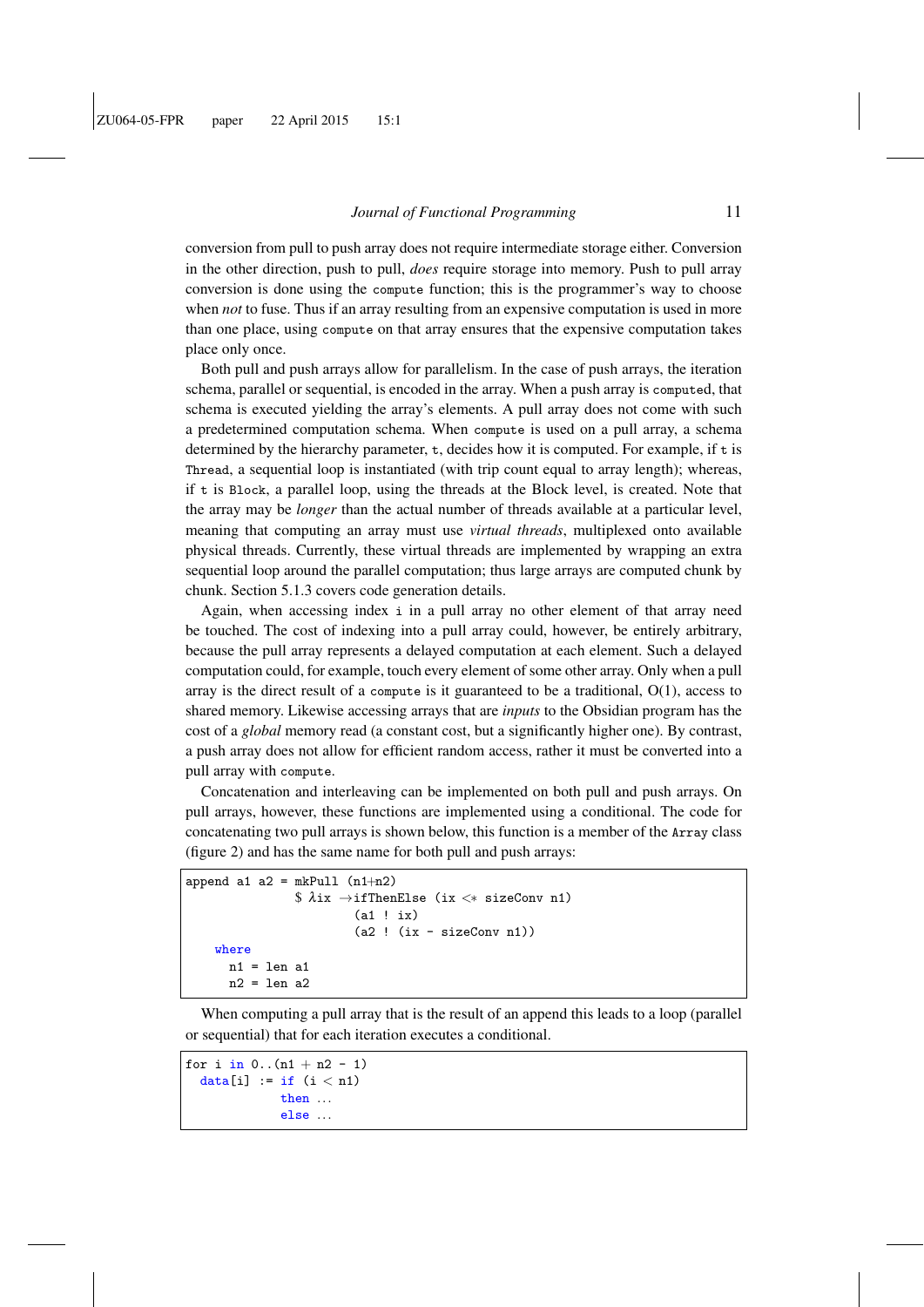conversion from pull to push array does not require intermediate storage either. Conversion in the other direction, push to pull, *does* require storage into memory. Push to pull array conversion is done using the `compute` function; this is the programmer's way to choose when *not* to fuse. Thus if an array resulting from an expensive computation is used in more than one place, using `compute` on that array ensures that the expensive computation takes place only once.

Both pull and push arrays allow for parallelism. In the case of push arrays, the iteration schema, parallel or sequential, is encoded in the array. When a push array is `compute`d, that schema is executed yielding the array's elements. A pull array does not come with such a predetermined computation schema. When `compute` is used on a pull array, a schema determined by the hierarchy parameter, `t`, decides how it is computed. For example, if `t` is `Thread`, a sequential loop is instantiated (with trip count equal to array length); whereas, if `t` is `Block`, a parallel loop, using the threads at the Block level, is created. Note that the array may be *longer* than the actual number of threads available at a particular level, meaning that computing an array must use *virtual threads*, multiplexed onto available physical threads. Currently, these virtual threads are implemented by wrapping an extra sequential loop around the parallel computation; thus large arrays are computed chunk by chunk. Section 5.1.3 covers code generation details.

Again, when accessing index `i` in a pull array no other element of that array need be touched. The cost of indexing into a pull array could, however, be entirely arbitrary, because the pull array represents a delayed computation at each element. Such a delayed computation could, for example, touch every element of some other array. Only when a pull array is the direct result of a `compute` is it guaranteed to be a traditional, O(1), access to shared memory. Likewise accessing arrays that are *inputs* to the Obsidian program has the cost of a *global* memory read (a constant cost, but a significantly higher one). By contrast, a push array does not allow for efficient random access, rather it must be converted into a pull array with `compute`.

Concatenation and interleaving can be implemented on both pull and push arrays. On pull arrays, however, these functions are implemented using a conditional. The code for concatenating two pull arrays is shown below, this function is a member of the `Array` class (figure 2) and has the same name for both pull and push arrays:

```
append a1 a2 = mkPull (n1+n2)
               $ λix →ifThenElse (ix <* sizeConv n1)
                       (a1 ! ix)
                       (a2 ! (ix - sizeConv n1))
    where
      n1 = len a1
      n2 = len a2
```

When computing a pull array that is the result of an append this leads to a loop (parallel or sequential) that for each iteration executes a conditional.

```
for i in 0..(n1 + n2 - 1)
  data[i] := if (i < n1)
             then ...
             else ...
```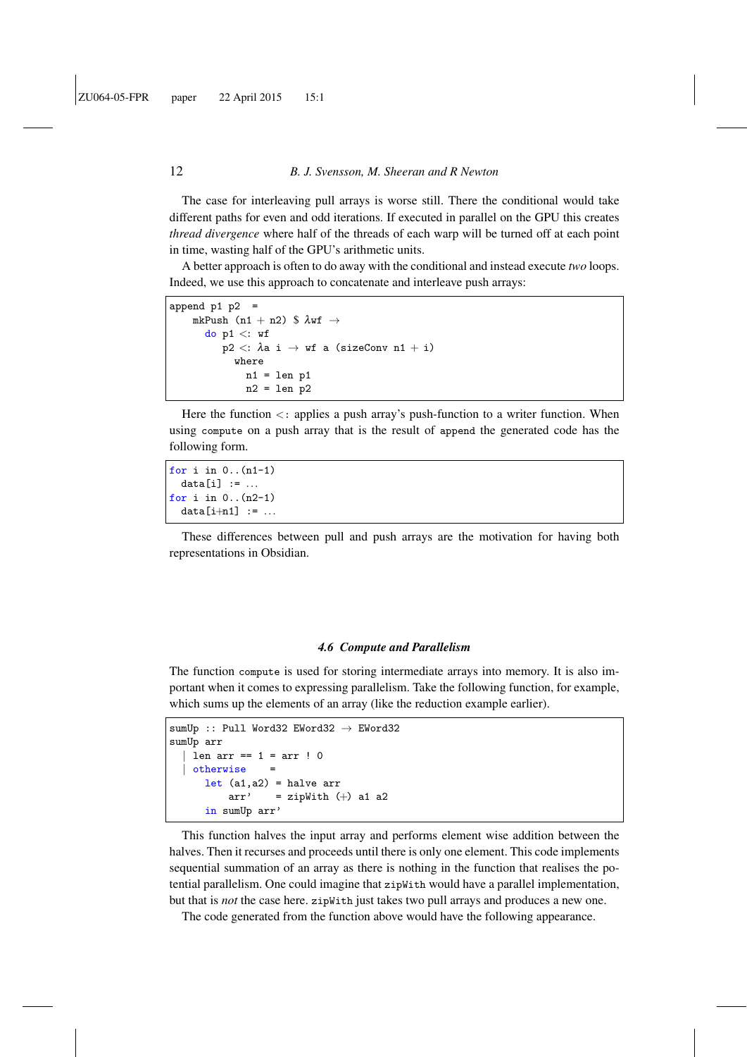The case for interleaving pull arrays is worse still. There the conditional would take different paths for even and odd iterations. If executed in parallel on the GPU this creates *thread divergence* where half of the threads of each warp will be turned off at each point in time, wasting half of the GPU's arithmetic units.

A better approach is often to do away with the conditional and instead execute *two* loops. Indeed, we use this approach to concatenate and interleave push arrays:

```
append p1 p2  =
    mkPush (n1 + n2) $ λwf →
      do p1 <: wf
         p2 <: λa i → wf a (sizeConv n1 + i)
           where
             n1 = len p1
             n2 = len p2
```

Here the function <: applies a push array's push-function to a writer function. When using `compute` on a push array that is the result of `append` the generated code has the following form.

```
for i in 0..(n1-1)
  data[i] := ...
for i in 0..(n2-1)
  data[i+n1] := ...
```

These differences between pull and push arrays are the motivation for having both representations in Obsidian.

### *4.6 Compute and Parallelism*

The function `compute` is used for storing intermediate arrays into memory. It is also important when it comes to expressing parallelism. Take the following function, for example, which sums up the elements of an array (like the reduction example earlier).

```
sumUp :: Pull Word32 EWord32 → EWord32
sumUp arr
  | len arr == 1 = arr ! 0
  | otherwise    =
      let (a1,a2) = halve arr
          arr'    = zipWith (+) a1 a2
      in sumUp arr'
```

This function halves the input array and performs element wise addition between the halves. Then it recurses and proceeds until there is only one element. This code implements sequential summation of an array as there is nothing in the function that realises the potential parallelism. One could imagine that `zipWith` would have a parallel implementation, but that is *not* the case here. `zipWith` just takes two pull arrays and produces a new one.

The code generated from the function above would have the following appearance.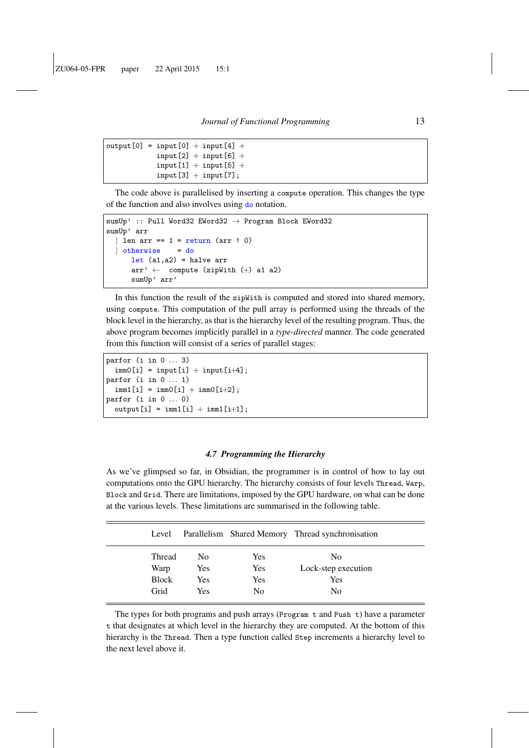```
output[0] = input[0] + input[4] +
            input[2] + input[6] +
            input[1] + input[5] +
            input[3] + input[7];
```

The code above is parallelised by inserting a `compute` operation. This changes the type of the function and also involves using `do` notation.

```
sumUp' :: Pull Word32 EWord32 → Program Block EWord32
sumUp' arr
  | len arr == 1 = return (arr ! 0)
  | otherwise    = do
    let (a1,a2) = halve arr
    arr' ← compute (zipWith (+) a1 a2)
    sumUp' arr'
```

In this function the result of the `zipWith` is computed and stored into shared memory, using `compute`. This computation of the pull array is performed using the threads of the block level in the hierarchy, as that is the hierarchy level of the resulting program. Thus, the above program becomes implicitly parallel in a *type-directed* manner. The code generated from this function will consist of a series of parallel stages:

```
parfor (i in 0 ... 3)
  imm0[i] = input[i] + input[i+4];
parfor (i in 0 ... 1)
  imm1[i] = imm0[i] + imm0[i+2];
parfor (i in 0 ... 0)
  output[i] = imm1[i] + imm1[i+1];
```

### 4.7 Programming the Hierarchy

As we've glimpsed so far, in Obsidian, the programmer is in control of how to lay out computations onto the GPU hierarchy. The hierarchy consists of four levels `Thread`, `Warp`, `Block` and `Grid`. There are limitations, imposed by the GPU hardware, on what can be done at the various levels. These limitations are summarised in the following table.

| Level | Parallelism | Shared Memory | Thread synchronisation |
|---|---|---|---|
| Thread | No | Yes | No |
| Warp | Yes | Yes | Lock-step execution |
| Block | Yes | Yes | Yes |
| Grid | Yes | No | No |

The types for both programs and push arrays (`Program t` and `Push t`) have a parameter `t` that designates at which level in the hierarchy they are computed. At the bottom of this hierarchy is the `Thread`. Then a type function called `Step` increments a hierarchy level to the next level above it.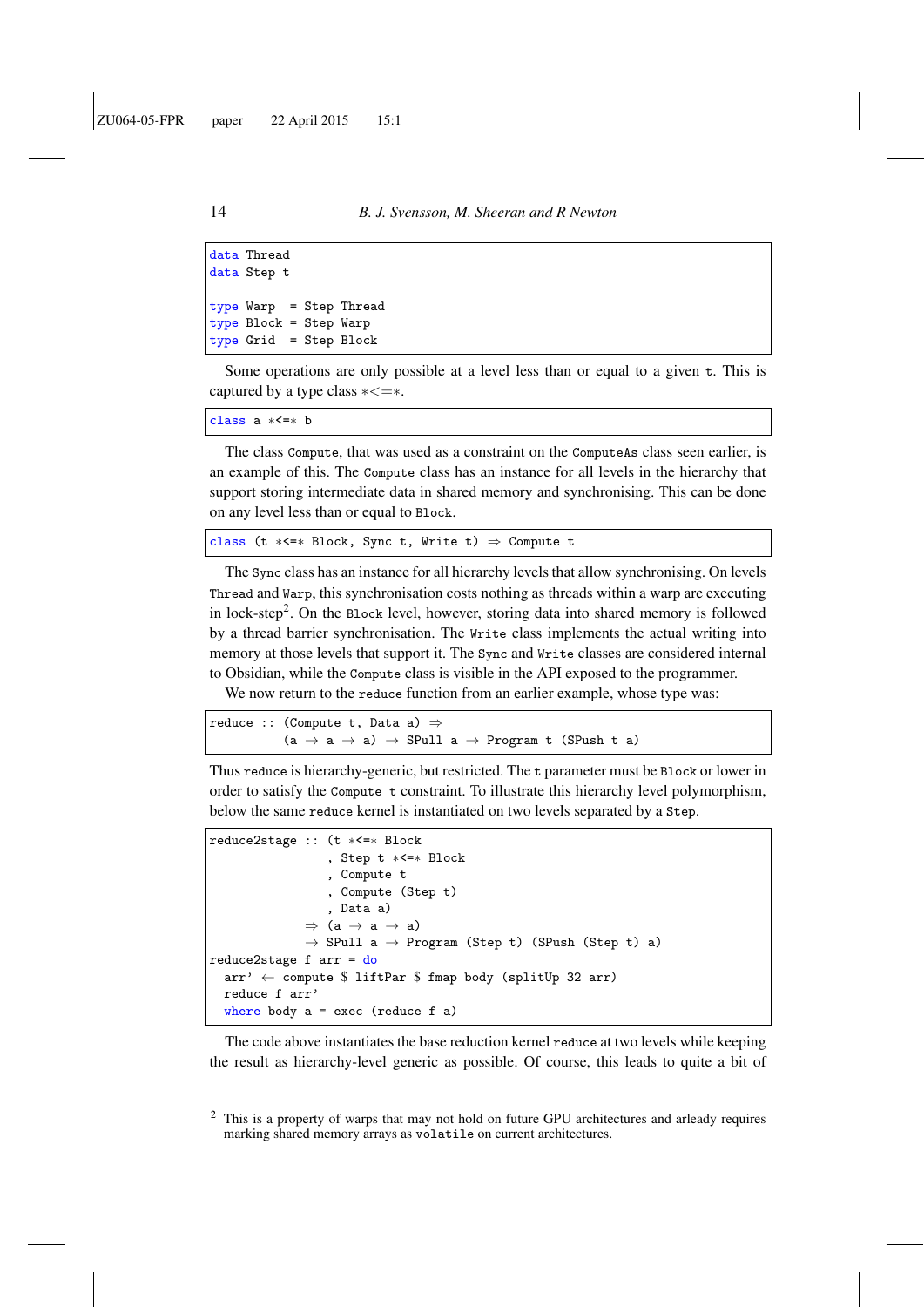```
data Thread
data Step t

type Warp  = Step Thread
type Block = Step Warp
type Grid  = Step Block
```

Some operations are only possible at a level less than or equal to a given `t`. This is captured by a type class `*<=*`.

```
class a *<=* b
```

The class `Compute`, that was used as a constraint on the `ComputeAs` class seen earlier, is an example of this. The `Compute` class has an instance for all levels in the hierarchy that support storing intermediate data in shared memory and synchronising. This can be done on any level less than or equal to `Block`.

```
class (t *<=* Block, Sync t, Write t) ⇒ Compute t
```

The `Sync` class has an instance for all hierarchy levels that allow synchronising. On levels `Thread` and `Warp`, this synchronisation costs nothing as threads within a warp are executing in lock-step[2]. On the `Block` level, however, storing data into shared memory is followed by a thread barrier synchronisation. The `Write` class implements the actual writing into memory at those levels that support it. The `Sync` and `Write` classes are considered internal to Obsidian, while the `Compute` class is visible in the API exposed to the programmer.

We now return to the `reduce` function from an earlier example, whose type was:

```
reduce :: (Compute t, Data a) ⇒
          (a → a → a) → SPull a → Program t (SPush t a)
```

Thus `reduce` is hierarchy-generic, but restricted. The `t` parameter must be `Block` or lower in order to satisfy the `Compute t` constraint. To illustrate this hierarchy level polymorphism, below the same `reduce` kernel is instantiated on two levels separated by a `Step`.

```
reduce2stage :: (t *<=* Block
                , Step t *<=* Block
                , Compute t
                , Compute (Step t)
                , Data a)
             ⇒ (a → a → a)
             → SPull a → Program (Step t) (SPush (Step t) a)
reduce2stage f arr = do
  arr' ← compute $ liftPar $ fmap body (splitUp 32 arr)
  reduce f arr'
  where body a = exec (reduce f a)
```

The code above instantiates the base reduction kernel `reduce` at two levels while keeping the result as hierarchy-level generic as possible. Of course, this leads to quite a bit of

[2] This is a property of warps that may not hold on future GPU architectures and arleady requires marking shared memory arrays as `volatile` on current architectures.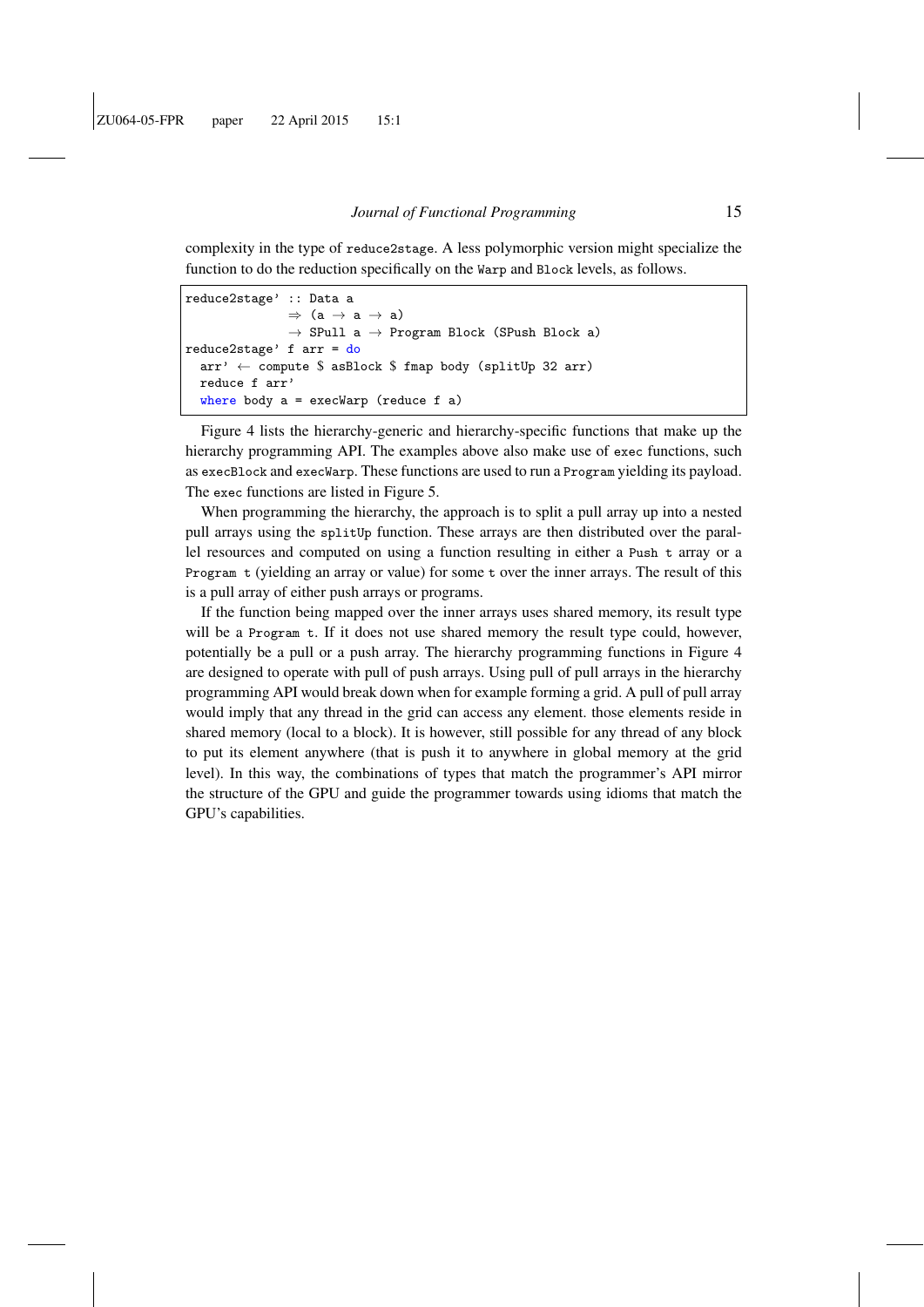complexity in the type of `reduce2stage`. A less polymorphic version might specialize the function to do the reduction specifically on the `Warp` and `Block` levels, as follows.

```
reduce2stage' :: Data a
              ⇒ (a → a → a)
              → SPull a → Program Block (SPush Block a)
reduce2stage' f arr = do
  arr' ← compute $ asBlock $ fmap body (splitUp 32 arr)
  reduce f arr'
  where body a = execWarp (reduce f a)
```

Figure 4 lists the hierarchy-generic and hierarchy-specific functions that make up the hierarchy programming API. The examples above also make use of `exec` functions, such as `execBlock` and `execWarp`. These functions are used to run a `Program` yielding its payload. The `exec` functions are listed in Figure 5.

When programming the hierarchy, the approach is to split a pull array up into a nested pull arrays using the `splitUp` function. These arrays are then distributed over the parallel resources and computed on using a function resulting in either a `Push t` array or a `Program t` (yielding an array or value) for some `t` over the inner arrays. The result of this is a pull array of either push arrays or programs.

If the function being mapped over the inner arrays uses shared memory, its result type will be a `Program t`. If it does not use shared memory the result type could, however, potentially be a pull or a push array. The hierarchy programming functions in Figure 4 are designed to operate with pull of push arrays. Using pull of pull arrays in the hierarchy programming API would break down when for example forming a grid. A pull of pull array would imply that any thread in the grid can access any element. those elements reside in shared memory (local to a block). It is however, still possible for any thread of any block to put its element anywhere (that is push it to anywhere in global memory at the grid level). In this way, the combinations of types that match the programmer's API mirror the structure of the GPU and guide the programmer towards using idioms that match the GPU's capabilities.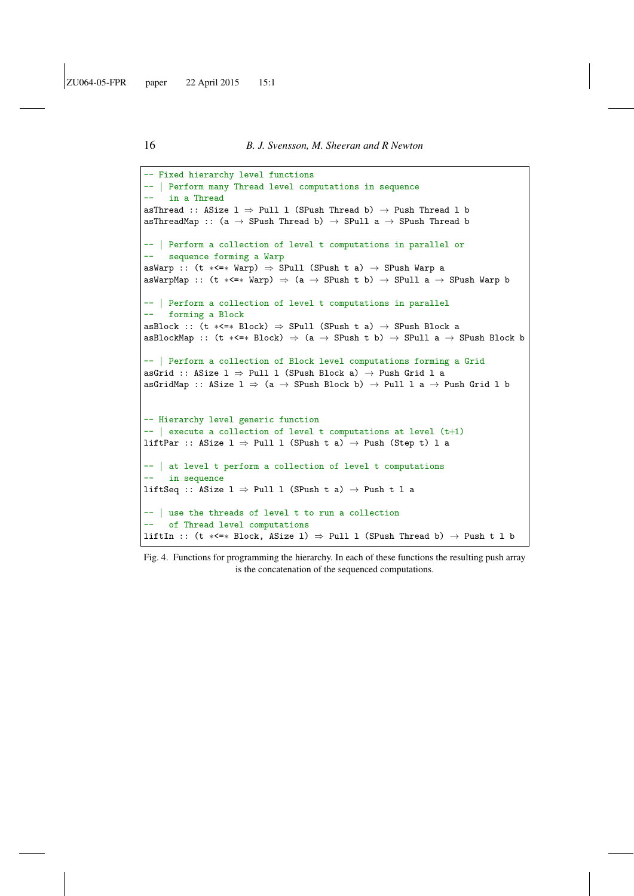```haskell
-- Fixed hierarchy level functions
-- | Perform many Thread level computations in sequence
--   in a Thread
asThread :: ASize l ⇒ Pull l (SPush Thread b) → Push Thread l b
asThreadMap :: (a → SPush Thread b) → SPull a → SPush Thread b

-- | Perform a collection of level t computations in parallel or
--   sequence forming a Warp
asWarp :: (t *<=* Warp) ⇒ SPull (SPush t a) → SPush Warp a
asWarpMap :: (t *<=* Warp) ⇒ (a → SPush t b) → SPull a → SPush Warp b

-- | Perform a collection of level t computations in parallel
--   forming a Block
asBlock :: (t *<=* Block) ⇒ SPull (SPush t a) → SPush Block a
asBlockMap :: (t *<=* Block) ⇒ (a → SPush t b) → SPull a → SPush Block b

-- | Perform a collection of Block level computations forming a Grid
asGrid :: ASize l ⇒ Pull l (SPush Block a) → Push Grid l a
asGridMap :: ASize l ⇒ (a → SPush Block b) → Pull l a → Push Grid l b


-- Hierarchy level generic function
-- | execute a collection of level t computations at level (t+1)
liftPar :: ASize l ⇒ Pull l (SPush t a) → Push (Step t) l a

-- | at level t perform a collection of level t computations
--   in sequence
liftSeq :: ASize l ⇒ Pull l (SPush t a) → Push t l a

-- | use the threads of level t to run a collection
--   of Thread level computations
liftIn :: (t *<=* Block, ASize l) ⇒ Pull l (SPush Thread b) → Push t l b
```

Fig. 4. Functions for programming the hierarchy. In each of these functions the resulting push array is the concatenation of the sequenced computations.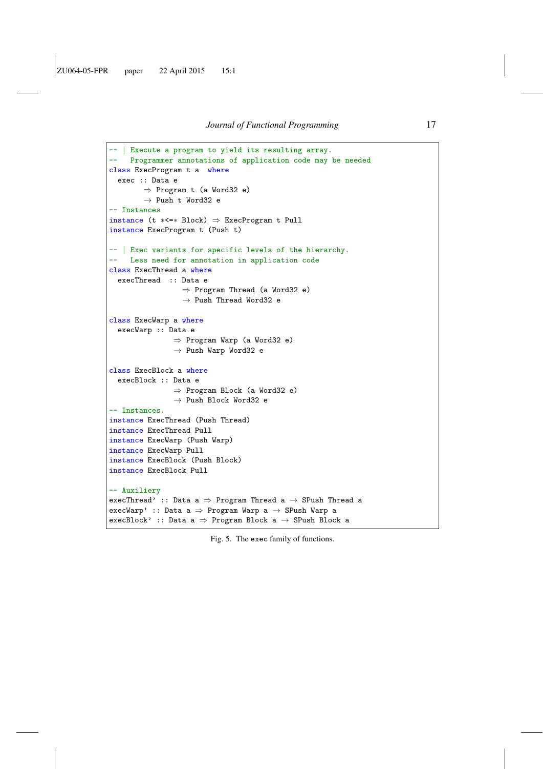```haskell
-- | Execute a program to yield its resulting array.
--   Programmer annotations of application code may be needed
class ExecProgram t a  where
  exec :: Data e
       ⇒ Program t (a Word32 e)
       → Push t Word32 e
-- Instances
instance (t *<=* Block) ⇒ ExecProgram t Pull
instance ExecProgram t (Push t)

-- | Exec variants for specific levels of the hierarchy.
--   Less need for annotation in application code
class ExecThread a where
  execThread  :: Data e
                ⇒ Program Thread (a Word32 e)
                → Push Thread Word32 e

class ExecWarp a where
  execWarp :: Data e
              ⇒ Program Warp (a Word32 e)
              → Push Warp Word32 e

class ExecBlock a where
  execBlock :: Data e
              ⇒ Program Block (a Word32 e)
              → Push Block Word32 e
-- Instances.
instance ExecThread (Push Thread)
instance ExecThread Pull
instance ExecWarp (Push Warp)
instance ExecWarp Pull
instance ExecBlock (Push Block)
instance ExecBlock Pull

-- Auxiliery
execThread' :: Data a ⇒ Program Thread a → SPush Thread a
execWarp' :: Data a ⇒ Program Warp a → SPush Warp a
execBlock' :: Data a ⇒ Program Block a → SPush Block a
```

Fig. 5. The exec family of functions.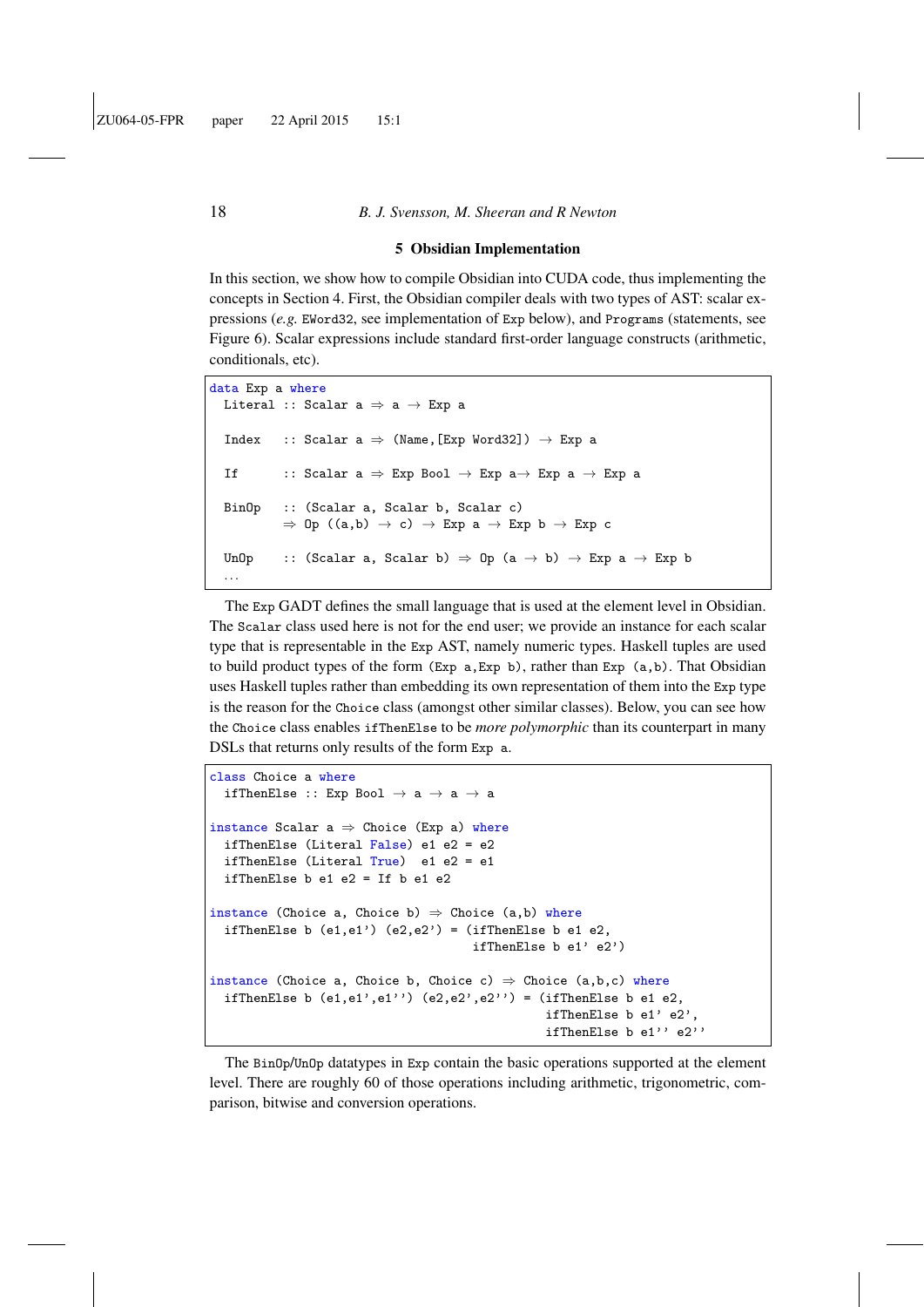## 5 Obsidian Implementation

In this section, we show how to compile Obsidian into CUDA code, thus implementing the concepts in Section 4. First, the Obsidian compiler deals with two types of AST: scalar expressions (*e.g.* `EWord32`, see implementation of `Exp` below), and `Programs` (statements, see Figure 6). Scalar expressions include standard first-order language constructs (arithmetic, conditionals, etc).

```
data Exp a where
  Literal :: Scalar a ⇒ a → Exp a

  Index   :: Scalar a ⇒ (Name,[Exp Word32]) → Exp a

  If      :: Scalar a ⇒ Exp Bool → Exp a→ Exp a → Exp a

  BinOp   :: (Scalar a, Scalar b, Scalar c)
          ⇒ Op ((a,b) → c) → Exp a → Exp b → Exp c

  UnOp    :: (Scalar a, Scalar b) ⇒ Op (a → b) → Exp a → Exp b
  ...
```

The `Exp` GADT defines the small language that is used at the element level in Obsidian. The `Scalar` class used here is not for the end user; we provide an instance for each scalar type that is representable in the `Exp` AST, namely numeric types. Haskell tuples are used to build product types of the form `(Exp a,Exp b)`, rather than `Exp (a,b)`. That Obsidian uses Haskell tuples rather than embedding its own representation of them into the `Exp` type is the reason for the `Choice` class (amongst other similar classes). Below, you can see how the `Choice` class enables `ifThenElse` to be *more polymorphic* than its counterpart in many DSLs that returns only results of the form `Exp a`.

```
class Choice a where
  ifThenElse :: Exp Bool → a → a → a

instance Scalar a ⇒ Choice (Exp a) where
  ifThenElse (Literal False) e1 e2 = e2
  ifThenElse (Literal True)  e1 e2 = e1
  ifThenElse b e1 e2 = If b e1 e2

instance (Choice a, Choice b) ⇒ Choice (a,b) where
  ifThenElse b (e1,e1') (e2,e2') = (ifThenElse b e1 e2,
                                    ifThenElse b e1' e2')

instance (Choice a, Choice b, Choice c) ⇒ Choice (a,b,c) where
  ifThenElse b (e1,e1',e1'') (e2,e2',e2'') = (ifThenElse b e1 e2,
                                              ifThenElse b e1' e2',
                                              ifThenElse b e1'' e2'')
```

The `BinOp`/`UnOp` datatypes in `Exp` contain the basic operations supported at the element level. There are roughly 60 of those operations including arithmetic, trigonometric, comparison, bitwise and conversion operations.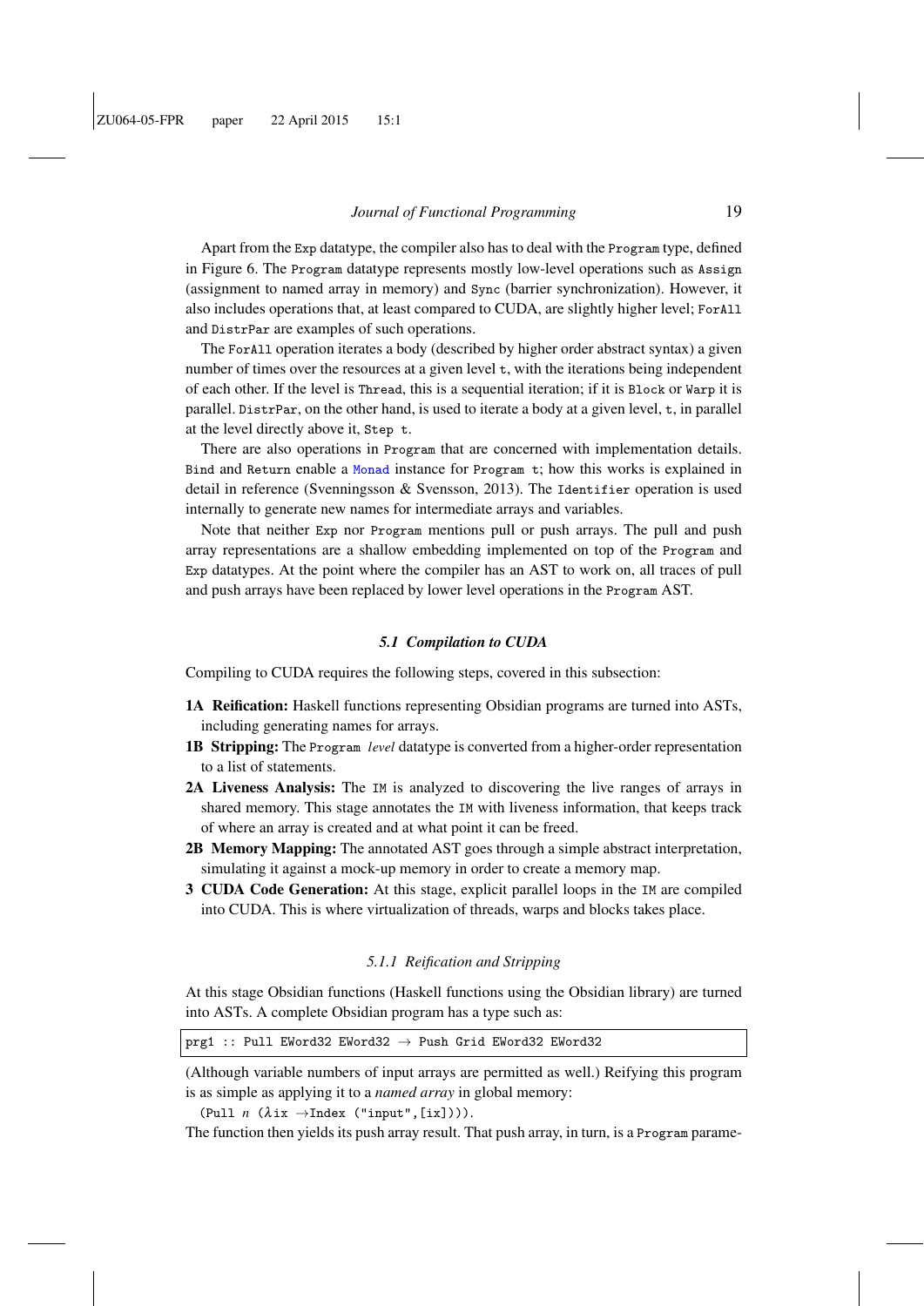Apart from the `Exp` datatype, the compiler also has to deal with the `Program` type, defined in Figure 6. The `Program` datatype represents mostly low-level operations such as `Assign` (assignment to named array in memory) and `Sync` (barrier synchronization). However, it also includes operations that, at least compared to CUDA, are slightly higher level; `ForAll` and `DistrPar` are examples of such operations.

The `ForAll` operation iterates a body (described by higher order abstract syntax) a given number of times over the resources at a given level `t`, with the iterations being independent of each other. If the level is `Thread`, this is a sequential iteration; if it is `Block` or `Warp` it is parallel. `DistrPar`, on the other hand, is used to iterate a body at a given level, `t`, in parallel at the level directly above it, `Step t`.

There are also operations in `Program` that are concerned with implementation details. `Bind` and `Return` enable a `Monad` instance for `Program t`; how this works is explained in detail in reference (Svenningsson & Svensson, 2013). The `Identifier` operation is used internally to generate new names for intermediate arrays and variables.

Note that neither `Exp` nor `Program` mentions pull or push arrays. The pull and push array representations are a shallow embedding implemented on top of the `Program` and `Exp` datatypes. At the point where the compiler has an AST to work on, all traces of pull and push arrays have been replaced by lower level operations in the `Program` AST.

### 5.1 Compilation to CUDA

Compiling to CUDA requires the following steps, covered in this subsection:

- **1A Reification:** Haskell functions representing Obsidian programs are turned into ASTs, including generating names for arrays.
- **1B Stripping:** The `Program` *level* datatype is converted from a higher-order representation to a list of statements.
- **2A Liveness Analysis:** The `IM` is analyzed to discovering the live ranges of arrays in shared memory. This stage annotates the `IM` with liveness information, that keeps track of where an array is created and at what point it can be freed.
- **2B Memory Mapping:** The annotated AST goes through a simple abstract interpretation, simulating it against a mock-up memory in order to create a memory map.
- **3 CUDA Code Generation:** At this stage, explicit parallel loops in the `IM` are compiled into CUDA. This is where virtualization of threads, warps and blocks takes place.

#### 5.1.1 Reification and Stripping

At this stage Obsidian functions (Haskell functions using the Obsidian library) are turned into ASTs. A complete Obsidian program has a type such as:

```
prg1 :: Pull EWord32 EWord32 → Push Grid EWord32 EWord32
```

(Although variable numbers of input arrays are permitted as well.) Reifying this program is as simple as applying it to a *named array* in global memory:

```
(Pull n (λix →Index ("input",[ix]))).
```

The function then yields its push array result. That push array, in turn, is a `Program` parame-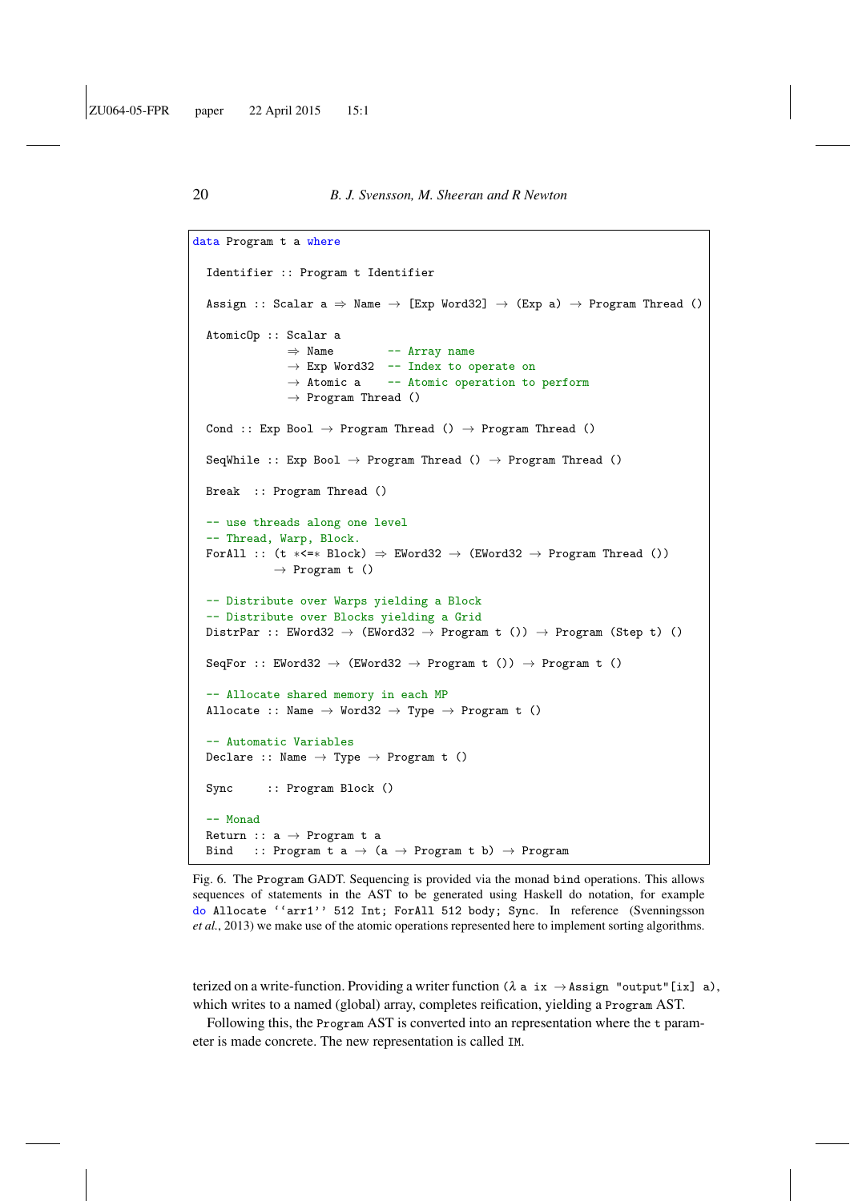```haskell
data Program t a where

  Identifier :: Program t Identifier

  Assign :: Scalar a ⇒ Name → [Exp Word32] → (Exp a) → Program Thread ()

  AtomicOp :: Scalar a
             ⇒ Name        -- Array name
             → Exp Word32  -- Index to operate on
             → Atomic a    -- Atomic operation to perform
             → Program Thread ()

  Cond :: Exp Bool → Program Thread () → Program Thread ()

  SeqWhile :: Exp Bool → Program Thread () → Program Thread ()

  Break  :: Program Thread ()

  -- use threads along one level
  -- Thread, Warp, Block.
  ForAll :: (t *<=* Block) ⇒ EWord32 → (EWord32 → Program Thread ())
            → Program t ()

  -- Distribute over Warps yielding a Block
  -- Distribute over Blocks yielding a Grid
  DistrPar :: EWord32 → (EWord32 → Program t ()) → Program (Step t) ()

  SeqFor :: EWord32 → (EWord32 → Program t ()) → Program t ()

  -- Allocate shared memory in each MP
  Allocate :: Name → Word32 → Type → Program t ()

  -- Automatic Variables
  Declare :: Name → Type → Program t ()

  Sync     :: Program Block ()

  -- Monad
  Return :: a → Program t a
  Bind   :: Program t a → (a → Program t b) → Program
```

Fig. 6. The `Program` GADT. Sequencing is provided via the monad `bind` operations. This allows sequences of statements in the AST to be generated using Haskell do notation, for example `do Allocate ''arr1'' 512 Int; ForAll 512 body; Sync`. In reference (Svenningsson *et al.*, 2013) we make use of the atomic operations represented here to implement sorting algorithms.

terized on a write-function. Providing a writer function (`λ a ix → Assign "output"[ix] a`), which writes to a named (global) array, completes reification, yielding a `Program` AST.

Following this, the `Program` AST is converted into an representation where the `t` parameter is made concrete. The new representation is called `IM`.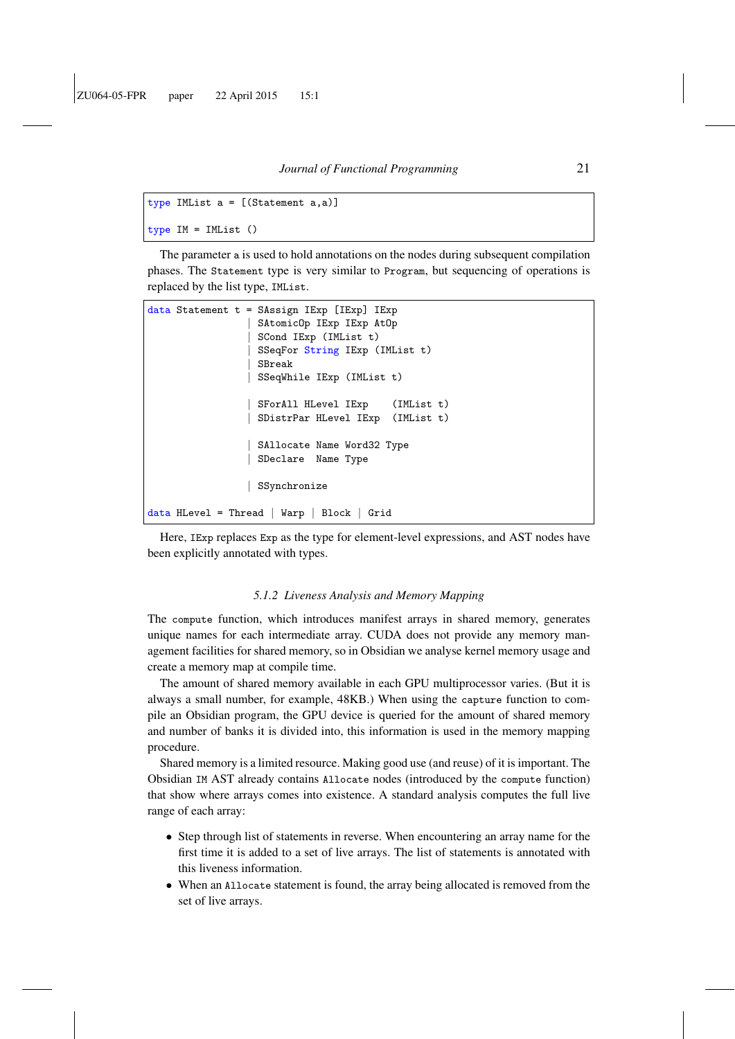```
type IMList a = [(Statement a,a)]

type IM = IMList ()
```

The parameter `a` is used to hold annotations on the nodes during subsequent compilation phases. The `Statement` type is very similar to `Program`, but sequencing of operations is replaced by the list type, `IMList`.

```
data Statement t = SAssign IExp [IExp] IExp
                 | SAtomicOp IExp IExp AtOp
                 | SCond IExp (IMList t)
                 | SSeqFor String IExp (IMList t)
                 | SBreak
                 | SSeqWhile IExp (IMList t)

                 | SForAll HLevel IExp    (IMList t)
                 | SDistrPar HLevel IExp  (IMList t)

                 | SAllocate Name Word32 Type
                 | SDeclare  Name Type

                 | SSynchronize

data HLevel = Thread | Warp | Block | Grid
```

Here, `IExp` replaces `Exp` as the type for element-level expressions, and AST nodes have been explicitly annotated with types.

### 5.1.2 Liveness Analysis and Memory Mapping

The `compute` function, which introduces manifest arrays in shared memory, generates unique names for each intermediate array. CUDA does not provide any memory management facilities for shared memory, so in Obsidian we analyse kernel memory usage and create a memory map at compile time.

The amount of shared memory available in each GPU multiprocessor varies. (But it is always a small number, for example, 48KB.) When using the `capture` function to compile an Obsidian program, the GPU device is queried for the amount of shared memory and number of banks it is divided into, this information is used in the memory mapping procedure.

Shared memory is a limited resource. Making good use (and reuse) of it is important. The Obsidian `IM` AST already contains `Allocate` nodes (introduced by the `compute` function) that show where arrays comes into existence. A standard analysis computes the full live range of each array:

- Step through list of statements in reverse. When encountering an array name for the first time it is added to a set of live arrays. The list of statements is annotated with this liveness information.
- When an `Allocate` statement is found, the array being allocated is removed from the set of live arrays.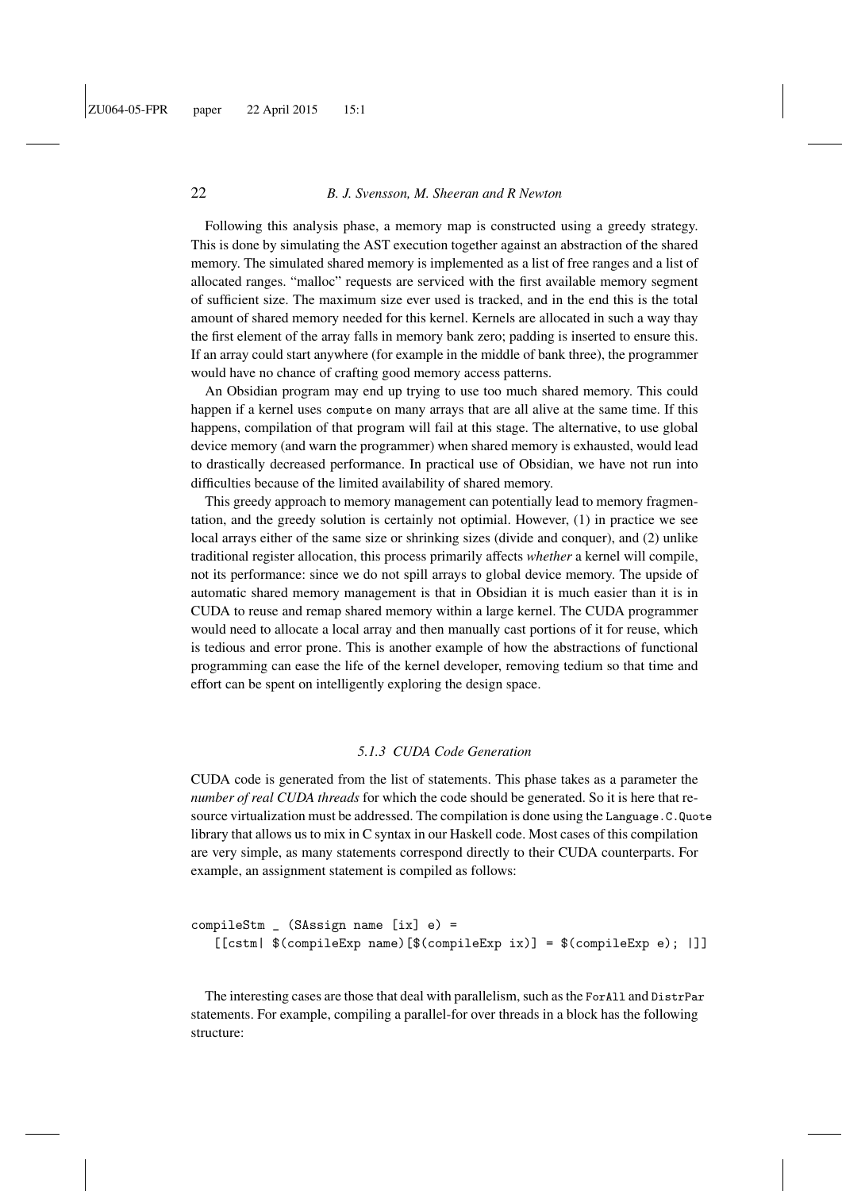Following this analysis phase, a memory map is constructed using a greedy strategy. This is done by simulating the AST execution together against an abstraction of the shared memory. The simulated shared memory is implemented as a list of free ranges and a list of allocated ranges. "malloc" requests are serviced with the first available memory segment of sufficient size. The maximum size ever used is tracked, and in the end this is the total amount of shared memory needed for this kernel. Kernels are allocated in such a way thay the first element of the array falls in memory bank zero; padding is inserted to ensure this. If an array could start anywhere (for example in the middle of bank three), the programmer would have no chance of crafting good memory access patterns.

An Obsidian program may end up trying to use too much shared memory. This could happen if a kernel uses `compute` on many arrays that are all alive at the same time. If this happens, compilation of that program will fail at this stage. The alternative, to use global device memory (and warn the programmer) when shared memory is exhausted, would lead to drastically decreased performance. In practical use of Obsidian, we have not run into difficulties because of the limited availability of shared memory.

This greedy approach to memory management can potentially lead to memory fragmentation, and the greedy solution is certainly not optimial. However, (1) in practice we see local arrays either of the same size or shrinking sizes (divide and conquer), and (2) unlike traditional register allocation, this process primarily affects *whether* a kernel will compile, not its performance: since we do not spill arrays to global device memory. The upside of automatic shared memory management is that in Obsidian it is much easier than it is in CUDA to reuse and remap shared memory within a large kernel. The CUDA programmer would need to allocate a local array and then manually cast portions of it for reuse, which is tedious and error prone. This is another example of how the abstractions of functional programming can ease the life of the kernel developer, removing tedium so that time and effort can be spent on intelligently exploring the design space.

### *5.1.3 CUDA Code Generation*

CUDA code is generated from the list of statements. This phase takes as a parameter the *number of real CUDA threads* for which the code should be generated. So it is here that resource virtualization must be addressed. The compilation is done using the `Language.C.Quote` library that allows us to mix in C syntax in our Haskell code. Most cases of this compilation are very simple, as many statements correspond directly to their CUDA counterparts. For example, an assignment statement is compiled as follows:

```
compileStm _ (SAssign name [ix] e) =
   [[cstm| $(compileExp name)[$(compileExp ix)] = $(compileExp e); |]]
```

The interesting cases are those that deal with parallelism, such as the `ForAll` and `DistrPar` statements. For example, compiling a parallel-for over threads in a block has the following structure: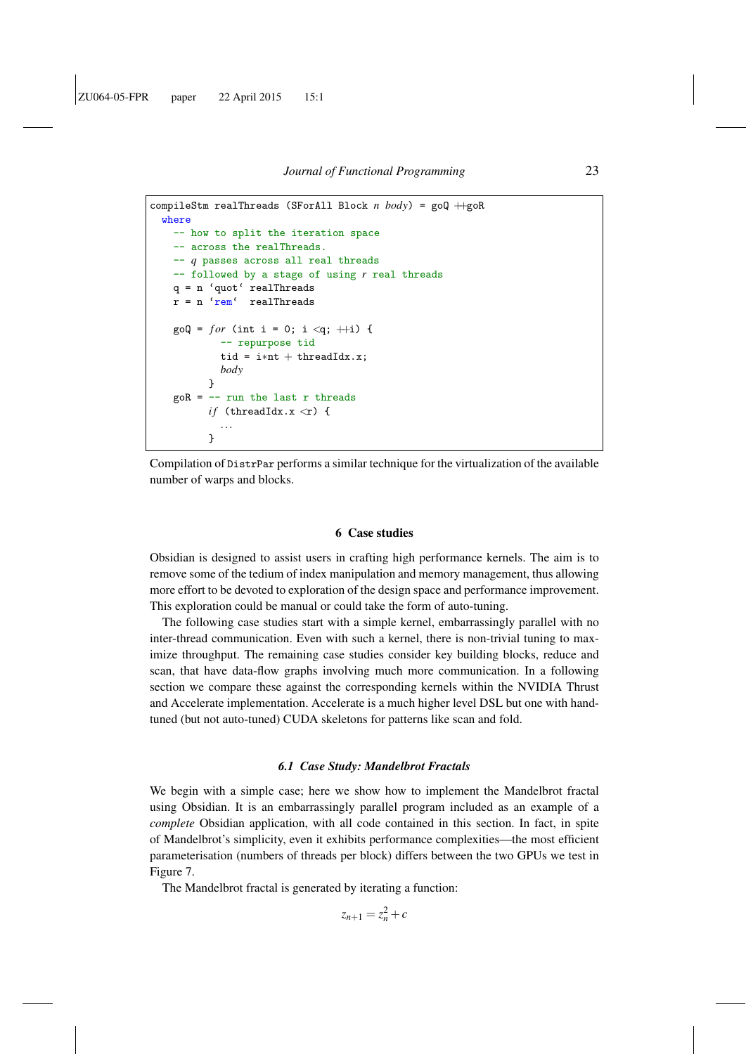```
compileStm realThreads (SForAll Block n body) = goQ ++goR
  where
    -- how to split the iteration space
    -- across the realThreads.
    -- q passes across all real threads
    -- followed by a stage of using r real threads
    q = n ‘quot‘ realThreads
    r = n ‘rem‘  realThreads

    goQ = for (int i = 0; i <q; ++i) {
            -- repurpose tid
            tid = i*nt + threadIdx.x;
            body
          }
    goR = -- run the last r threads
          if (threadIdx.x <r) {
            ...
          }
```

Compilation of `DistrPar` performs a similar technique for the virtualization of the available number of warps and blocks.

## 6 Case studies

Obsidian is designed to assist users in crafting high performance kernels. The aim is to remove some of the tedium of index manipulation and memory management, thus allowing more effort to be devoted to exploration of the design space and performance improvement. This exploration could be manual or could take the form of auto-tuning.

The following case studies start with a simple kernel, embarrassingly parallel with no inter-thread communication. Even with such a kernel, there is non-trivial tuning to maximize throughput. The remaining case studies consider key building blocks, reduce and scan, that have data-flow graphs involving much more communication. In a following section we compare these against the corresponding kernels within the NVIDIA Thrust and Accelerate implementation. Accelerate is a much higher level DSL but one with hand-tuned (but not auto-tuned) CUDA skeletons for patterns like scan and fold.

### 6.1 Case Study: Mandelbrot Fractals

We begin with a simple case; here we show how to implement the Mandelbrot fractal using Obsidian. It is an embarrassingly parallel program included as an example of a *complete* Obsidian application, with all code contained in this section. In fact, in spite of Mandelbrot's simplicity, even it exhibits performance complexities—the most efficient parameterisation (numbers of threads per block) differs between the two GPUs we test in Figure 7.

The Mandelbrot fractal is generated by iterating a function:

$$z_{n+1} = z_n^2 + c$$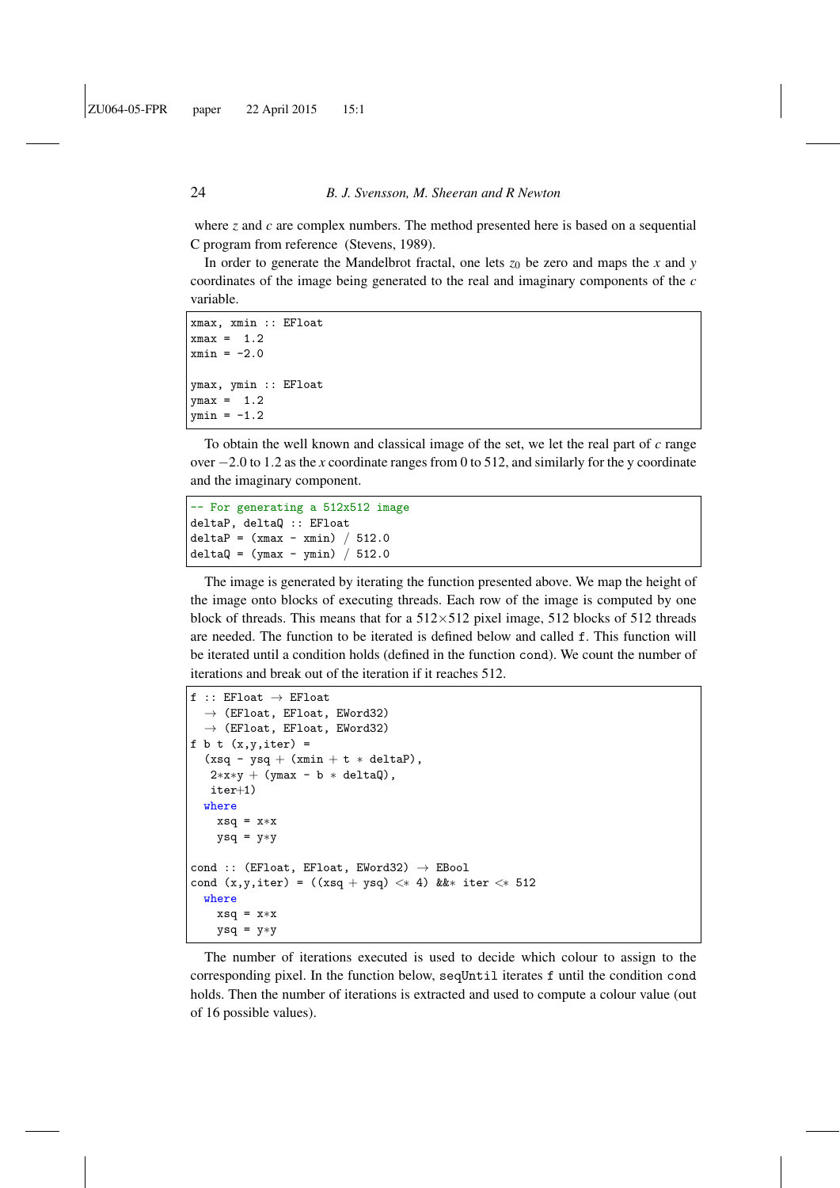where $z$ and $c$ are complex numbers. The method presented here is based on a sequential C program from reference (Stevens, 1989).

In order to generate the Mandelbrot fractal, one lets $z_0$ be zero and maps the $x$ and $y$ coordinates of the image being generated to the real and imaginary components of the $c$ variable.

```
xmax, xmin :: EFloat
xmax =  1.2
xmin = -2.0

ymax, ymin :: EFloat
ymax =  1.2
ymin = -1.2
```

To obtain the well known and classical image of the set, we let the real part of $c$ range over $-2.0$ to 1.2 as the $x$ coordinate ranges from 0 to 512, and similarly for the y coordinate and the imaginary component.

```
-- For generating a 512x512 image
deltaP, deltaQ :: EFloat
deltaP = (xmax - xmin) / 512.0
deltaQ = (ymax - ymin) / 512.0
```

The image is generated by iterating the function presented above. We map the height of the image onto blocks of executing threads. Each row of the image is computed by one block of threads. This means that for a 512×512 pixel image, 512 blocks of 512 threads are needed. The function to be iterated is defined below and called `f`. This function will be iterated until a condition holds (defined in the function `cond`). We count the number of iterations and break out of the iteration if it reaches 512.

```
f :: EFloat → EFloat
  → (EFloat, EFloat, EWord32)
  → (EFloat, EFloat, EWord32)
f b t (x,y,iter) =
  (xsq - ysq + (xmin + t * deltaP),
   2*x*y + (ymax - b * deltaQ),
   iter+1)
  where
    xsq = x*x
    ysq = y*y

cond :: (EFloat, EFloat, EWord32) → EBool
cond (x,y,iter) = ((xsq + ysq) <* 4) &&* iter <* 512
  where
    xsq = x*x
    ysq = y*y
```

The number of iterations executed is used to decide which colour to assign to the corresponding pixel. In the function below, `seqUntil` iterates `f` until the condition `cond` holds. Then the number of iterations is extracted and used to compute a colour value (out of 16 possible values).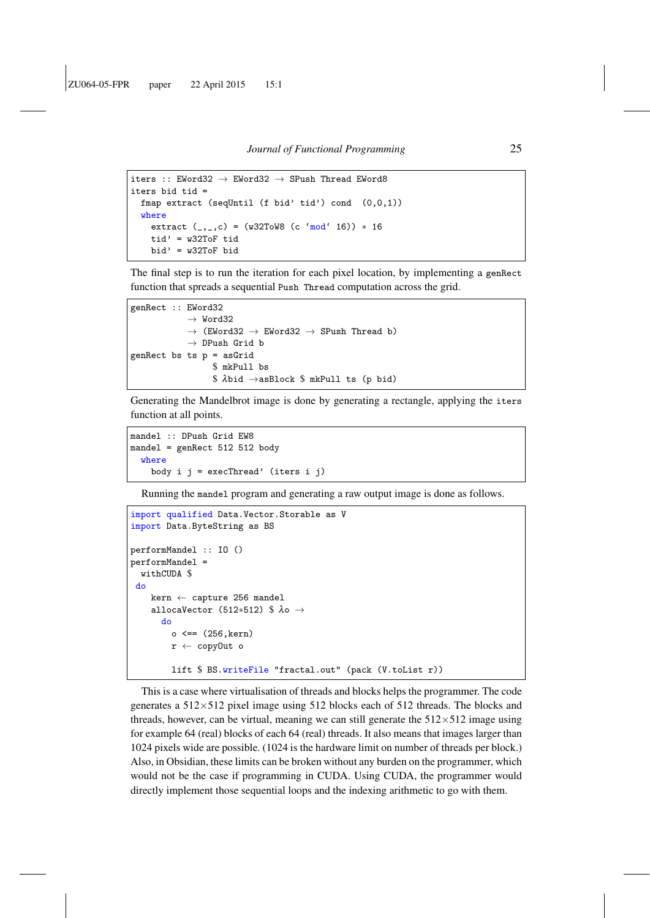```
iters :: EWord32 → EWord32 → SPush Thread EWord8
iters bid tid =
  fmap extract (seqUntil (f bid' tid') cond  (0,0,1))
  where
    extract (_,_,c) = (w32ToW8 (c `mod` 16)) * 16
    tid' = w32ToF tid
    bid' = w32ToF bid
```

The final step is to run the iteration for each pixel location, by implementing a `genRect` function that spreads a sequential `Push Thread` computation across the grid.

```
genRect :: EWord32
        → Word32
        → (EWord32 → EWord32 → SPush Thread b)
        → DPush Grid b
genRect bs ts p = asGrid
                $ mkPull bs
                $ λbid →asBlock $ mkPull ts (p bid)
```

Generating the Mandelbrot image is done by generating a rectangle, applying the `iters` function at all points.

```
mandel :: DPush Grid EW8
mandel = genRect 512 512 body
  where
    body i j = execThread' (iters i j)
```

Running the `mandel` program and generating a raw output image is done as follows.

```
import qualified Data.Vector.Storable as V
import Data.ByteString as BS

performMandel :: IO ()
performMandel =
  withCUDA $
 do
    kern ← capture 256 mandel
    allocaVector (512*512) $ λo →
      do
        o <== (256,kern)
        r ← copyOut o

        lift $ BS.writeFile "fractal.out" (pack (V.toList r))
```

This is a case where virtualisation of threads and blocks helps the programmer. The code generates a 512×512 pixel image using 512 blocks each of 512 threads. The blocks and threads, however, can be virtual, meaning we can still generate the 512×512 image using for example 64 (real) blocks of each 64 (real) threads. It also means that images larger than 1024 pixels wide are possible. (1024 is the hardware limit on number of threads per block.) Also, in Obsidian, these limits can be broken without any burden on the programmer, which would not be the case if programming in CUDA. Using CUDA, the programmer would directly implement those sequential loops and the indexing arithmetic to go with them.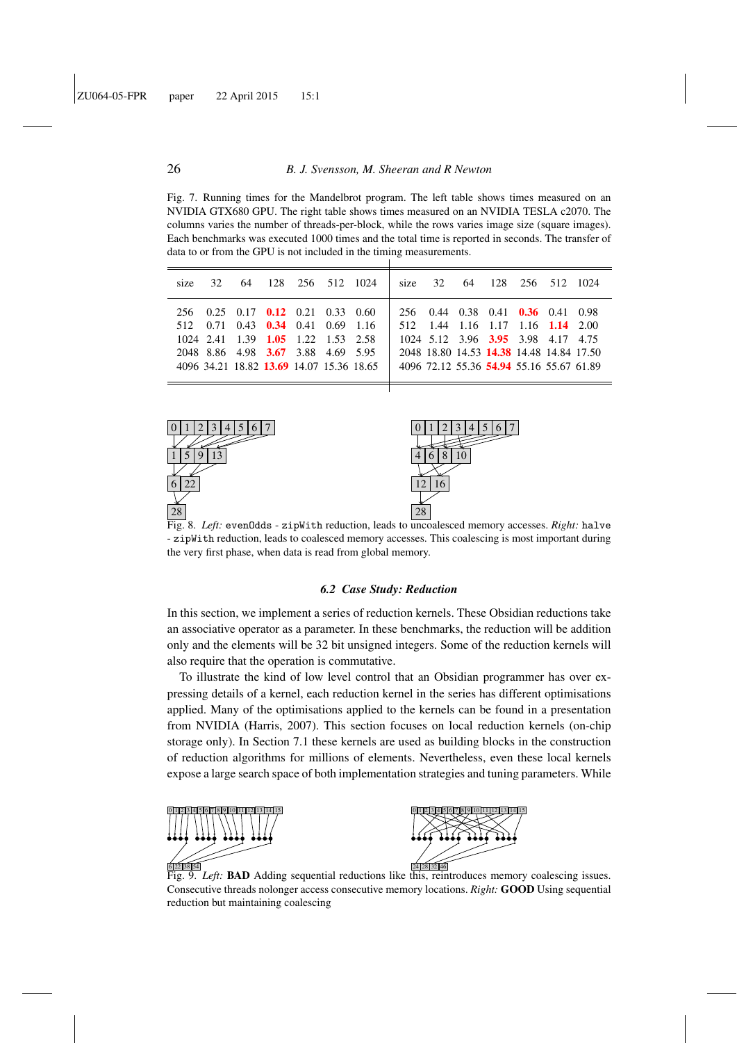Fig. 7. Running times for the Mandelbrot program. The left table shows times measured on an NVIDIA GTX680 GPU. The right table shows times measured on an NVIDIA TESLA c2070. The columns varies the number of threads-per-block, while the rows varies image size (square images). Each benchmarks was executed 1000 times and the total time is reported in seconds. The transfer of data to or from the GPU is not included in the timing measurements.

| size | 32 | 64 | 128 | 256 | 512 | 1024 |
|---|---|---|---|---|---|---|
| 256 | 0.25 | 0.17 | **0.12** | 0.21 | 0.33 | 0.60 |
| 512 | 0.71 | 0.43 | **0.34** | 0.41 | 0.69 | 1.16 |
| 1024 | 2.41 | 1.39 | **1.05** | 1.22 | 1.53 | 2.58 |
| 2048 | 8.86 | 4.98 | **3.67** | 3.88 | 4.69 | 5.95 |
| 4096 | 34.21 | 18.82 | **13.69** | 14.07 | 15.36 | 18.65 |

| size | 32 | 64 | 128 | 256 | 512 | 1024 |
|---|---|---|---|---|---|---|
| 256 | 0.44 | 0.38 | 0.41 | **0.36** | 0.41 | 0.98 |
| 512 | 1.44 | 1.16 | 1.17 | 1.16 | **1.14** | 2.00 |
| 1024 | 5.12 | 3.96 | **3.95** | 3.98 | 4.17 | 4.75 |
| 2048 | 18.80 | 14.53 | **14.38** | 14.48 | 14.84 | 17.50 |
| 4096 | 72.12 | 55.36 | **54.94** | 55.16 | 55.67 | 61.89 |

Fig. 8. *Left:* `evenOdds` - `zipWith` reduction, leads to uncoalesced memory accesses. *Right:* `halve` - `zipWith` reduction, leads to coalesced memory accesses. This coalescing is most important during the very first phase, when data is read from global memory.

### *6.2 Case Study: Reduction*

In this section, we implement a series of reduction kernels. These Obsidian reductions take an associative operator as a parameter. In these benchmarks, the reduction will be addition only and the elements will be 32 bit unsigned integers. Some of the reduction kernels will also require that the operation is commutative.

To illustrate the kind of low level control that an Obsidian programmer has over expressing details of a kernel, each reduction kernel in the series has different optimisations applied. Many of the optimisations applied to the kernels can be found in a presentation from NVIDIA (Harris, 2007). This section focuses on local reduction kernels (on-chip storage only). In Section 7.1 these kernels are used as building blocks in the construction of reduction algorithms for millions of elements. Nevertheless, even these local kernels expose a large search space of both implementation strategies and tuning parameters. While

Fig. 9. *Left:* **BAD** Adding sequential reductions like this, reintroduces memory coalescing issues. Consecutive threads nolonger access consecutive memory locations. *Right:* **GOOD** Using sequential reduction but maintaining coalescing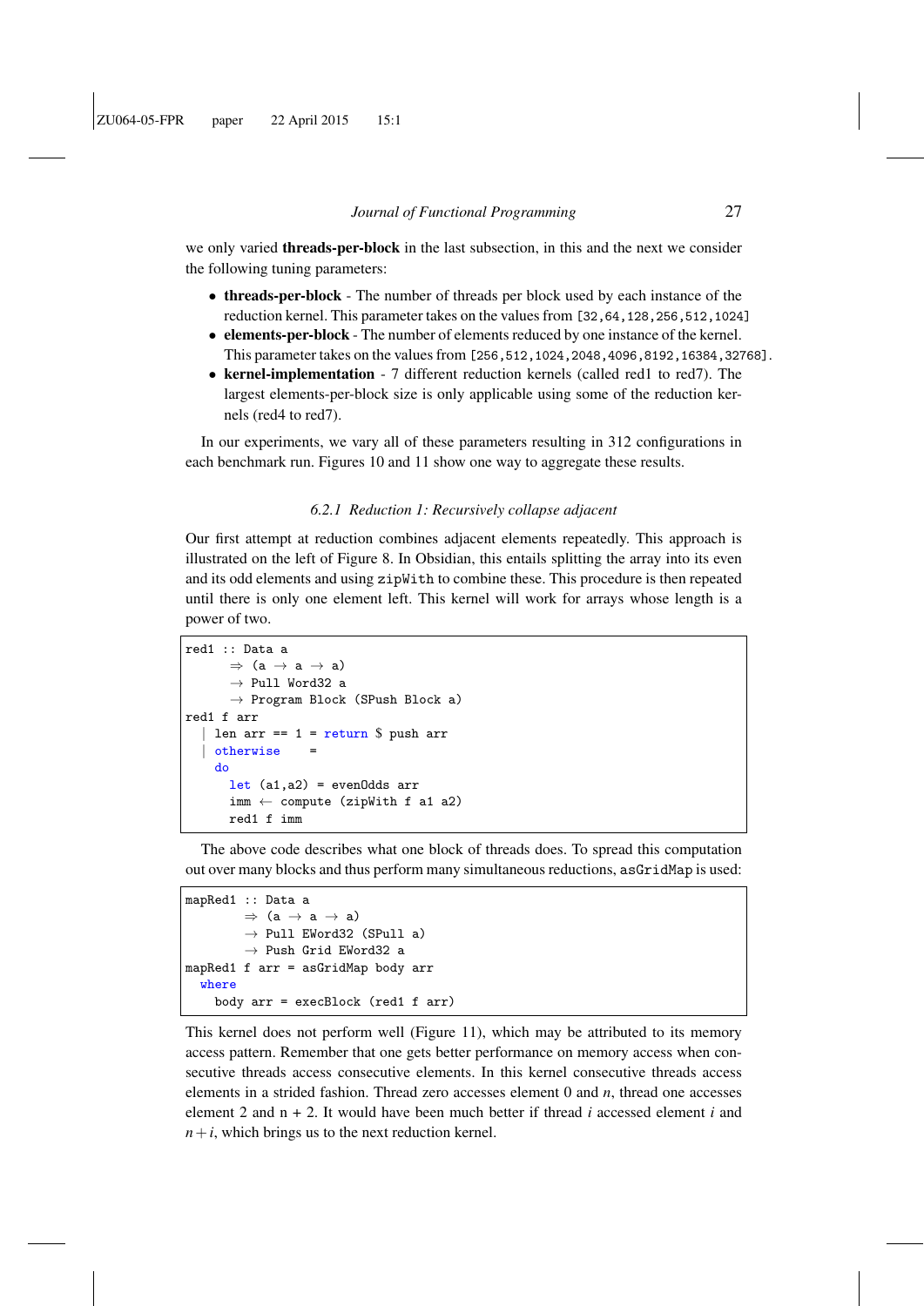we only varied **threads-per-block** in the last subsection, in this and the next we consider the following tuning parameters:

- **threads-per-block** - The number of threads per block used by each instance of the reduction kernel. This parameter takes on the values from `[32,64,128,256,512,1024]`
- **elements-per-block** - The number of elements reduced by one instance of the kernel. This parameter takes on the values from `[256,512,1024,2048,4096,8192,16384,32768]`.
- **kernel-implementation** - 7 different reduction kernels (called red1 to red7). The largest elements-per-block size is only applicable using some of the reduction kernels (red4 to red7).

In our experiments, we vary all of these parameters resulting in 312 configurations in each benchmark run. Figures 10 and 11 show one way to aggregate these results.

### 6.2.1 Reduction 1: Recursively collapse adjacent

Our first attempt at reduction combines adjacent elements repeatedly. This approach is illustrated on the left of Figure 8. In Obsidian, this entails splitting the array into its even and its odd elements and using `zipWith` to combine these. This procedure is then repeated until there is only one element left. This kernel will work for arrays whose length is a power of two.

```
red1 :: Data a
      ⇒ (a → a → a)
      → Pull Word32 a
      → Program Block (SPush Block a)
red1 f arr
  | len arr == 1 = return $ push arr
  | otherwise    =
    do
      let (a1,a2) = evenOdds arr
      imm ← compute (zipWith f a1 a2)
      red1 f imm
```

The above code describes what one block of threads does. To spread this computation out over many blocks and thus perform many simultaneous reductions, `asGridMap` is used:

```
mapRed1 :: Data a
        ⇒ (a → a → a)
        → Pull EWord32 (SPull a)
        → Push Grid EWord32 a
mapRed1 f arr = asGridMap body arr
  where
    body arr = execBlock (red1 f arr)
```

This kernel does not perform well (Figure 11), which may be attributed to its memory access pattern. Remember that one gets better performance on memory access when consecutive threads access consecutive elements. In this kernel consecutive threads access elements in a strided fashion. Thread zero accesses element 0 and $n$, thread one accesses element 2 and n + 2. It would have been much better if thread $i$ accessed element $i$ and $n+i$, which brings us to the next reduction kernel.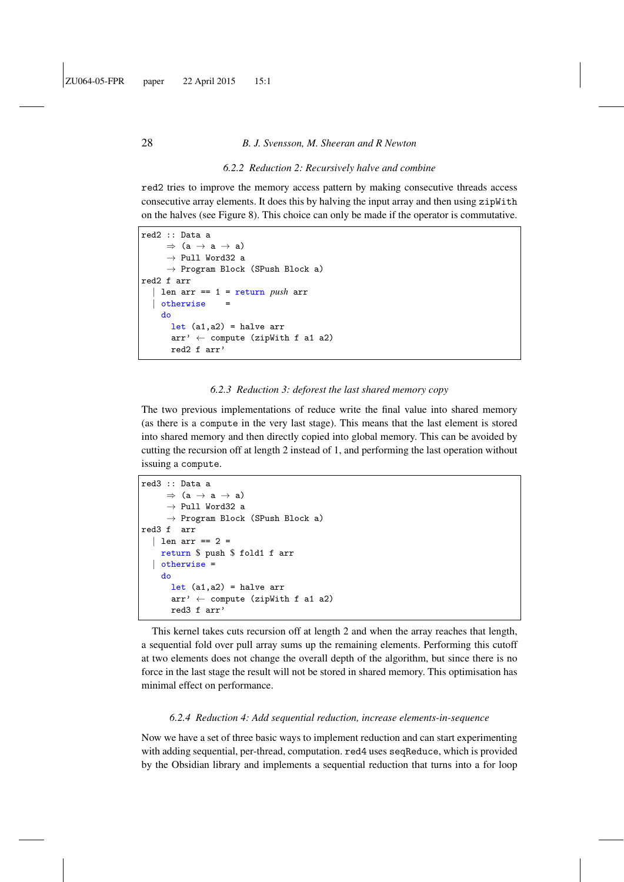### 6.2.2 Reduction 2: Recursively halve and combine

red2 tries to improve the memory access pattern by making consecutive threads access consecutive array elements. It does this by halving the input array and then using zipWith on the halves (see Figure 8). This choice can only be made if the operator is commutative.

```
red2 :: Data a
     ⇒ (a → a → a)
     → Pull Word32 a
     → Program Block (SPush Block a)
red2 f arr
  | len arr == 1 = return push arr
  | otherwise    =
    do
      let (a1,a2) = halve arr
      arr' ← compute (zipWith f a1 a2)
      red2 f arr'
```

### 6.2.3 Reduction 3: deforest the last shared memory copy

The two previous implementations of reduce write the final value into shared memory (as there is a compute in the very last stage). This means that the last element is stored into shared memory and then directly copied into global memory. This can be avoided by cutting the recursion off at length 2 instead of 1, and performing the last operation without issuing a compute.

```
red3 :: Data a
     ⇒ (a → a → a)
     → Pull Word32 a
     → Program Block (SPush Block a)
red3 f  arr
  | len arr == 2 =
    return $ push $ fold1 f arr
  | otherwise =
    do
      let (a1,a2) = halve arr
      arr' ← compute (zipWith f a1 a2)
      red3 f arr'
```

This kernel takes cuts recursion off at length 2 and when the array reaches that length, a sequential fold over pull array sums up the remaining elements. Performing this cutoff at two elements does not change the overall depth of the algorithm, but since there is no force in the last stage the result will not be stored in shared memory. This optimisation has minimal effect on performance.

### 6.2.4 Reduction 4: Add sequential reduction, increase elements-in-sequence

Now we have a set of three basic ways to implement reduction and can start experimenting with adding sequential, per-thread, computation. red4 uses seqReduce, which is provided by the Obsidian library and implements a sequential reduction that turns into a for loop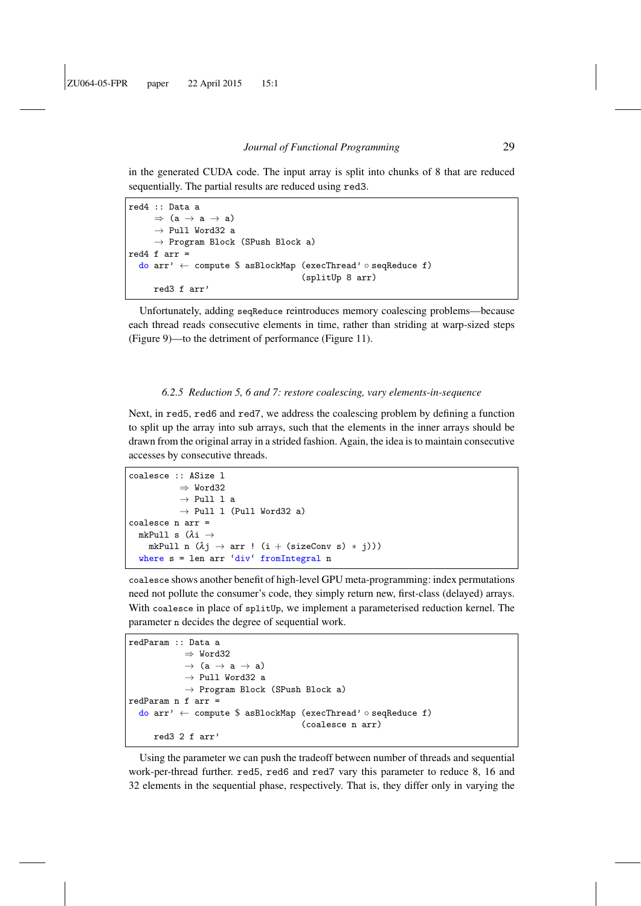in the generated CUDA code. The input array is split into chunks of 8 that are reduced sequentially. The partial results are reduced using `red3`.

```
red4 :: Data a
     ⇒ (a → a → a)
     → Pull Word32 a
     → Program Block (SPush Block a)
red4 f arr =
  do arr' ← compute $ asBlockMap (execThread' ∘ seqReduce f)
                                  (splitUp 8 arr)
     red3 f arr'
```

Unfortunately, adding `seqReduce` reintroduces memory coalescing problems—because each thread reads consecutive elements in time, rather than striding at warp-sized steps (Figure 9)—to the detriment of performance (Figure 11).

#### *6.2.5 Reduction 5, 6 and 7: restore coalescing, vary elements-in-sequence*

Next, in `red5`, `red6` and `red7`, we address the coalescing problem by defining a function to split up the array into sub arrays, such that the elements in the inner arrays should be drawn from the original array in a strided fashion. Again, the idea is to maintain consecutive accesses by consecutive threads.

```
coalesce :: ASize l
         ⇒ Word32
         → Pull l a
         → Pull l (Pull Word32 a)
coalesce n arr =
  mkPull s (λi →
    mkPull n (λj → arr ! (i + (sizeConv s) ∗ j)))
  where s = len arr `div` fromIntegral n
```

`coalesce` shows another benefit of high-level GPU meta-programming: index permutations need not pollute the consumer's code, they simply return new, first-class (delayed) arrays. With `coalesce` in place of `splitUp`, we implement a parameterised reduction kernel. The parameter `n` decides the degree of sequential work.

```
redParam :: Data a
         ⇒ Word32
         → (a → a → a)
         → Pull Word32 a
         → Program Block (SPush Block a)
redParam n f arr =
  do arr' ← compute $ asBlockMap (execThread' ∘ seqReduce f)
                                  (coalesce n arr)
     red3 2 f arr'
```

Using the parameter we can push the tradeoff between number of threads and sequential work-per-thread further. `red5`, `red6` and `red7` vary this parameter to reduce 8, 16 and 32 elements in the sequential phase, respectively. That is, they differ only in varying the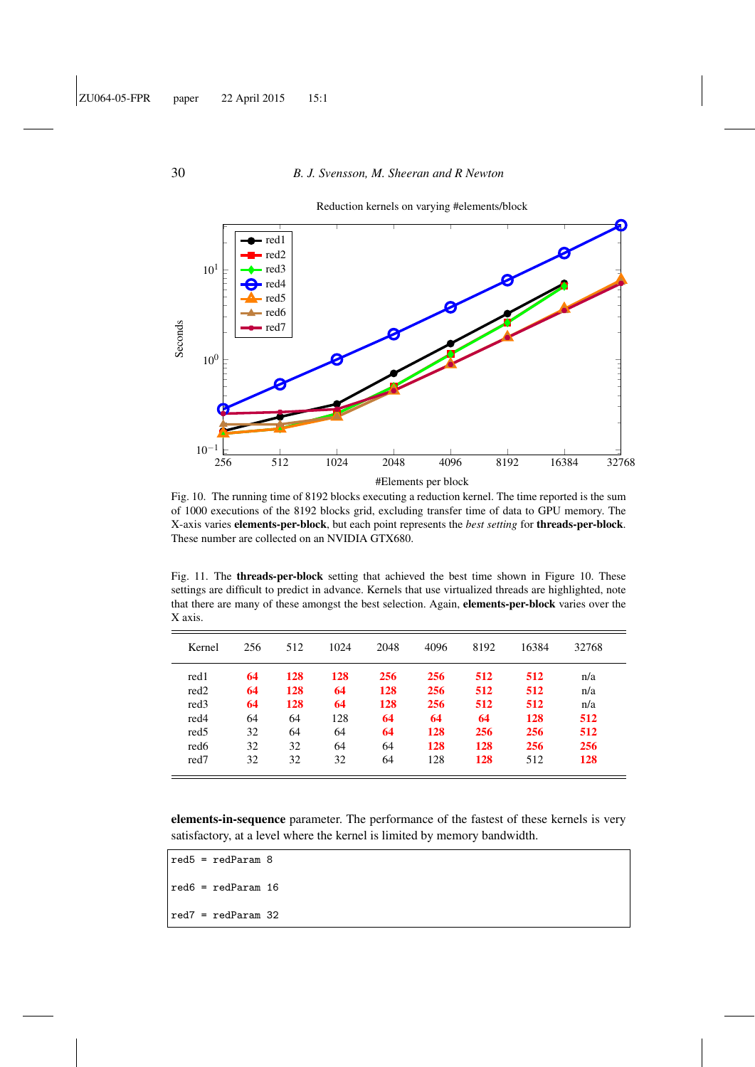Fig. 10. The running time of 8192 blocks executing a reduction kernel. The time reported is the sum of 1000 executions of the 8192 blocks grid, excluding transfer time of data to GPU memory. The X-axis varies **elements-per-block**, but each point represents the *best setting* for **threads-per-block**. These number are collected on an NVIDIA GTX680.

Fig. 11. The **threads-per-block** setting that achieved the best time shown in Figure 10. These settings are difficult to predict in advance. Kernels that use virtualized threads are highlighted, note that there are many of these amongst the best selection. Again, **elements-per-block** varies over the X axis.

| Kernel | 256 | 512 | 1024 | 2048 | 4096 | 8192 | 16384 | 32768 |
|---|---|---|---|---|---|---|---|---|
| red1 | **64** | **128** | **128** | **256** | **256** | **512** | **512** | n/a |
| red2 | **64** | **128** | **64** | **128** | **256** | **512** | **512** | n/a |
| red3 | **64** | **128** | **64** | **128** | **256** | **512** | **512** | n/a |
| red4 | 64 | 64 | 128 | **64** | **64** | **64** | **128** | **512** |
| red5 | 32 | 64 | 64 | **64** | **128** | **256** | **256** | **512** |
| red6 | 32 | 32 | 64 | 64 | **128** | **128** | **256** | **256** |
| red7 | 32 | 32 | 32 | 64 | 128 | **128** | 512 | **128** |

**elements-in-sequence** parameter. The performance of the fastest of these kernels is very satisfactory, at a level where the kernel is limited by memory bandwidth.

```
red5 = redParam 8

red6 = redParam 16

red7 = redParam 32
```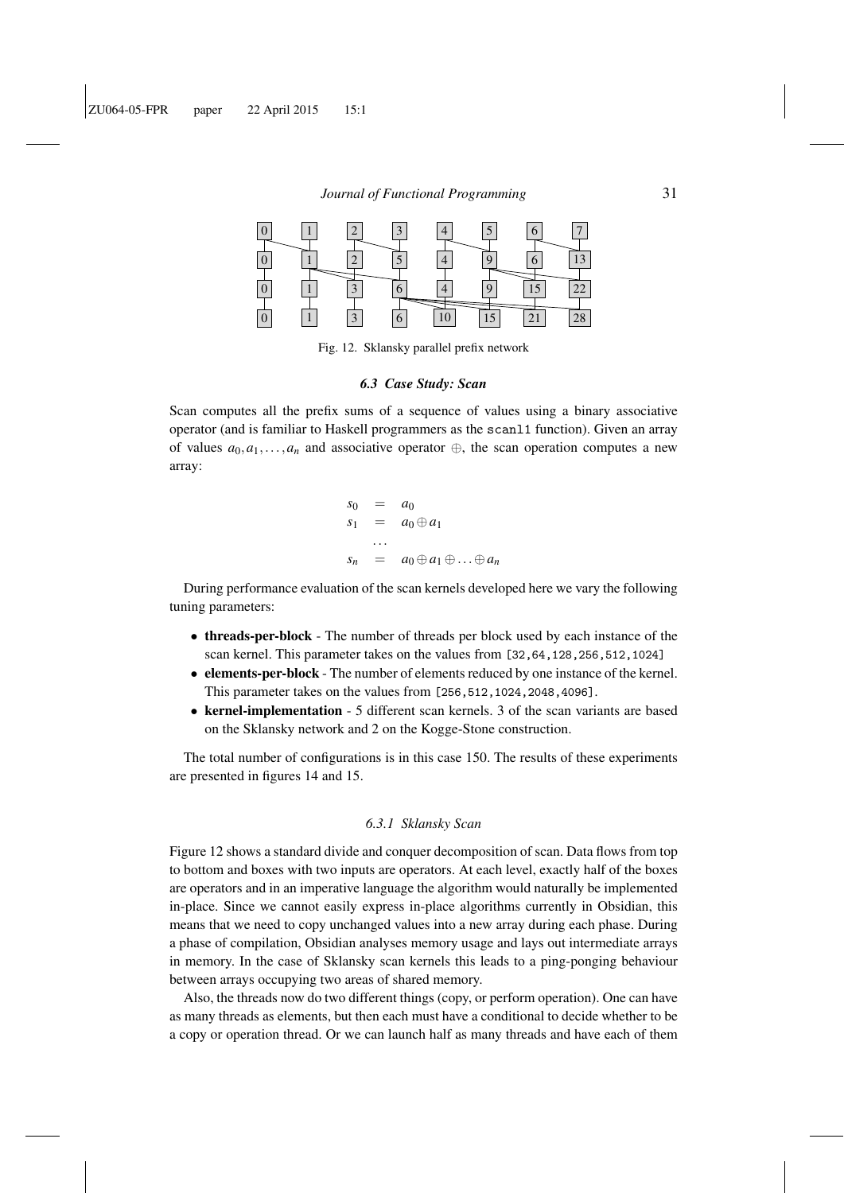Fig. 12. Sklansky parallel prefix network

### 6.3 Case Study: Scan

Scan computes all the prefix sums of a sequence of values using a binary associative operator (and is familiar to Haskell programmers as the `scanl1` function). Given an array of values $a_0, a_1, \ldots, a_n$ and associative operator $\oplus$, the scan operation computes a new array:

$$
\begin{aligned}
s_0 &= a_0 \\
s_1 &= a_0 \oplus a_1 \\
&\ldots \\
s_n &= a_0 \oplus a_1 \oplus \ldots \oplus a_n
\end{aligned}
$$

During performance evaluation of the scan kernels developed here we vary the following tuning parameters:

- **threads-per-block** - The number of threads per block used by each instance of the scan kernel. This parameter takes on the values from `[32,64,128,256,512,1024]`
- **elements-per-block** - The number of elements reduced by one instance of the kernel. This parameter takes on the values from `[256,512,1024,2048,4096]`.
- **kernel-implementation** - 5 different scan kernels. 3 of the scan variants are based on the Sklansky network and 2 on the Kogge-Stone construction.

The total number of configurations is in this case 150. The results of these experiments are presented in figures 14 and 15.

#### 6.3.1 Sklansky Scan

Figure 12 shows a standard divide and conquer decomposition of scan. Data flows from top to bottom and boxes with two inputs are operators. At each level, exactly half of the boxes are operators and in an imperative language the algorithm would naturally be implemented in-place. Since we cannot easily express in-place algorithms currently in Obsidian, this means that we need to copy unchanged values into a new array during each phase. During a phase of compilation, Obsidian analyses memory usage and lays out intermediate arrays in memory. In the case of Sklansky scan kernels this leads to a ping-ponging behaviour between arrays occupying two areas of shared memory.

Also, the threads now do two different things (copy, or perform operation). One can have as many threads as elements, but then each must have a conditional to decide whether to be a copy or operation thread. Or we can launch half as many threads and have each of them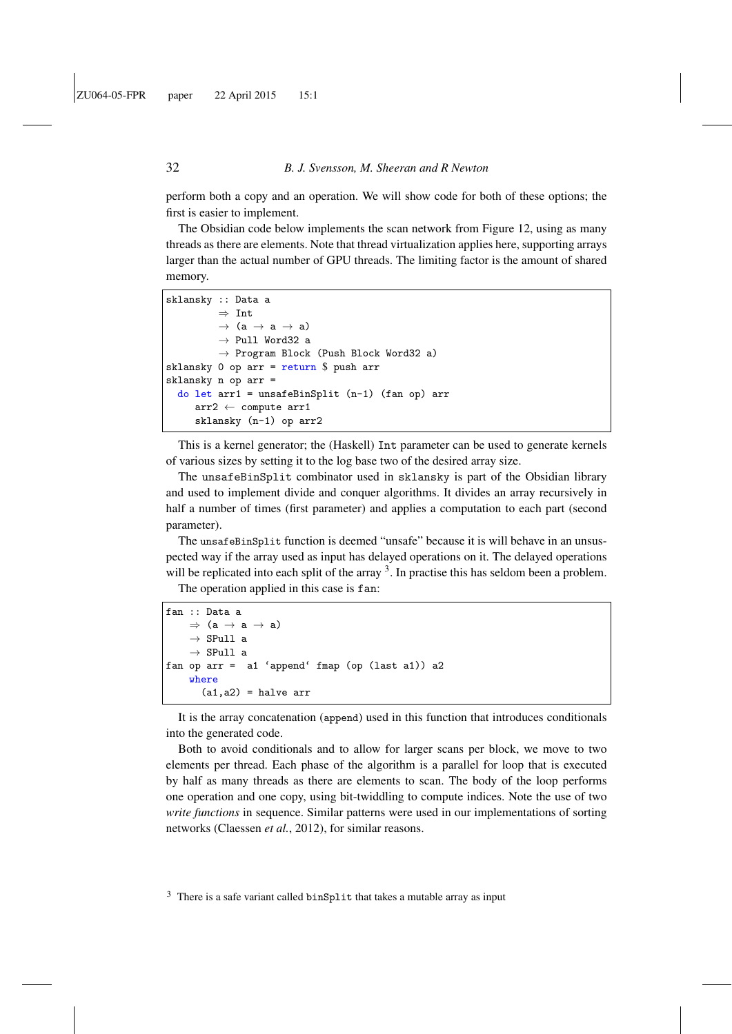perform both a copy and an operation. We will show code for both of these options; the first is easier to implement.

The Obsidian code below implements the scan network from Figure 12, using as many threads as there are elements. Note that thread virtualization applies here, supporting arrays larger than the actual number of GPU threads. The limiting factor is the amount of shared memory.

```
sklansky :: Data a
         ⇒ Int
         → (a → a → a)
         → Pull Word32 a
         → Program Block (Push Block Word32 a)
sklansky 0 op arr = return $ push arr
sklansky n op arr =
  do let arr1 = unsafeBinSplit (n-1) (fan op) arr
     arr2 ← compute arr1
     sklansky (n-1) op arr2
```

This is a kernel generator; the (Haskell) `Int` parameter can be used to generate kernels of various sizes by setting it to the log base two of the desired array size.

The `unsafeBinSplit` combinator used in `sklansky` is part of the Obsidian library and used to implement divide and conquer algorithms. It divides an array recursively in half a number of times (first parameter) and applies a computation to each part (second parameter).

The `unsafeBinSplit` function is deemed "unsafe" because it is will behave in an unsuspected way if the array used as input has delayed operations on it. The delayed operations will be replicated into each split of the array [3]. In practise this has seldom been a problem.

The operation applied in this case is `fan`:

```
fan :: Data a
    ⇒ (a → a → a)
    → SPull a
    → SPull a
fan op arr =  a1 ‘append‘ fmap (op (last a1)) a2
    where
      (a1,a2) = halve arr
```

It is the array concatenation (`append`) used in this function that introduces conditionals into the generated code.

Both to avoid conditionals and to allow for larger scans per block, we move to two elements per thread. Each phase of the algorithm is a parallel for loop that is executed by half as many threads as there are elements to scan. The body of the loop performs one operation and one copy, using bit-twiddling to compute indices. Note the use of two *write functions* in sequence. Similar patterns were used in our implementations of sorting networks (Claessen *et al.*, 2012), for similar reasons.

[3] There is a safe variant called `binSplit` that takes a mutable array as input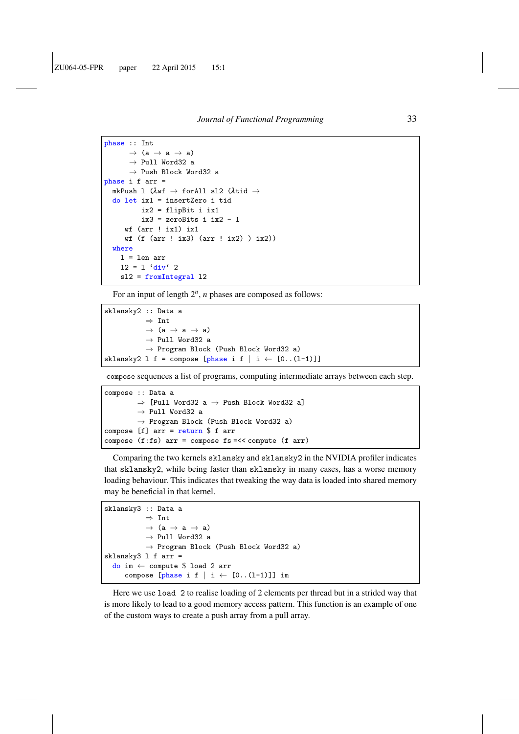```
phase :: Int
      → (a → a → a)
      → Pull Word32 a
      → Push Block Word32 a
phase i f arr =
  mkPush l (λwf → forAll sl2 (λtid →
  do let ix1 = insertZero i tid
         ix2 = flipBit i ix1
         ix3 = zeroBits i ix2 - 1
     wf (arr ! ix1) ix1
     wf (f (arr ! ix3) (arr ! ix2) ) ix2))
  where
    l = len arr
    l2 = l `div` 2
    sl2 = fromIntegral l2
```

For an input of length $2^n$, $n$ phases are composed as follows:

```
sklansky2 :: Data a
          ⇒ Int
          → (a → a → a)
          → Pull Word32 a
          → Program Block (Push Block Word32 a)
sklansky2 l f = compose [phase i f | i ← [0..(l-1)]]
```

`compose` sequences a list of programs, computing intermediate arrays between each step.

```
compose :: Data a
        ⇒ [Pull Word32 a → Push Block Word32 a]
        → Pull Word32 a
        → Program Block (Push Block Word32 a)
compose [f] arr = return $ f arr
compose (f:fs) arr = compose fs =<< compute (f arr)
```

Comparing the two kernels `sklansky` and `sklansky2` in the NVIDIA profiler indicates that `sklansky2`, while being faster than `sklansky` in many cases, has a worse memory loading behaviour. This indicates that tweaking the way data is loaded into shared memory may be beneficial in that kernel.

```
sklansky3 :: Data a
          ⇒ Int
          → (a → a → a)
          → Pull Word32 a
          → Program Block (Push Block Word32 a)
sklansky3 l f arr =
  do im ← compute $ load 2 arr
     compose [phase i f | i ← [0..(l-1)]] im
```

Here we use `load 2` to realise loading of 2 elements per thread but in a strided way that is more likely to lead to a good memory access pattern. This function is an example of one of the custom ways to create a push array from a pull array.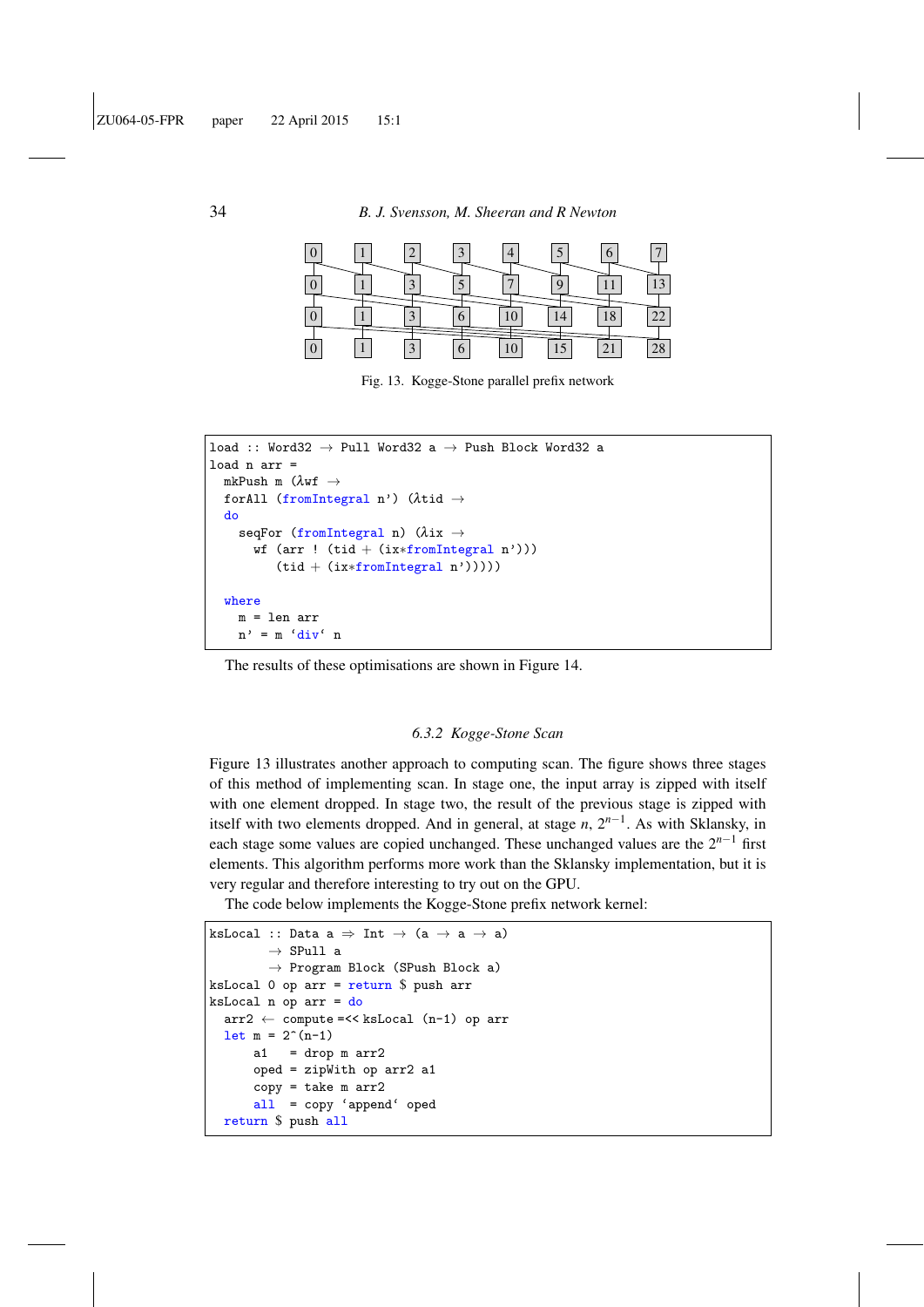Fig. 13. Kogge-Stone parallel prefix network

```
load :: Word32 → Pull Word32 a → Push Block Word32 a
load n arr =
  mkPush m (λwf →
  forAll (fromIntegral n') (λtid →
  do
    seqFor (fromIntegral n) (λix →
      wf (arr ! (tid + (ix*fromIntegral n')))
         (tid + (ix*fromIntegral n')))))

  where
    m = len arr
    n' = m `div` n
```

The results of these optimisations are shown in Figure 14.

### 6.3.2 Kogge-Stone Scan

Figure 13 illustrates another approach to computing scan. The figure shows three stages of this method of implementing scan. In stage one, the input array is zipped with itself with one element dropped. In stage two, the result of the previous stage is zipped with itself with two elements dropped. And in general, at stage $n$, $2^{n-1}$. As with Sklansky, in each stage some values are copied unchanged. These unchanged values are the $2^{n-1}$ first elements. This algorithm performs more work than the Sklansky implementation, but it is very regular and therefore interesting to try out on the GPU.

The code below implements the Kogge-Stone prefix network kernel:

```
ksLocal :: Data a ⇒ Int → (a → a → a)
        → SPull a
        → Program Block (SPush Block a)
ksLocal 0 op arr = return $ push arr
ksLocal n op arr = do
  arr2 ← compute =<< ksLocal (n-1) op arr
  let m = 2^(n-1)
      a1   = drop m arr2
      oped = zipWith op arr2 a1
      copy = take m arr2
      all  = copy `append` oped
  return $ push all
```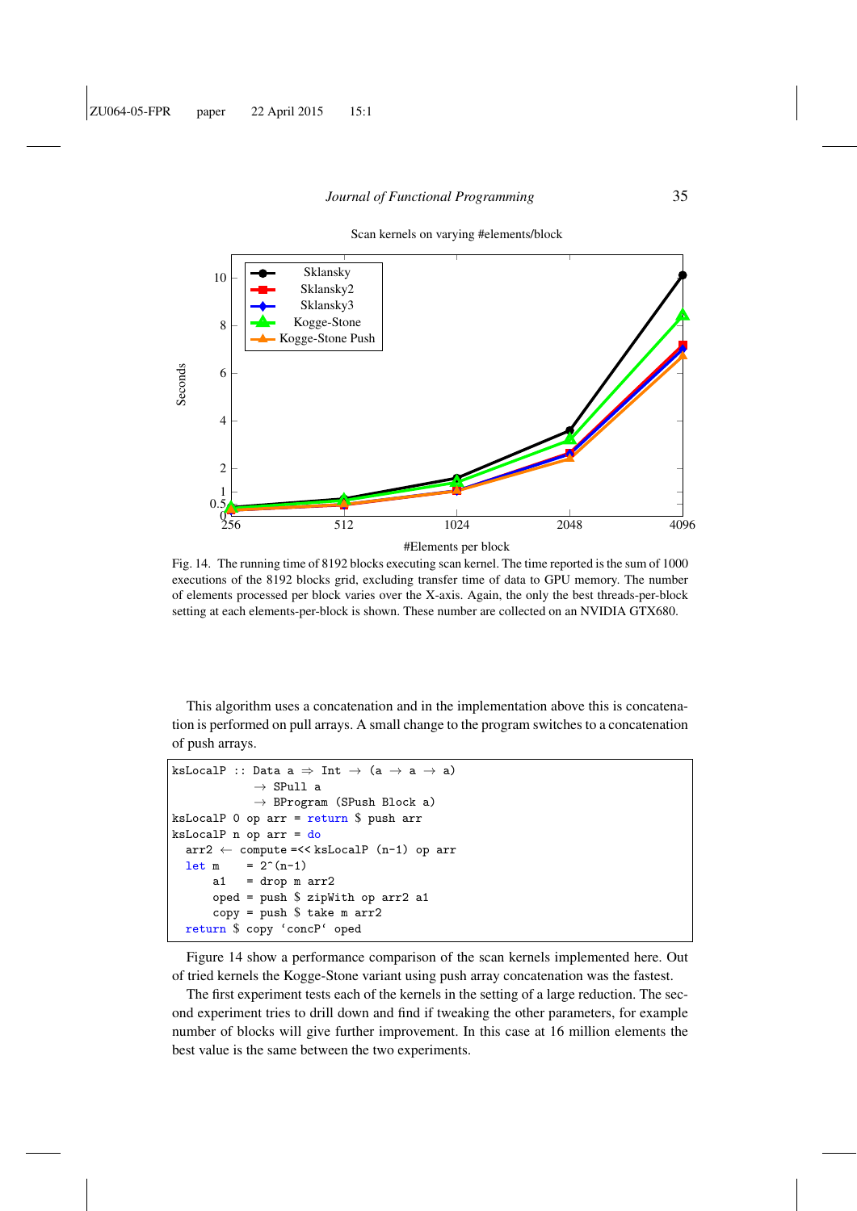Fig. 14. The running time of 8192 blocks executing scan kernel. The time reported is the sum of 1000 executions of the 8192 blocks grid, excluding transfer time of data to GPU memory. The number of elements processed per block varies over the X-axis. Again, the only the best threads-per-block setting at each elements-per-block is shown. These number are collected on an NVIDIA GTX680.

This algorithm uses a concatenation and in the implementation above this is concatenation is performed on pull arrays. A small change to the program switches to a concatenation of push arrays.

```
ksLocalP :: Data a ⇒ Int → (a → a → a)
            → SPull a
            → BProgram (SPush Block a)
ksLocalP 0 op arr = return $ push arr
ksLocalP n op arr = do
  arr2 ← compute =<< ksLocalP (n-1) op arr
  let m    = 2^(n-1)
      a1   = drop m arr2
      oped = push $ zipWith op arr2 a1
      copy = push $ take m arr2
  return $ copy ‘concP‘ oped
```

Figure 14 show a performance comparison of the scan kernels implemented here. Out of tried kernels the Kogge-Stone variant using push array concatenation was the fastest.

The first experiment tests each of the kernels in the setting of a large reduction. The second experiment tries to drill down and find if tweaking the other parameters, for example number of blocks will give further improvement. In this case at 16 million elements the best value is the same between the two experiments.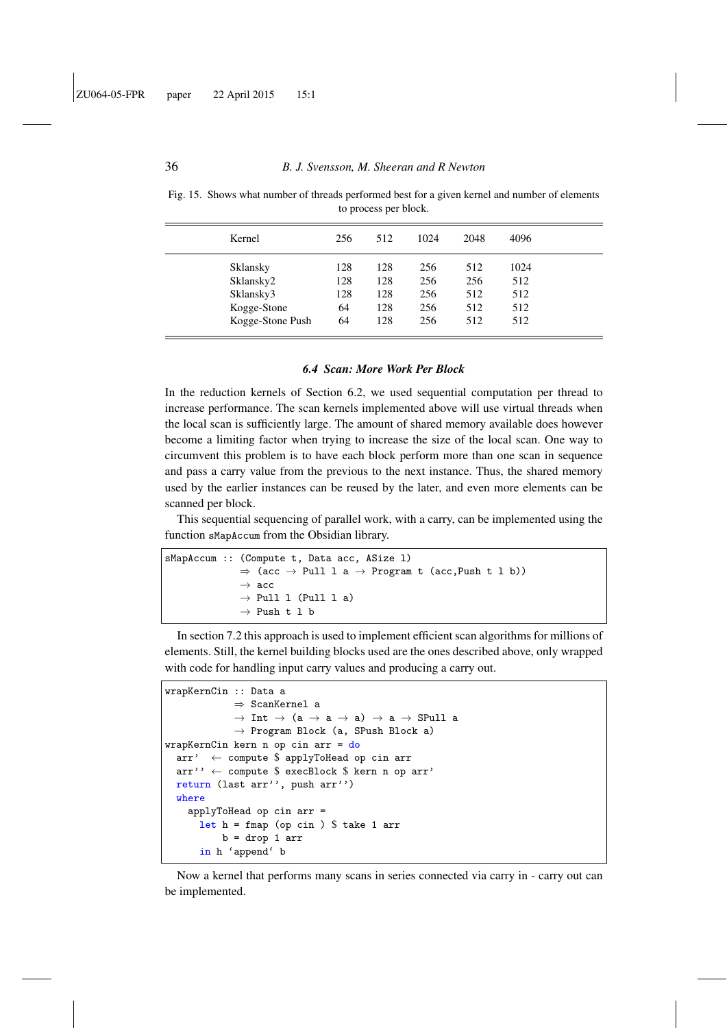Fig. 15. Shows what number of threads performed best for a given kernel and number of elements to process per block.

| Kernel | 256 | 512 | 1024 | 2048 | 4096 |
|---|---|---|---|---|---|
| Sklansky | 128 | 128 | 256 | 512 | 1024 |
| Sklansky2 | 128 | 128 | 256 | 256 | 512 |
| Sklansky3 | 128 | 128 | 256 | 512 | 512 |
| Kogge-Stone | 64 | 128 | 256 | 512 | 512 |
| Kogge-Stone Push | 64 | 128 | 256 | 512 | 512 |

### *6.4 Scan: More Work Per Block*

In the reduction kernels of Section 6.2, we used sequential computation per thread to increase performance. The scan kernels implemented above will use virtual threads when the local scan is sufficiently large. The amount of shared memory available does however become a limiting factor when trying to increase the size of the local scan. One way to circumvent this problem is to have each block perform more than one scan in sequence and pass a carry value from the previous to the next instance. Thus, the shared memory used by the earlier instances can be reused by the later, and even more elements can be scanned per block.

This sequential sequencing of parallel work, with a carry, can be implemented using the function `sMapAccum` from the Obsidian library.

```
sMapAccum :: (Compute t, Data acc, ASize l)
             ⇒ (acc → Pull l a → Program t (acc,Push t l b))
             → acc
             → Pull l (Pull l a)
             → Push t l b
```

In section 7.2 this approach is used to implement efficient scan algorithms for millions of elements. Still, the kernel building blocks used are the ones described above, only wrapped with code for handling input carry values and producing a carry out.

```
wrapKernCin :: Data a
            ⇒ ScanKernel a
            → Int → (a → a → a) → a → SPull a
            → Program Block (a, SPush Block a)
wrapKernCin kern n op cin arr = do
  arr'  ← compute $ applyToHead op cin arr
  arr'' ← compute $ execBlock $ kern n op arr'
  return (last arr'', push arr'')
  where
    applyToHead op cin arr =
      let h = fmap (op cin ) $ take 1 arr
          b = drop 1 arr
      in h `append` b
```

Now a kernel that performs many scans in series connected via carry in - carry out can be implemented.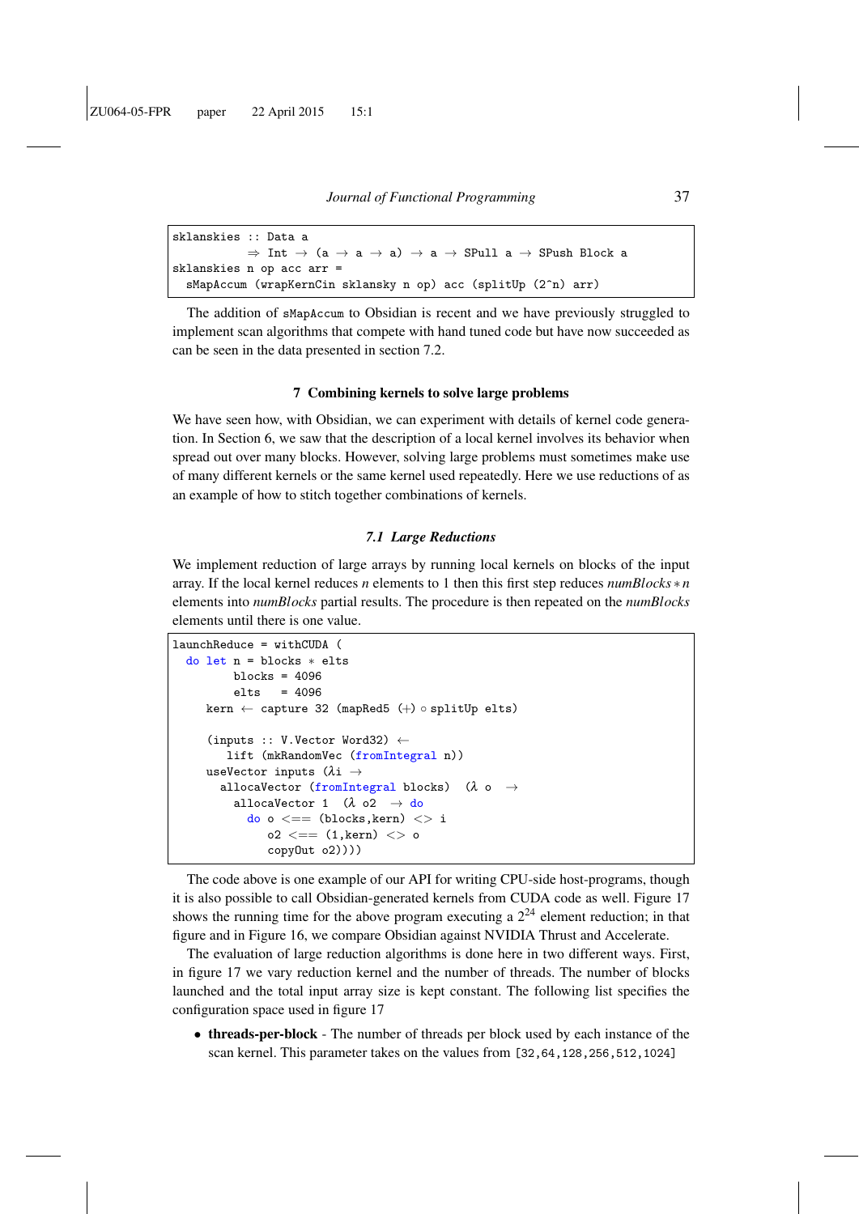```
sklanskies :: Data a
           ⇒ Int → (a → a → a) → a → SPull a → SPush Block a
sklanskies n op acc arr =
  sMapAccum (wrapKernCin sklansky n op) acc (splitUp (2^n) arr)
```

The addition of `sMapAccum` to Obsidian is recent and we have previously struggled to implement scan algorithms that compete with hand tuned code but have now succeeded as can be seen in the data presented in section 7.2.

## 7 Combining kernels to solve large problems

We have seen how, with Obsidian, we can experiment with details of kernel code generation. In Section 6, we saw that the description of a local kernel involves its behavior when spread out over many blocks. However, solving large problems must sometimes make use of many different kernels or the same kernel used repeatedly. Here we use reductions of as an example of how to stitch together combinations of kernels.

### 7.1 Large Reductions

We implement reduction of large arrays by running local kernels on blocks of the input array. If the local kernel reduces $n$ elements to 1 then this first step reduces $numBlocks * n$ elements into $numBlocks$ partial results. The procedure is then repeated on the $numBlocks$ elements until there is one value.

```
launchReduce = withCUDA (
  do let n = blocks * elts
         blocks = 4096
         elts   = 4096
     kern ← capture 32 (mapRed5 (+) ∘ splitUp elts)

     (inputs :: V.Vector Word32) ←
        lift (mkRandomVec (fromIntegral n))
     useVector inputs (λi →
       allocaVector (fromIntegral blocks)  (λ o  →
         allocaVector 1  (λ o2  → do
           do o <== (blocks,kern) <> i
              o2 <== (1,kern) <> o
              copyOut o2))))
```

The code above is one example of our API for writing CPU-side host-programs, though it is also possible to call Obsidian-generated kernels from CUDA code as well. Figure 17 shows the running time for the above program executing a $2^{24}$ element reduction; in that figure and in Figure 16, we compare Obsidian against NVIDIA Thrust and Accelerate.

The evaluation of large reduction algorithms is done here in two different ways. First, in figure 17 we vary reduction kernel and the number of threads. The number of blocks launched and the total input array size is kept constant. The following list specifies the configuration space used in figure 17

- **threads-per-block** - The number of threads per block used by each instance of the scan kernel. This parameter takes on the values from `[32,64,128,256,512,1024]`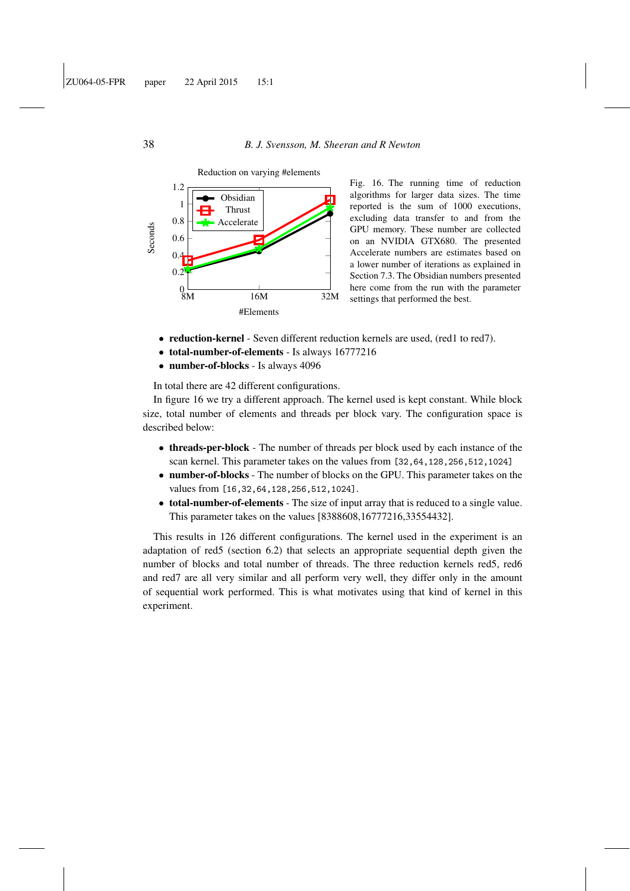Fig. 16. The running time of reduction algorithms for larger data sizes. The time reported is the sum of 1000 executions, excluding data transfer to and from the GPU memory. These number are collected on an NVIDIA GTX680. The presented Accelerate numbers are estimates based on a lower number of iterations as explained in Section 7.3. The Obsidian numbers presented here come from the run with the parameter settings that performed the best.

- **reduction-kernel** - Seven different reduction kernels are used, (red1 to red7).
- **total-number-of-elements** - Is always 16777216
- **number-of-blocks** - Is always 4096

In total there are 42 different configurations.

In figure 16 we try a different approach. The kernel used is kept constant. While block size, total number of elements and threads per block vary. The configuration space is described below:

- **threads-per-block** - The number of threads per block used by each instance of the scan kernel. This parameter takes on the values from `[32,64,128,256,512,1024]`
- **number-of-blocks** - The number of blocks on the GPU. This parameter takes on the values from `[16,32,64,128,256,512,1024]`.
- **total-number-of-elements** - The size of input array that is reduced to a single value. This parameter takes on the values [8388608,16777216,33554432].

This results in 126 different configurations. The kernel used in the experiment is an adaptation of red5 (section 6.2) that selects an appropriate sequential depth given the number of blocks and total number of threads. The three reduction kernels red5, red6 and red7 are all very similar and all perform very well, they differ only in the amount of sequential work performed. This is what motivates using that kind of kernel in this experiment.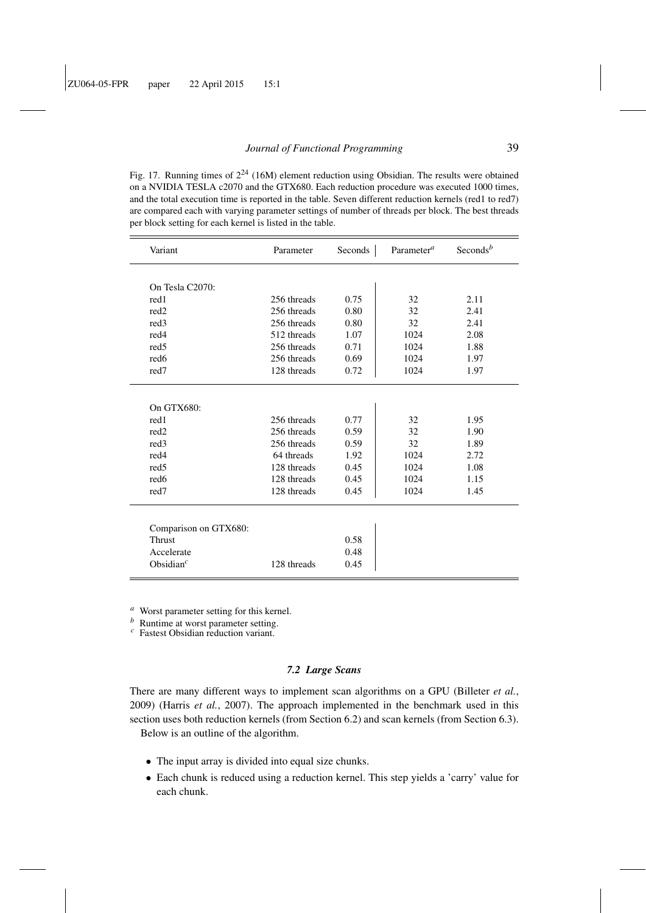Fig. 17. Running times of $2^{24}$ (16M) element reduction using Obsidian. The results were obtained on a NVIDIA TESLA c2070 and the GTX680. Each reduction procedure was executed 1000 times, and the total execution time is reported in the table. Seven different reduction kernels (red1 to red7) are compared each with varying parameter settings of number of threads per block. The best threads per block setting for each kernel is listed in the table.

| Variant | Parameter | Seconds | Parameter[a] | Seconds[b] |
|---|---|---|---|---|
| On Tesla C2070: | | | | |
| red1 | 256 threads | 0.75 | 32 | 2.11 |
| red2 | 256 threads | 0.80 | 32 | 2.41 |
| red3 | 256 threads | 0.80 | 32 | 2.41 |
| red4 | 512 threads | 1.07 | 1024 | 2.08 |
| red5 | 256 threads | 0.71 | 1024 | 1.88 |
| red6 | 256 threads | 0.69 | 1024 | 1.97 |
| red7 | 128 threads | 0.72 | 1024 | 1.97 |
| On GTX680: | | | | |
| red1 | 256 threads | 0.77 | 32 | 1.95 |
| red2 | 256 threads | 0.59 | 32 | 1.90 |
| red3 | 256 threads | 0.59 | 32 | 1.89 |
| red4 | 64 threads | 1.92 | 1024 | 2.72 |
| red5 | 128 threads | 0.45 | 1024 | 1.08 |
| red6 | 128 threads | 0.45 | 1024 | 1.15 |
| red7 | 128 threads | 0.45 | 1024 | 1.45 |
| Comparison on GTX680: | | | | |
| Thrust | | 0.58 | | |
| Accelerate | | 0.48 | | |
| Obsidian[c] | 128 threads | 0.45 | | |

[a] Worst parameter setting for this kernel.
[b] Runtime at worst parameter setting.
[c] Fastest Obsidian reduction variant.

### *7.2 Large Scans*

There are many different ways to implement scan algorithms on a GPU (Billeter *et al.*, 2009) (Harris *et al.*, 2007). The approach implemented in the benchmark used in this section uses both reduction kernels (from Section 6.2) and scan kernels (from Section 6.3).

Below is an outline of the algorithm.

- The input array is divided into equal size chunks.
- Each chunk is reduced using a reduction kernel. This step yields a 'carry' value for each chunk.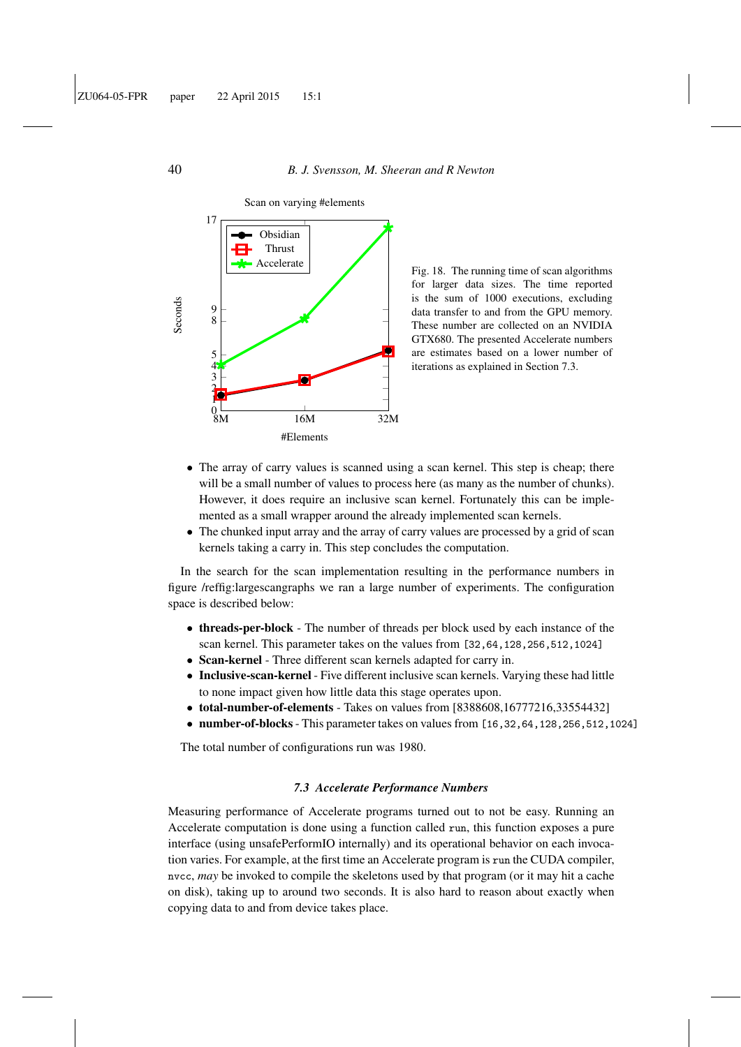Fig. 18. The running time of scan algorithms for larger data sizes. The time reported is the sum of 1000 executions, excluding data transfer to and from the GPU memory. These number are collected on an NVIDIA GTX680. The presented Accelerate numbers are estimates based on a lower number of iterations as explained in Section 7.3.

- The array of carry values is scanned using a scan kernel. This step is cheap; there will be a small number of values to process here (as many as the number of chunks). However, it does require an inclusive scan kernel. Fortunately this can be implemented as a small wrapper around the already implemented scan kernels.
- The chunked input array and the array of carry values are processed by a grid of scan kernels taking a carry in. This step concludes the computation.

In the search for the scan implementation resulting in the performance numbers in figure /reffig:largescangraphs we ran a large number of experiments. The configuration space is described below:

- **threads-per-block** - The number of threads per block used by each instance of the scan kernel. This parameter takes on the values from `[32,64,128,256,512,1024]`
- **Scan-kernel** - Three different scan kernels adapted for carry in.
- **Inclusive-scan-kernel** - Five different inclusive scan kernels. Varying these had little to none impact given how little data this stage operates upon.
- **total-number-of-elements** - Takes on values from [8388608,16777216,33554432]
- **number-of-blocks** - This parameter takes on values from `[16,32,64,128,256,512,1024]`

The total number of configurations run was 1980.

### 7.3 Accelerate Performance Numbers

Measuring performance of Accelerate programs turned out to not be easy. Running an Accelerate computation is done using a function called `run`, this function exposes a pure interface (using unsafePerformIO internally) and its operational behavior on each invocation varies. For example, at the first time an Accelerate program is `run` the CUDA compiler, `nvcc`, *may* be invoked to compile the skeletons used by that program (or it may hit a cache on disk), taking up to around two seconds. It is also hard to reason about exactly when copying data to and from device takes place.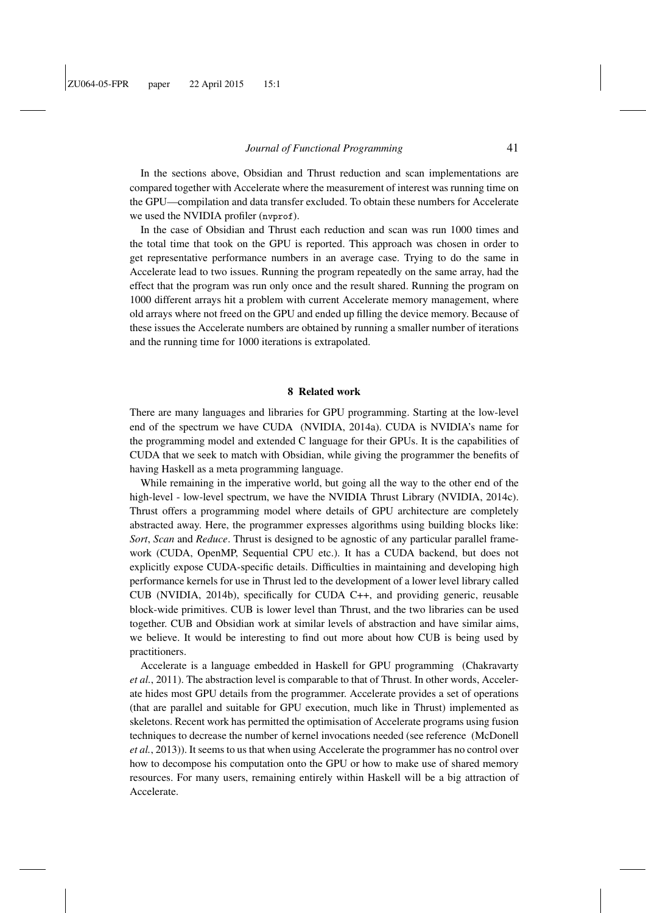In the sections above, Obsidian and Thrust reduction and scan implementations are compared together with Accelerate where the measurement of interest was running time on the GPU—compilation and data transfer excluded. To obtain these numbers for Accelerate we used the NVIDIA profiler (`nvprof`).

In the case of Obsidian and Thrust each reduction and scan was run 1000 times and the total time that took on the GPU is reported. This approach was chosen in order to get representative performance numbers in an average case. Trying to do the same in Accelerate lead to two issues. Running the program repeatedly on the same array, had the effect that the program was run only once and the result shared. Running the program on 1000 different arrays hit a problem with current Accelerate memory management, where old arrays where not freed on the GPU and ended up filling the device memory. Because of these issues the Accelerate numbers are obtained by running a smaller number of iterations and the running time for 1000 iterations is extrapolated.

## 8 Related work

There are many languages and libraries for GPU programming. Starting at the low-level end of the spectrum we have CUDA (NVIDIA, 2014a). CUDA is NVIDIA's name for the programming model and extended C language for their GPUs. It is the capabilities of CUDA that we seek to match with Obsidian, while giving the programmer the benefits of having Haskell as a meta programming language.

While remaining in the imperative world, but going all the way to the other end of the high-level - low-level spectrum, we have the NVIDIA Thrust Library (NVIDIA, 2014c). Thrust offers a programming model where details of GPU architecture are completely abstracted away. Here, the programmer expresses algorithms using building blocks like: *Sort*, *Scan* and *Reduce*. Thrust is designed to be agnostic of any particular parallel framework (CUDA, OpenMP, Sequential CPU etc.). It has a CUDA backend, but does not explicitly expose CUDA-specific details. Difficulties in maintaining and developing high performance kernels for use in Thrust led to the development of a lower level library called CUB (NVIDIA, 2014b), specifically for CUDA C++, and providing generic, reusable block-wide primitives. CUB is lower level than Thrust, and the two libraries can be used together. CUB and Obsidian work at similar levels of abstraction and have similar aims, we believe. It would be interesting to find out more about how CUB is being used by practitioners.

Accelerate is a language embedded in Haskell for GPU programming (Chakravarty *et al.*, 2011). The abstraction level is comparable to that of Thrust. In other words, Accelerate hides most GPU details from the programmer. Accelerate provides a set of operations (that are parallel and suitable for GPU execution, much like in Thrust) implemented as skeletons. Recent work has permitted the optimisation of Accelerate programs using fusion techniques to decrease the number of kernel invocations needed (see reference (McDonell *et al.*, 2013)). It seems to us that when using Accelerate the programmer has no control over how to decompose his computation onto the GPU or how to make use of shared memory resources. For many users, remaining entirely within Haskell will be a big attraction of Accelerate.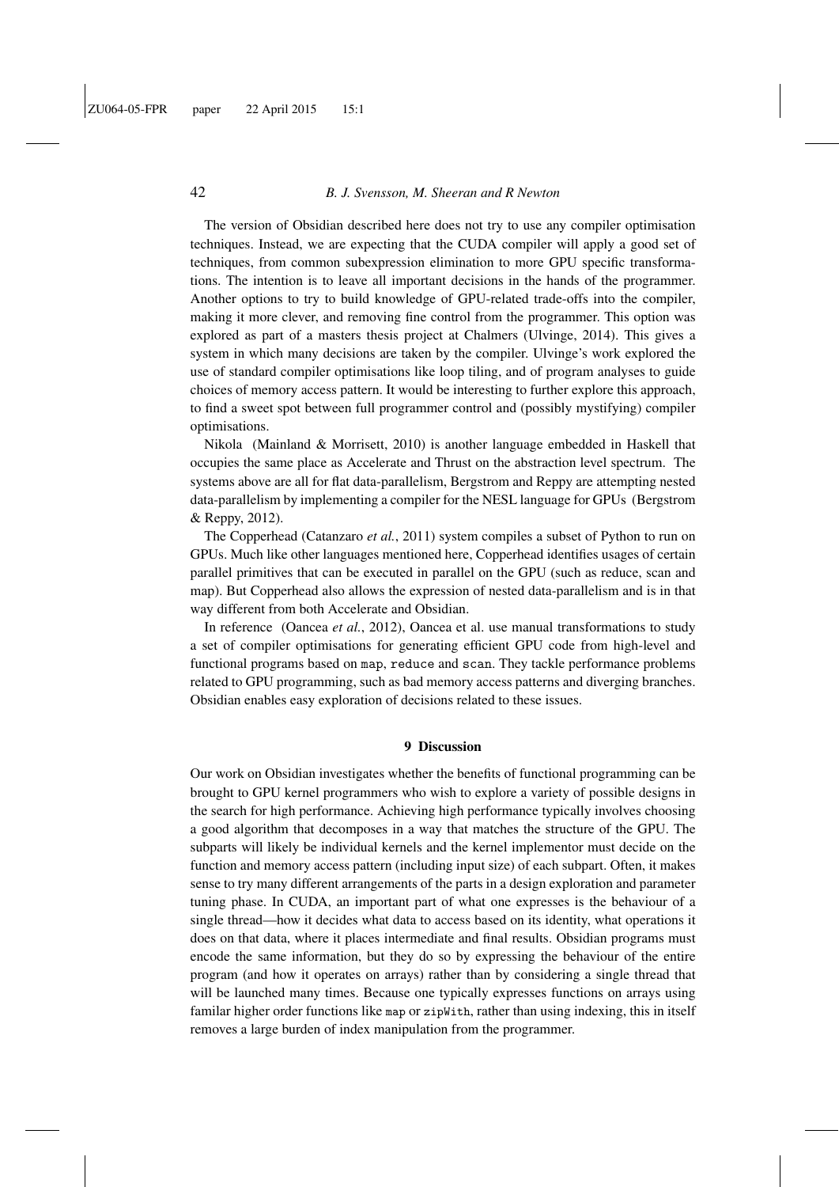The version of Obsidian described here does not try to use any compiler optimisation techniques. Instead, we are expecting that the CUDA compiler will apply a good set of techniques, from common subexpression elimination to more GPU specific transformations. The intention is to leave all important decisions in the hands of the programmer. Another options to try to build knowledge of GPU-related trade-offs into the compiler, making it more clever, and removing fine control from the programmer. This option was explored as part of a masters thesis project at Chalmers (Ulvinge, 2014). This gives a system in which many decisions are taken by the compiler. Ulvinge's work explored the use of standard compiler optimisations like loop tiling, and of program analyses to guide choices of memory access pattern. It would be interesting to further explore this approach, to find a sweet spot between full programmer control and (possibly mystifying) compiler optimisations.

Nikola (Mainland & Morrisett, 2010) is another language embedded in Haskell that occupies the same place as Accelerate and Thrust on the abstraction level spectrum. The systems above are all for flat data-parallelism, Bergstrom and Reppy are attempting nested data-parallelism by implementing a compiler for the NESL language for GPUs (Bergstrom & Reppy, 2012).

The Copperhead (Catanzaro *et al.*, 2011) system compiles a subset of Python to run on GPUs. Much like other languages mentioned here, Copperhead identifies usages of certain parallel primitives that can be executed in parallel on the GPU (such as reduce, scan and map). But Copperhead also allows the expression of nested data-parallelism and is in that way different from both Accelerate and Obsidian.

In reference (Oancea *et al.*, 2012), Oancea et al. use manual transformations to study a set of compiler optimisations for generating efficient GPU code from high-level and functional programs based on `map`, `reduce` and `scan`. They tackle performance problems related to GPU programming, such as bad memory access patterns and diverging branches. Obsidian enables easy exploration of decisions related to these issues.

## 9 Discussion

Our work on Obsidian investigates whether the benefits of functional programming can be brought to GPU kernel programmers who wish to explore a variety of possible designs in the search for high performance. Achieving high performance typically involves choosing a good algorithm that decomposes in a way that matches the structure of the GPU. The subparts will likely be individual kernels and the kernel implementor must decide on the function and memory access pattern (including input size) of each subpart. Often, it makes sense to try many different arrangements of the parts in a design exploration and parameter tuning phase. In CUDA, an important part of what one expresses is the behaviour of a single thread—how it decides what data to access based on its identity, what operations it does on that data, where it places intermediate and final results. Obsidian programs must encode the same information, but they do so by expressing the behaviour of the entire program (and how it operates on arrays) rather than by considering a single thread that will be launched many times. Because one typically expresses functions on arrays using familar higher order functions like `map` or `zipWith`, rather than using indexing, this in itself removes a large burden of index manipulation from the programmer.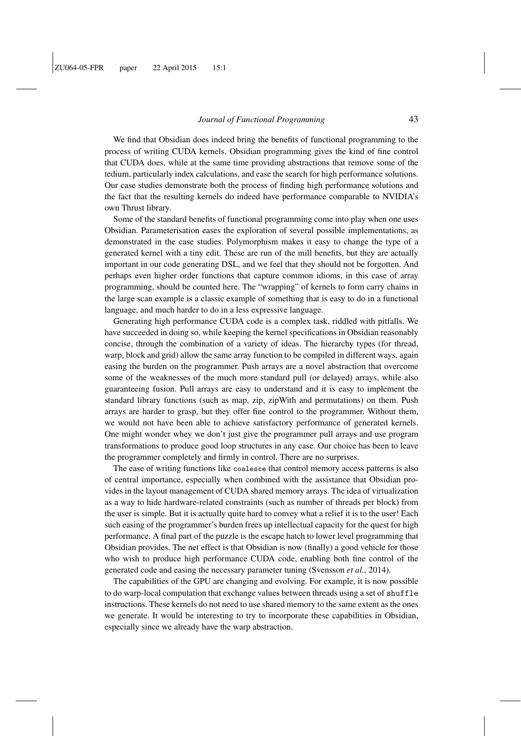We find that Obsidian does indeed bring the benefits of functional programming to the process of writing CUDA kernels. Obsidian programming gives the kind of fine control that CUDA does, while at the same time providing abstractions that remove some of the tedium, particularly index calculations, and ease the search for high performance solutions. Our case studies demonstrate both the process of finding high performance solutions and the fact that the resulting kernels do indeed have performance comparable to NVIDIA's own Thrust library.

Some of the standard benefits of functional programming come into play when one uses Obsidian. Parameterisation eases the exploration of several possible implementations, as demonstrated in the case studies. Polymorphism makes it easy to change the type of a generated kernel with a tiny edit. These are run of the mill benefits, but they are actually important in our code generating DSL, and we feel that they should not be forgotten. And perhaps even higher order functions that capture common idioms, in this case of array programming, should be counted here. The "wrapping" of kernels to form carry chains in the large scan example is a classic example of something that is easy to do in a functional language, and much harder to do in a less expressive language.

Generating high performance CUDA code is a complex task, riddled with pitfalls. We have succeeded in doing so, while keeping the kernel specifications in Obsidian reasonably concise, through the combination of a variety of ideas. The hierarchy types (for thread, warp, block and grid) allow the same array function to be compiled in different ways, again easing the burden on the programmer. Push arrays are a novel abstraction that overcome some of the weaknesses of the much more standard pull (or delayed) arrays, while also guaranteeing fusion. Pull arrays are easy to understand and it is easy to implement the standard library functions (such as map, zip, zipWith and permutations) on them. Push arrays are harder to grasp, but they offer fine control to the programmer. Without them, we would not have been able to achieve satisfactory performance of generated kernels. One might wonder whey we don't just give the programmer pull arrays and use program transformations to produce good loop structures in any case. Our choice has been to leave the programmer completely and firmly in control. There are no surprises.

The ease of writing functions like `coalesce` that control memory access patterns is also of central importance, especially when combined with the assistance that Obsidian provides in the layout management of CUDA shared memory arrays. The idea of virtualization as a way to hide hardware-related constraints (such as number of threads per block) from the user is simple. But it is actually quite hard to convey what a relief it is to the user! Each such easing of the programmer's burden frees up intellectual capacity for the quest for high performance. A final part of the puzzle is the escape hatch to lower level programming that Obsidian provides. The net effect is that Obsidian is now (finally) a good vehicle for those who wish to produce high performance CUDA code, enabling both fine control of the generated code and easing the necessary parameter tuning (Svensson *et al.*, 2014).

The capabilities of the GPU are changing and evolving. For example, it is now possible to do warp-local computation that exchange values between threads using a set of `shuffle` instructions. These kernels do not need to use shared memory to the same extent as the ones we generate. It would be interesting to try to incorporate these capabilities in Obsidian, especially since we already have the warp abstraction.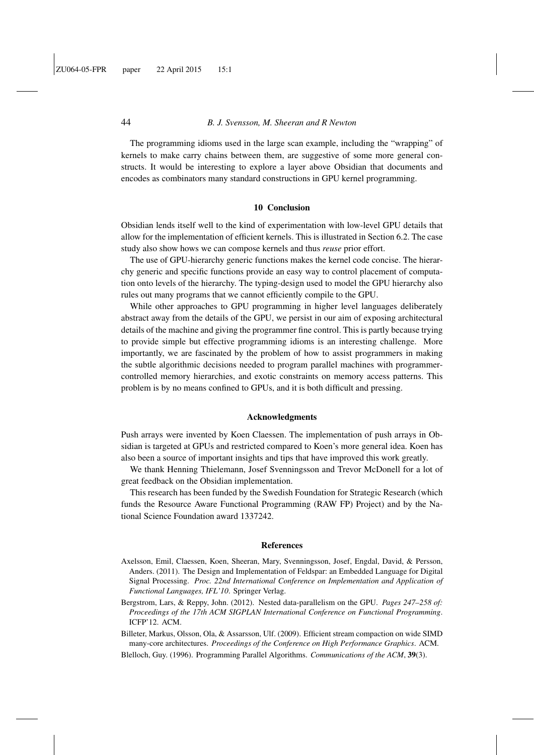The programming idioms used in the large scan example, including the "wrapping" of kernels to make carry chains between them, are suggestive of some more general constructs. It would be interesting to explore a layer above Obsidian that documents and encodes as combinators many standard constructions in GPU kernel programming.

## 10 Conclusion

Obsidian lends itself well to the kind of experimentation with low-level GPU details that allow for the implementation of efficient kernels. This is illustrated in Section 6.2. The case study also show hows we can compose kernels and thus *reuse* prior effort.

The use of GPU-hierarchy generic functions makes the kernel code concise. The hierarchy generic and specific functions provide an easy way to control placement of computation onto levels of the hierarchy. The typing-design used to model the GPU hierarchy also rules out many programs that we cannot efficiently compile to the GPU.

While other approaches to GPU programming in higher level languages deliberately abstract away from the details of the GPU, we persist in our aim of exposing architectural details of the machine and giving the programmer fine control. This is partly because trying to provide simple but effective programming idioms is an interesting challenge. More importantly, we are fascinated by the problem of how to assist programmers in making the subtle algorithmic decisions needed to program parallel machines with programmer-controlled memory hierarchies, and exotic constraints on memory access patterns. This problem is by no means confined to GPUs, and it is both difficult and pressing.

## Acknowledgments

Push arrays were invented by Koen Claessen. The implementation of push arrays in Obsidian is targeted at GPUs and restricted compared to Koen's more general idea. Koen has also been a source of important insights and tips that have improved this work greatly.

We thank Henning Thielemann, Josef Svenningsson and Trevor McDonell for a lot of great feedback on the Obsidian implementation.

This research has been funded by the Swedish Foundation for Strategic Research (which funds the Resource Aware Functional Programming (RAW FP) Project) and by the National Science Foundation award 1337242.

## References

Axelsson, Emil, Claessen, Koen, Sheeran, Mary, Svenningsson, Josef, Engdal, David, & Persson, Anders. (2011). The Design and Implementation of Feldspar: an Embedded Language for Digital Signal Processing. *Proc. 22nd International Conference on Implementation and Application of Functional Languages, IFL'10*. Springer Verlag.

Bergstrom, Lars, & Reppy, John. (2012). Nested data-parallelism on the GPU. *Pages 247–258 of: Proceedings of the 17th ACM SIGPLAN International Conference on Functional Programming*. ICFP'12. ACM.

Billeter, Markus, Olsson, Ola, & Assarsson, Ulf. (2009). Efficient stream compaction on wide SIMD many-core architectures. *Proceedings of the Conference on High Performance Graphics*. ACM.

Blelloch, Guy. (1996). Programming Parallel Algorithms. *Communications of the ACM*, **39**(3).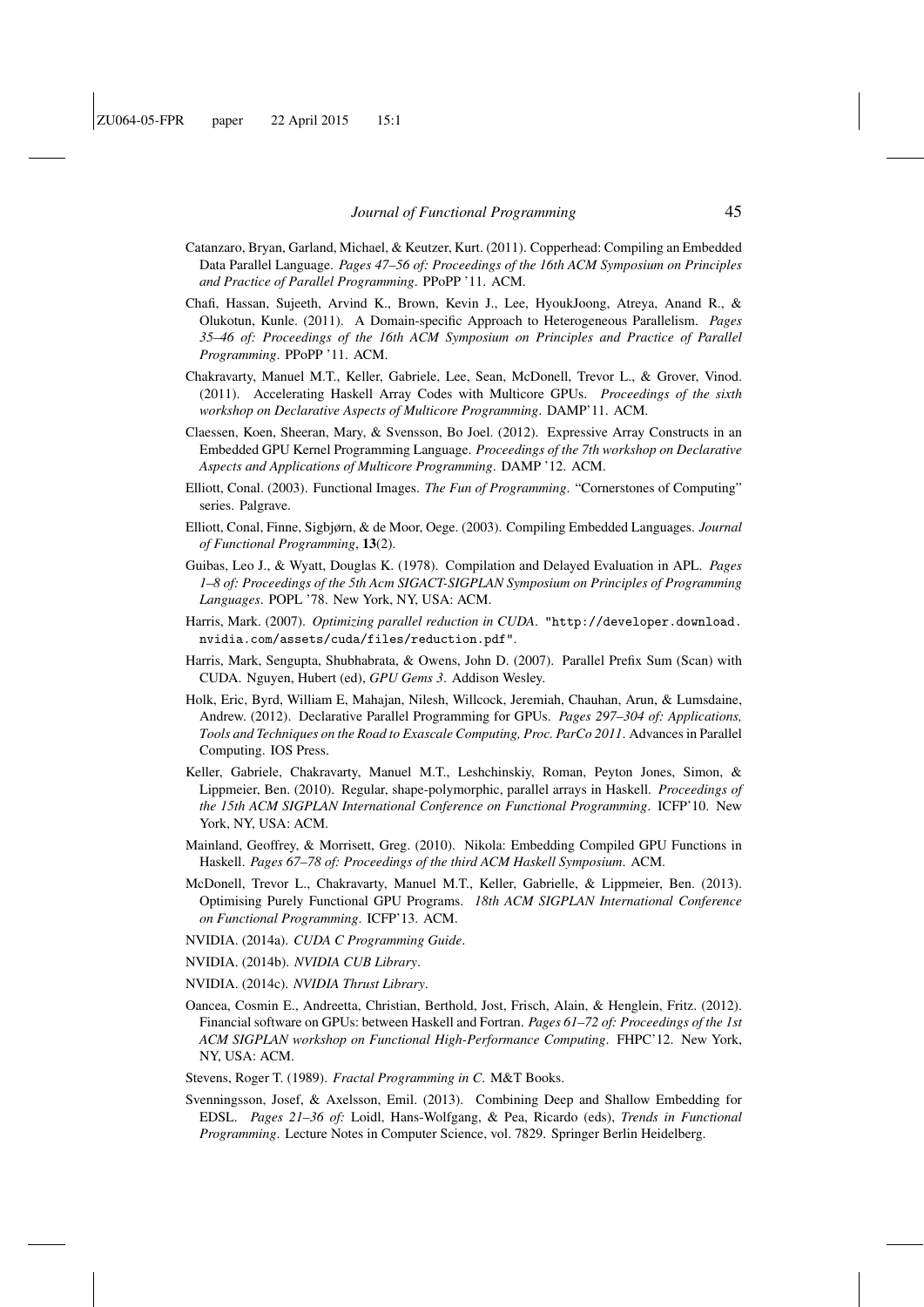Catanzaro, Bryan, Garland, Michael, & Keutzer, Kurt. (2011). Copperhead: Compiling an Embedded Data Parallel Language. *Pages 47–56 of: Proceedings of the 16th ACM Symposium on Principles and Practice of Parallel Programming*. PPoPP '11. ACM.

Chafi, Hassan, Sujeeth, Arvind K., Brown, Kevin J., Lee, HyoukJoong, Atreya, Anand R., & Olukotun, Kunle. (2011). A Domain-specific Approach to Heterogeneous Parallelism. *Pages 35–46 of: Proceedings of the 16th ACM Symposium on Principles and Practice of Parallel Programming*. PPoPP '11. ACM.

Chakravarty, Manuel M.T., Keller, Gabriele, Lee, Sean, McDonell, Trevor L., & Grover, Vinod. (2011). Accelerating Haskell Array Codes with Multicore GPUs. *Proceedings of the sixth workshop on Declarative Aspects of Multicore Programming*. DAMP'11. ACM.

Claessen, Koen, Sheeran, Mary, & Svensson, Bo Joel. (2012). Expressive Array Constructs in an Embedded GPU Kernel Programming Language. *Proceedings of the 7th workshop on Declarative Aspects and Applications of Multicore Programming*. DAMP '12. ACM.

Elliott, Conal. (2003). Functional Images. *The Fun of Programming*. "Cornerstones of Computing" series. Palgrave.

Elliott, Conal, Finne, Sigbjørn, & de Moor, Oege. (2003). Compiling Embedded Languages. *Journal of Functional Programming*, **13**(2).

Guibas, Leo J., & Wyatt, Douglas K. (1978). Compilation and Delayed Evaluation in APL. *Pages 1–8 of: Proceedings of the 5th Acm SIGACT-SIGPLAN Symposium on Principles of Programming Languages*. POPL '78. New York, NY, USA: ACM.

Harris, Mark. (2007). *Optimizing parallel reduction in CUDA*. "http://developer.download.nvidia.com/assets/cuda/files/reduction.pdf".

Harris, Mark, Sengupta, Shubhabrata, & Owens, John D. (2007). Parallel Prefix Sum (Scan) with CUDA. Nguyen, Hubert (ed), *GPU Gems 3*. Addison Wesley.

Holk, Eric, Byrd, William E, Mahajan, Nilesh, Willcock, Jeremiah, Chauhan, Arun, & Lumsdaine, Andrew. (2012). Declarative Parallel Programming for GPUs. *Pages 297–304 of: Applications, Tools and Techniques on the Road to Exascale Computing, Proc. ParCo 2011*. Advances in Parallel Computing. IOS Press.

Keller, Gabriele, Chakravarty, Manuel M.T., Leshchinskiy, Roman, Peyton Jones, Simon, & Lippmeier, Ben. (2010). Regular, shape-polymorphic, parallel arrays in Haskell. *Proceedings of the 15th ACM SIGPLAN International Conference on Functional Programming*. ICFP'10. New York, NY, USA: ACM.

Mainland, Geoffrey, & Morrisett, Greg. (2010). Nikola: Embedding Compiled GPU Functions in Haskell. *Pages 67–78 of: Proceedings of the third ACM Haskell Symposium*. ACM.

McDonell, Trevor L., Chakravarty, Manuel M.T., Keller, Gabrielle, & Lippmeier, Ben. (2013). Optimising Purely Functional GPU Programs. *18th ACM SIGPLAN International Conference on Functional Programming*. ICFP'13. ACM.

NVIDIA. (2014a). *CUDA C Programming Guide*.

NVIDIA. (2014b). *NVIDIA CUB Library*.

NVIDIA. (2014c). *NVIDIA Thrust Library*.

Oancea, Cosmin E., Andreetta, Christian, Berthold, Jost, Frisch, Alain, & Henglein, Fritz. (2012). Financial software on GPUs: between Haskell and Fortran. *Pages 61–72 of: Proceedings of the 1st ACM SIGPLAN workshop on Functional High-Performance Computing*. FHPC'12. New York, NY, USA: ACM.

Stevens, Roger T. (1989). *Fractal Programming in C*. M&T Books.

Svenningsson, Josef, & Axelsson, Emil. (2013). Combining Deep and Shallow Embedding for EDSL. *Pages 21–36 of:* Loidl, Hans-Wolfgang, & Pea, Ricardo (eds), *Trends in Functional Programming*. Lecture Notes in Computer Science, vol. 7829. Springer Berlin Heidelberg.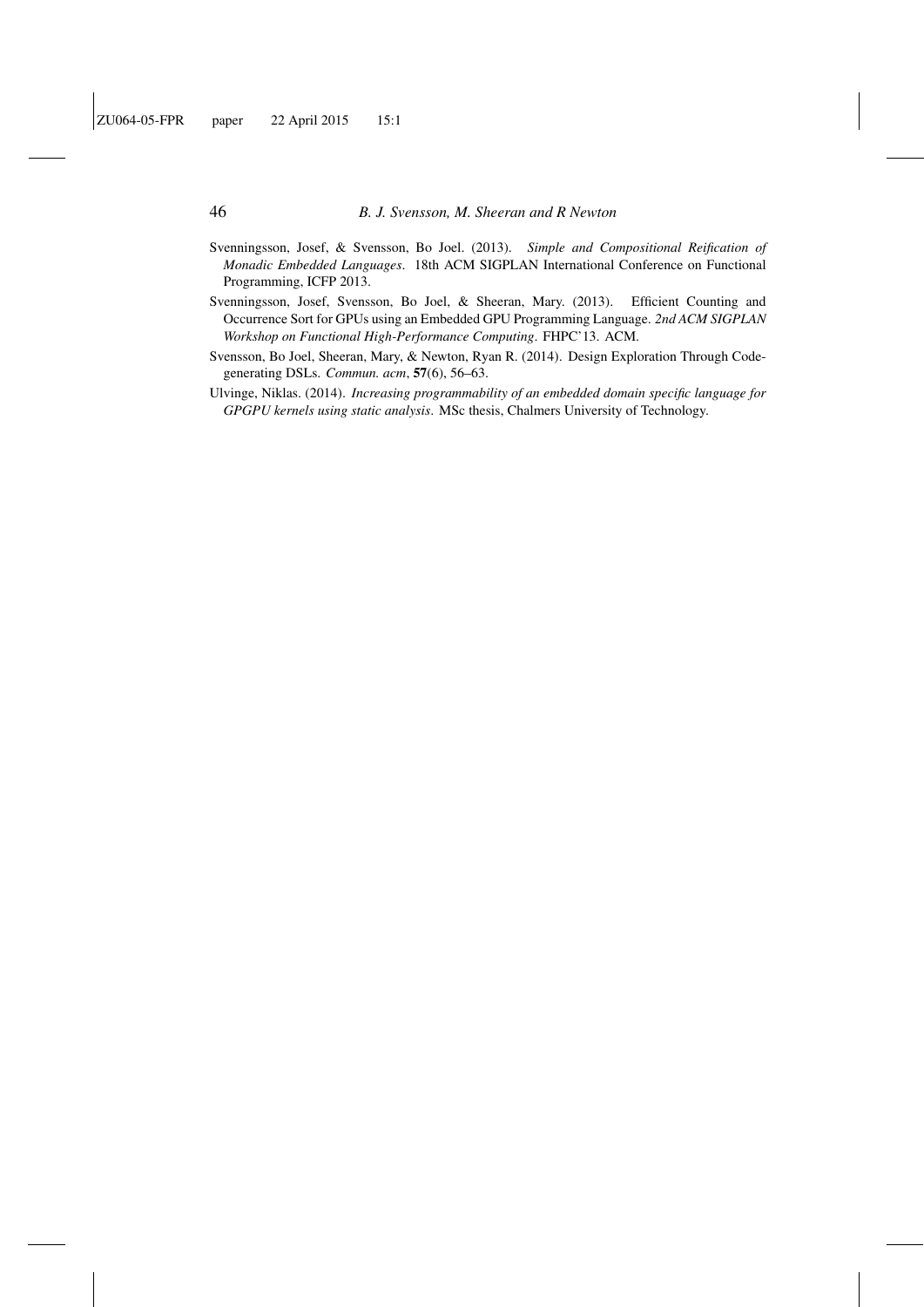Svenningsson, Josef, & Svensson, Bo Joel. (2013). *Simple and Compositional Reification of Monadic Embedded Languages*. 18th ACM SIGPLAN International Conference on Functional Programming, ICFP 2013.

Svenningsson, Josef, Svensson, Bo Joel, & Sheeran, Mary. (2013). Efficient Counting and Occurrence Sort for GPUs using an Embedded GPU Programming Language. *2nd ACM SIGPLAN Workshop on Functional High-Performance Computing*. FHPC'13. ACM.

Svensson, Bo Joel, Sheeran, Mary, & Newton, Ryan R. (2014). Design Exploration Through Code-generating DSLs. *Commun. acm*, **57**(6), 56–63.

Ulvinge, Niklas. (2014). *Increasing programmability of an embedded domain specific language for GPGPU kernels using static analysis*. MSc thesis, Chalmers University of Technology.